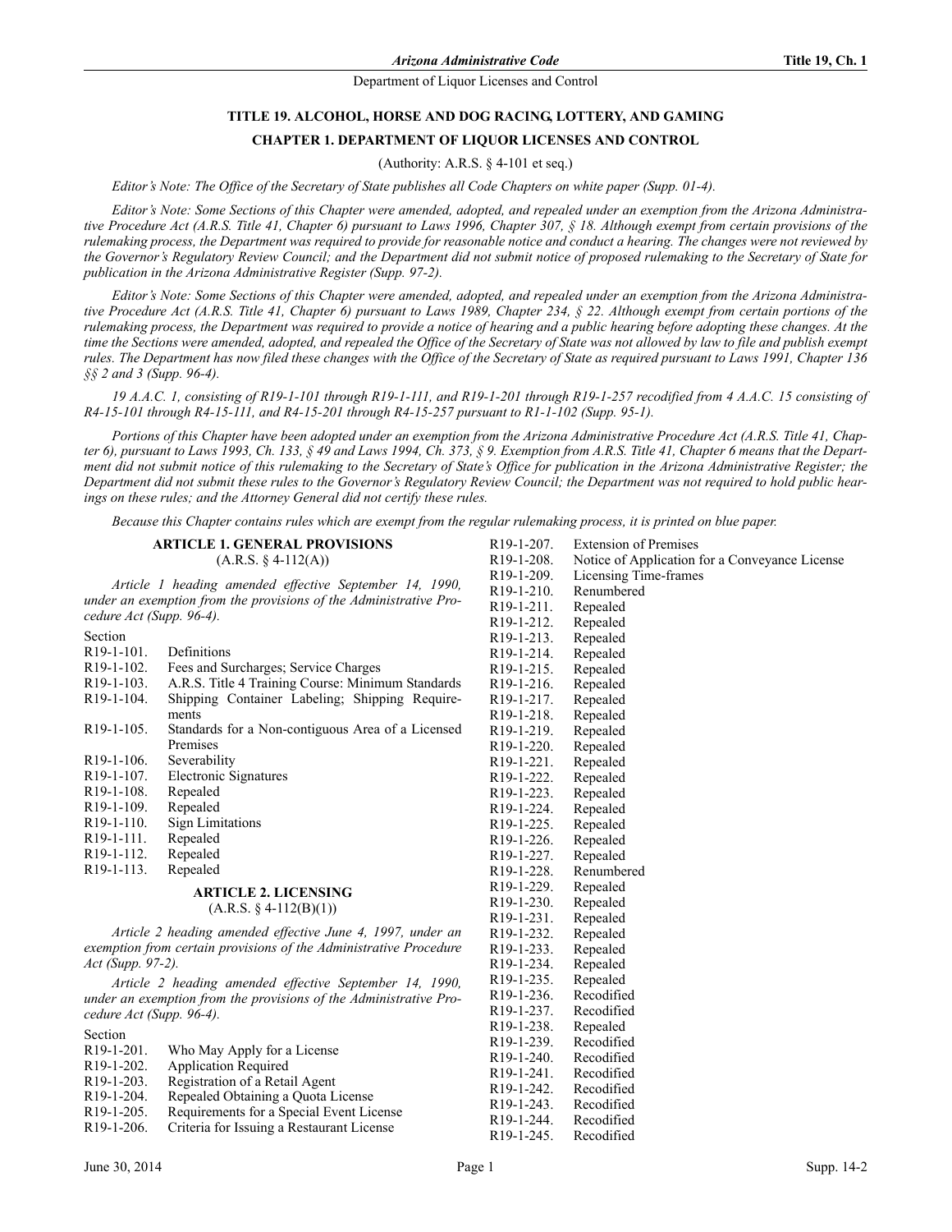# TITLE 19. ALCOHOL, HORSE AND DOG RACING, LOTTERY, AND GAMING

## CHAPTER 1. DEPARTMENT OF LIQUOR LICENSES AND CONTROL

(Authority: A.R.S. § 4-101 et seq.)

*Editor's Note: The Office of the Secretary of State publishes all Code Chapters on white paper (Supp. 01-4).*

*Editor's Note: Some Sections of this Chapter were amended, adopted, and repealed under an exemption from the Arizona Administrative Procedure Act (A.R.S. Title 41, Chapter 6) pursuant to Laws 1996, Chapter 307, § 18. Although exempt from certain provisions of the rulemaking process, the Department was required to provide for reasonable notice and conduct a hearing. The changes were not reviewed by the Governor's Regulatory Review Council; and the Department did not submit notice of proposed rulemaking to the Secretary of State for publication in the Arizona Administrative Register (Supp. 97-2).*

*Editor's Note: Some Sections of this Chapter were amended, adopted, and repealed under an exemption from the Arizona Administrative Procedure Act (A.R.S. Title 41, Chapter 6) pursuant to Laws 1989, Chapter 234, § 22. Although exempt from certain portions of the rulemaking process, the Department was required to provide a notice of hearing and a public hearing before adopting these changes. At the time the Sections were amended, adopted, and repealed the Office of the Secretary of State was not allowed by law to file and publish exempt rules. The Department has now filed these changes with the Office of the Secretary of State as required pursuant to Laws 1991, Chapter 136 §§ 2 and 3 (Supp. 96-4).*

*19 A.A.C. 1, consisting of R19-1-101 through R19-1-111, and R19-1-201 through R19-1-257 recodified from 4 A.A.C. 15 consisting of R4-15-101 through R4-15-111, and R4-15-201 through R4-15-257 pursuant to R1-1-102 (Supp. 95-1).*

*Portions of this Chapter have been adopted under an exemption from the Arizona Administrative Procedure Act (A.R.S. Title 41, Chapter 6), pursuant to Laws 1993, Ch. 133, § 49 and Laws 1994, Ch. 373, § 9. Exemption from A.R.S. Title 41, Chapter 6 means that the Department did not submit notice of this rulemaking to the Secretary of State's Office for publication in the Arizona Administrative Register; the Department did not submit these rules to the Governor's Regulatory Review Council; the Department was not required to hold public hearings on these rules; and the Attorney General did not certify these rules.*

*Because this Chapter contains rules which are exempt from the regular rulemaking process, it is printed on blue paper.*

### ARTICLE 1. GENERAL PROVISIONS

(A.R.S. § 4-112(A))

*Article 1 heading amended effective September 14, 1990, under an exemption from the provisions of the Administrative Procedure Act (Supp. 96-4).*

Section

R19-1-101. Definitions
R19-1-102. Fees and Surcharges; Service Charges
R19-1-103. A.R.S. Title 4 Training Course: Minimum Standards
R19-1-104. Shipping Container Labeling; Shipping Requirements
R19-1-105. Standards for a Non-contiguous Area of a Licensed Premises
R19-1-106. Severability
R19-1-107. Electronic Signatures
R19-1-108. Repealed
R19-1-109. Repealed
R19-1-110. Sign Limitations
R19-1-111. Repealed
R19-1-112. Repealed
R19-1-113. Repealed

### ARTICLE 2. LICENSING

(A.R.S. § 4-112(B)(1))

*Article 2 heading amended effective June 4, 1997, under an exemption from certain provisions of the Administrative Procedure Act (Supp. 97-2).*

*Article 2 heading amended effective September 14, 1990, under an exemption from the provisions of the Administrative Procedure Act (Supp. 96-4).*

Section

R19-1-201. Who May Apply for a License
R19-1-202. Application Required
R19-1-203. Registration of a Retail Agent
R19-1-204. Repealed Obtaining a Quota License
R19-1-205. Requirements for a Special Event License
R19-1-206. Criteria for Issuing a Restaurant License
R19-1-207. Extension of Premises
R19-1-208. Notice of Application for a Conveyance License
R19-1-209. Licensing Time-frames
R19-1-210. Renumbered
R19-1-211. Repealed
R19-1-212. Repealed
R19-1-213. Repealed
R19-1-214. Repealed
R19-1-215. Repealed
R19-1-216. Repealed
R19-1-217. Repealed
R19-1-218. Repealed
R19-1-219. Repealed
R19-1-220. Repealed
R19-1-221. Repealed
R19-1-222. Repealed
R19-1-223. Repealed
R19-1-224. Repealed
R19-1-225. Repealed
R19-1-226. Repealed
R19-1-227. Repealed
R19-1-228. Renumbered
R19-1-229. Repealed
R19-1-230. Repealed
R19-1-231. Repealed
R19-1-232. Repealed
R19-1-233. Repealed
R19-1-234. Repealed
R19-1-235. Repealed
R19-1-236. Recodified
R19-1-237. Recodified
R19-1-238. Repealed
R19-1-239. Recodified
R19-1-240. Recodified
R19-1-241. Recodified
R19-1-242. Recodified
R19-1-243. Recodified
R19-1-244. Recodified
R19-1-245. Recodified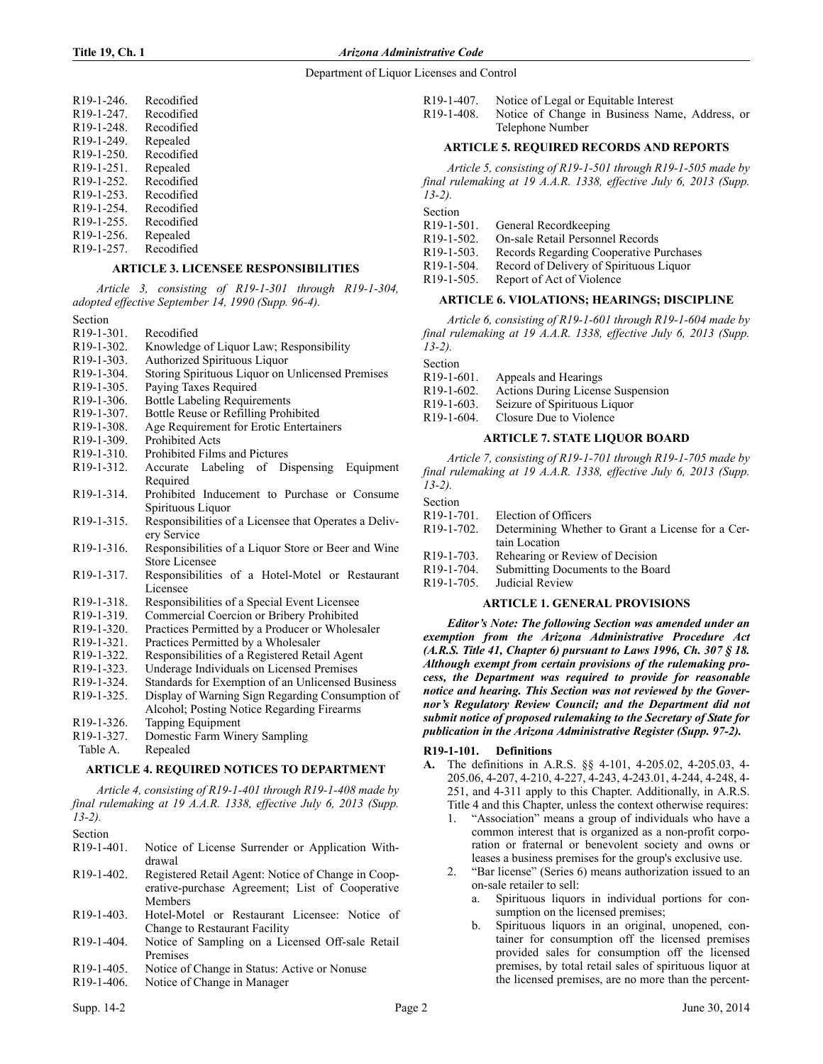R19-1-246. Recodified
R19-1-247. Recodified
R19-1-248. Recodified
R19-1-249. Repealed
R19-1-250. Recodified
R19-1-251. Repealed
R19-1-252. Recodified
R19-1-253. Recodified
R19-1-254. Recodified
R19-1-255. Recodified
R19-1-256. Repealed
R19-1-257. Recodified

### ARTICLE 3. LICENSEE RESPONSIBILITIES

*Article 3, consisting of R19-1-301 through R19-1-304, adopted effective September 14, 1990 (Supp. 96-4).*

Section
R19-1-301. Recodified
R19-1-302. Knowledge of Liquor Law; Responsibility
R19-1-303. Authorized Spirituous Liquor
R19-1-304. Storing Spirituous Liquor on Unlicensed Premises
R19-1-305. Paying Taxes Required
R19-1-306. Bottle Labeling Requirements
R19-1-307. Bottle Reuse or Refilling Prohibited
R19-1-308. Age Requirement for Erotic Entertainers
R19-1-309. Prohibited Acts
R19-1-310. Prohibited Films and Pictures
R19-1-312. Accurate Labeling of Dispensing Equipment Required
R19-1-314. Prohibited Inducement to Purchase or Consume Spirituous Liquor
R19-1-315. Responsibilities of a Licensee that Operates a Delivery Service
R19-1-316. Responsibilities of a Liquor Store or Beer and Wine Store Licensee
R19-1-317. Responsibilities of a Hotel-Motel or Restaurant Licensee
R19-1-318. Responsibilities of a Special Event Licensee
R19-1-319. Commercial Coercion or Bribery Prohibited
R19-1-320. Practices Permitted by a Producer or Wholesaler
R19-1-321. Practices Permitted by a Wholesaler
R19-1-322. Responsibilities of a Registered Retail Agent
R19-1-323. Underage Individuals on Licensed Premises
R19-1-324. Standards for Exemption of an Unlicensed Business
R19-1-325. Display of Warning Sign Regarding Consumption of Alcohol; Posting Notice Regarding Firearms
R19-1-326. Tapping Equipment
R19-1-327. Domestic Farm Winery Sampling
Table A. Repealed

### ARTICLE 4. REQUIRED NOTICES TO DEPARTMENT

*Article 4, consisting of R19-1-401 through R19-1-408 made by final rulemaking at 19 A.A.R. 1338, effective July 6, 2013 (Supp. 13-2).*

Section
R19-1-401. Notice of License Surrender or Application Withdrawal
R19-1-402. Registered Retail Agent: Notice of Change in Cooperative-purchase Agreement; List of Cooperative Members
R19-1-403. Hotel-Motel or Restaurant Licensee: Notice of Change to Restaurant Facility
R19-1-404. Notice of Sampling on a Licensed Off-sale Retail Premises
R19-1-405. Notice of Change in Status: Active or Nonuse
R19-1-406. Notice of Change in Manager
R19-1-407. Notice of Legal or Equitable Interest
R19-1-408. Notice of Change in Business Name, Address, or Telephone Number

### ARTICLE 5. REQUIRED RECORDS AND REPORTS

*Article 5, consisting of R19-1-501 through R19-1-505 made by final rulemaking at 19 A.A.R. 1338, effective July 6, 2013 (Supp. 13-2).*

Section
R19-1-501. General Recordkeeping
R19-1-502. On-sale Retail Personnel Records
R19-1-503. Records Regarding Cooperative Purchases
R19-1-504. Record of Delivery of Spirituous Liquor
R19-1-505. Report of Act of Violence

### ARTICLE 6. VIOLATIONS; HEARINGS; DISCIPLINE

*Article 6, consisting of R19-1-601 through R19-1-604 made by final rulemaking at 19 A.A.R. 1338, effective July 6, 2013 (Supp. 13-2).*

Section
R19-1-601. Appeals and Hearings
R19-1-602. Actions During License Suspension
R19-1-603. Seizure of Spirituous Liquor
R19-1-604. Closure Due to Violence

### ARTICLE 7. STATE LIQUOR BOARD

*Article 7, consisting of R19-1-701 through R19-1-705 made by final rulemaking at 19 A.A.R. 1338, effective July 6, 2013 (Supp. 13-2).*

Section
R19-1-701. Election of Officers
R19-1-702. Determining Whether to Grant a License for a Certain Location
R19-1-703. Rehearing or Review of Decision
R19-1-704. Submitting Documents to the Board
R19-1-705. Judicial Review

### ARTICLE 1. GENERAL PROVISIONS

***Editor's Note: The following Section was amended under an exemption from the Arizona Administrative Procedure Act (A.R.S. Title 41, Chapter 6) pursuant to Laws 1996, Ch. 307 § 18. Although exempt from certain provisions of the rulemaking process, the Department was required to provide for reasonable notice and hearing. This Section was not reviewed by the Governor's Regulatory Review Council; and the Department did not submit notice of proposed rulemaking to the Secretary of State for publication in the Arizona Administrative Register (Supp. 97-2).***

**R19-1-101. Definitions**

**A.** The definitions in A.R.S. §§ 4-101, 4-205.02, 4-205.03, 4-205.06, 4-207, 4-210, 4-227, 4-243, 4-243.01, 4-244, 4-248, 4-251, and 4-311 apply to this Chapter. Additionally, in A.R.S. Title 4 and this Chapter, unless the context otherwise requires:
   1. "Association" means a group of individuals who have a common interest that is organized as a non-profit corporation or fraternal or benevolent society and owns or leases a business premises for the group's exclusive use.
   2. "Bar license" (Series 6) means authorization issued to an on-sale retailer to sell:
      a. Spirituous liquors in individual portions for consumption on the licensed premises;
      b. Spirituous liquors in an original, unopened, container for consumption off the licensed premises provided sales for consumption off the licensed premises, by total retail sales of spirituous liquor at the licensed premises, are no more than the percent-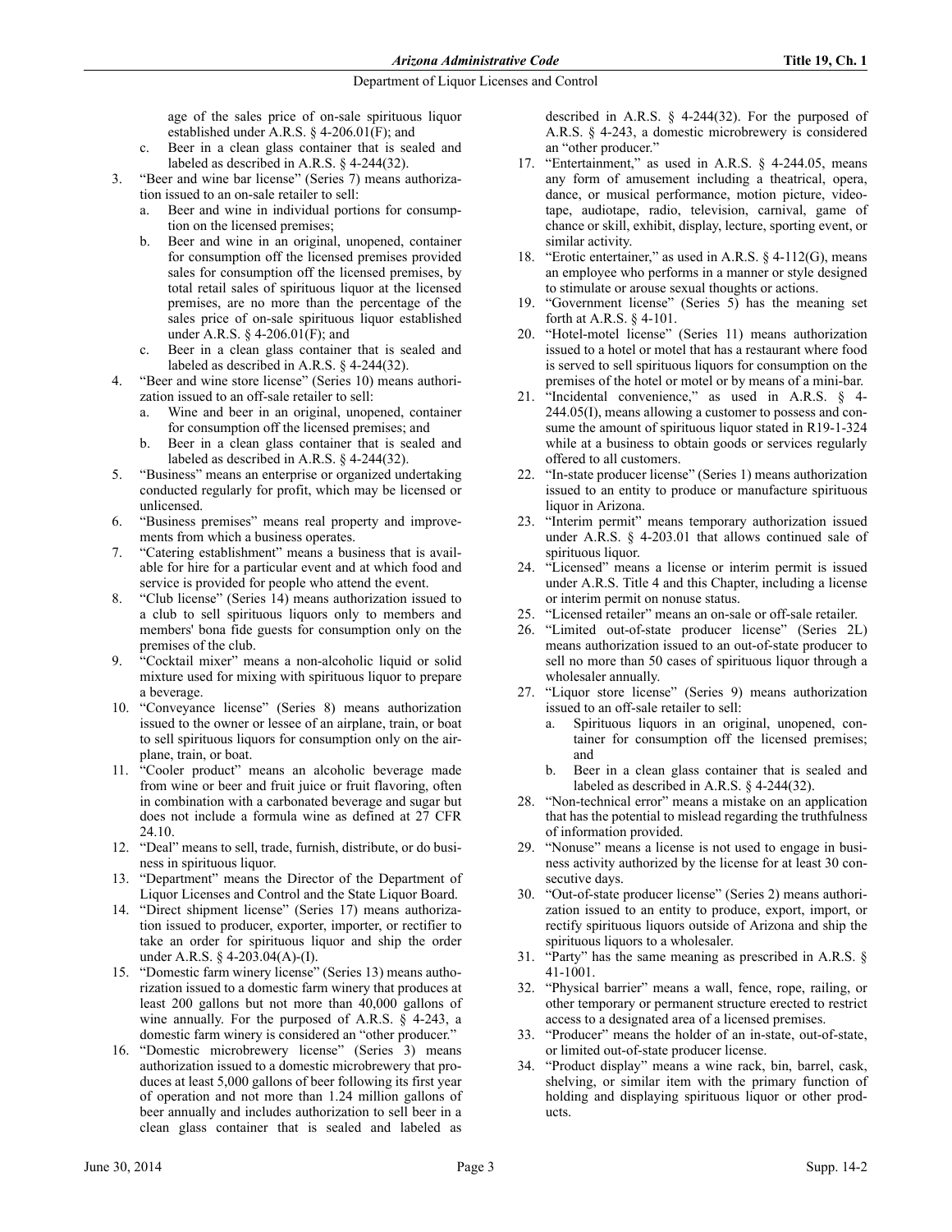age of the sales price of on-sale spirituous liquor established under A.R.S. § 4-206.01(F); and

   c. Beer in a clean glass container that is sealed and labeled as described in A.R.S. § 4-244(32).

3. "Beer and wine bar license" (Series 7) means authorization issued to an on-sale retailer to sell:
   a. Beer and wine in individual portions for consumption on the licensed premises;
   b. Beer and wine in an original, unopened, container for consumption off the licensed premises provided sales for consumption off the licensed premises, by total retail sales of spirituous liquor at the licensed premises, are no more than the percentage of the sales price of on-sale spirituous liquor established under A.R.S. § 4-206.01(F); and
   c. Beer in a clean glass container that is sealed and labeled as described in A.R.S. § 4-244(32).
4. "Beer and wine store license" (Series 10) means authorization issued to an off-sale retailer to sell:
   a. Wine and beer in an original, unopened, container for consumption off the licensed premises; and
   b. Beer in a clean glass container that is sealed and labeled as described in A.R.S. § 4-244(32).
5. "Business" means an enterprise or organized undertaking conducted regularly for profit, which may be licensed or unlicensed.
6. "Business premises" means real property and improvements from which a business operates.
7. "Catering establishment" means a business that is available for hire for a particular event and at which food and service is provided for people who attend the event.
8. "Club license" (Series 14) means authorization issued to a club to sell spirituous liquors only to members and members' bona fide guests for consumption only on the premises of the club.
9. "Cocktail mixer" means a non-alcoholic liquid or solid mixture used for mixing with spirituous liquor to prepare a beverage.
10. "Conveyance license" (Series 8) means authorization issued to the owner or lessee of an airplane, train, or boat to sell spirituous liquors for consumption only on the airplane, train, or boat.
11. "Cooler product" means an alcoholic beverage made from wine or beer and fruit juice or fruit flavoring, often in combination with a carbonated beverage and sugar but does not include a formula wine as defined at 27 CFR 24.10.
12. "Deal" means to sell, trade, furnish, distribute, or do business in spirituous liquor.
13. "Department" means the Director of the Department of Liquor Licenses and Control and the State Liquor Board.
14. "Direct shipment license" (Series 17) means authorization issued to producer, exporter, importer, or rectifier to take an order for spirituous liquor and ship the order under A.R.S. § 4-203.04(A)-(I).
15. "Domestic farm winery license" (Series 13) means authorization issued to a domestic farm winery that produces at least 200 gallons but not more than 40,000 gallons of wine annually. For the purpose of A.R.S. § 4-243, a domestic farm winery is considered an "other producer."
16. "Domestic microbrewery license" (Series 3) means authorization issued to a domestic microbrewery that produces at least 5,000 gallons of beer following its first year of operation and not more than 1.24 million gallons of beer annually and includes authorization to sell beer in a clean glass container that is sealed and labeled as described in A.R.S. § 4-244(32). For the purpose of A.R.S. § 4-243, a domestic microbrewery is considered an "other producer."
17. "Entertainment," as used in A.R.S. § 4-244.05, means any form of amusement including a theatrical, opera, dance, or musical performance, motion picture, videotape, audiotape, radio, television, carnival, game of chance or skill, exhibit, display, lecture, sporting event, or similar activity.
18. "Erotic entertainer," as used in A.R.S. § 4-112(G), means an employee who performs in a manner or style designed to stimulate or arouse sexual thoughts or actions.
19. "Government license" (Series 5) has the meaning set forth at A.R.S. § 4-101.
20. "Hotel-motel license" (Series 11) means authorization issued to a hotel or motel that has a restaurant where food is served to sell spirituous liquors for consumption on the premises of the hotel or motel or by means of a mini-bar.
21. "Incidental convenience," as used in A.R.S. § 4-244.05(I), means allowing a customer to possess and consume the amount of spirituous liquor stated in R19-1-324 while at a business to obtain goods or services regularly offered to all customers.
22. "In-state producer license" (Series 1) means authorization issued to an entity to produce or manufacture spirituous liquor in Arizona.
23. "Interim permit" means temporary authorization issued under A.R.S. § 4-203.01 that allows continued sale of spirituous liquor.
24. "Licensed" means a license or interim permit is issued under A.R.S. Title 4 and this Chapter, including a license or interim permit on nonuse status.
25. "Licensed retailer" means an on-sale or off-sale retailer.
26. "Limited out-of-state producer license" (Series 2L) means authorization issued to an out-of-state producer to sell no more than 50 cases of spirituous liquor through a wholesaler annually.
27. "Liquor store license" (Series 9) means authorization issued to an off-sale retailer to sell:
   a. Spirituous liquors in an original, unopened, container for consumption off the licensed premises; and
   b. Beer in a clean glass container that is sealed and labeled as described in A.R.S. § 4-244(32).
28. "Non-technical error" means a mistake on an application that has the potential to mislead regarding the truthfulness of information provided.
29. "Nonuse" means a license is not used to engage in business activity authorized by the license for at least 30 consecutive days.
30. "Out-of-state producer license" (Series 2) means authorization issued to an entity to produce, export, import, or rectify spirituous liquors outside of Arizona and ship the spirituous liquors to a wholesaler.
31. "Party" has the same meaning as prescribed in A.R.S. § 41-1001.
32. "Physical barrier" means a wall, fence, rope, railing, or other temporary or permanent structure erected to restrict access to a designated area of a licensed premises.
33. "Producer" means the holder of an in-state, out-of-state, or limited out-of-state producer license.
34. "Product display" means a wine rack, bin, barrel, cask, shelving, or similar item with the primary function of holding and displaying spirituous liquor or other products.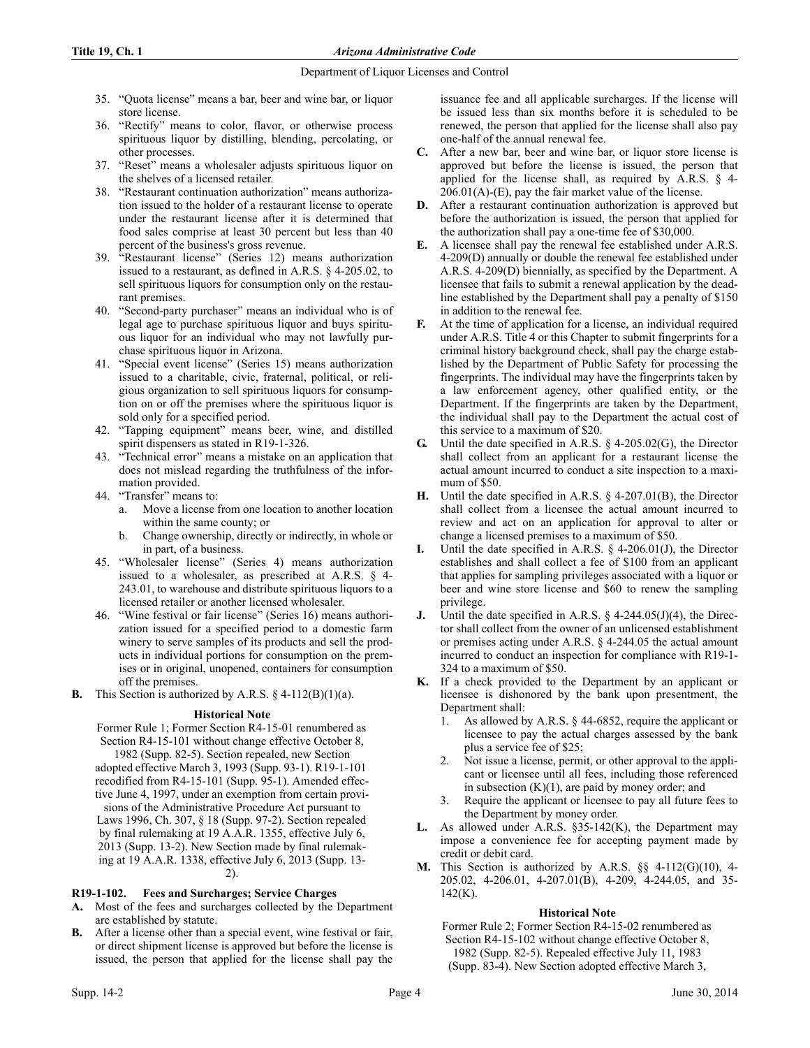35. "Quota license" means a bar, beer and wine bar, or liquor store license.
36. "Rectify" means to color, flavor, or otherwise process spirituous liquor by distilling, blending, percolating, or other processes.
37. "Reset" means a wholesaler adjusts spirituous liquor on the shelves of a licensed retailer.
38. "Restaurant continuation authorization" means authorization issued to the holder of a restaurant license to operate under the restaurant license after it is determined that food sales comprise at least 30 percent but less than 40 percent of the business's gross revenue.
39. "Restaurant license" (Series 12) means authorization issued to a restaurant, as defined in A.R.S. § 4-205.02, to sell spirituous liquors for consumption only on the restaurant premises.
40. "Second-party purchaser" means an individual who is of legal age to purchase spirituous liquor and buys spirituous liquor for an individual who may not lawfully purchase spirituous liquor in Arizona.
41. "Special event license" (Series 15) means authorization issued to a charitable, civic, fraternal, political, or religious organization to sell spirituous liquors for consumption on or off the premises where the spirituous liquor is sold only for a specified period.
42. "Tapping equipment" means beer, wine, and distilled spirit dispensers as stated in R19-1-326.
43. "Technical error" means a mistake on an application that does not mislead regarding the truthfulness of the information provided.
44. "Transfer" means to:
    a. Move a license from one location to another location within the same county; or
    b. Change ownership, directly or indirectly, in whole or in part, of a business.
45. "Wholesaler license" (Series 4) means authorization issued to a wholesaler, as prescribed at A.R.S. § 4-243.01, to warehouse and distribute spirituous liquors to a licensed retailer or another licensed wholesaler.
46. "Wine festival or fair license" (Series 16) means authorization issued for a specified period to a domestic farm winery to serve samples of its products and sell the products in individual portions for consumption on the premises or in original, unopened, containers for consumption off the premises.

**B.** This Section is authorized by A.R.S. § 4-112(B)(1)(a).

**Historical Note**

Former Rule 1; Former Section R4-15-01 renumbered as Section R4-15-101 without change effective October 8, 1982 (Supp. 82-5). Section repealed, new Section adopted effective March 3, 1993 (Supp. 93-1). R19-1-101 recodified from R4-15-101 (Supp. 95-1). Amended effective June 4, 1997, under an exemption from certain provisions of the Administrative Procedure Act pursuant to Laws 1996, Ch. 307, § 18 (Supp. 97-2). Section repealed by final rulemaking at 19 A.A.R. 1355, effective July 6, 2013 (Supp. 13-2). New Section made by final rulemaking at 19 A.A.R. 1338, effective July 6, 2013 (Supp. 13-2).

### R19-1-102. Fees and Surcharges; Service Charges

**A.** Most of the fees and surcharges collected by the Department are established by statute.

**B.** After a license other than a special event, wine festival or fair, or direct shipment license is approved but before the license is issued, the person that applied for the license shall pay the issuance fee and all applicable surcharges. If the license will be issued less than six months before it is scheduled to be renewed, the person that applied for the license shall also pay one-half of the annual renewal fee.

**C.** After a new bar, beer and wine bar, or liquor store license is approved but before the license is issued, the person that applied for the license shall, as required by A.R.S. § 4-206.01(A)-(E), pay the fair market value of the license.

**D.** After a restaurant continuation authorization is approved but before the authorization is issued, the person that applied for the authorization shall pay a one-time fee of $30,000.

**E.** A licensee shall pay the renewal fee established under A.R.S. 4-209(D) annually or double the renewal fee established under A.R.S. 4-209(D) biennially, as specified by the Department. A licensee that fails to submit a renewal application by the deadline established by the Department shall pay a penalty of $150 in addition to the renewal fee.

**F.** At the time of application for a license, an individual required under A.R.S. Title 4 or this Chapter to submit fingerprints for a criminal history background check, shall pay the charge established by the Department of Public Safety for processing the fingerprints. The individual may have the fingerprints taken by a law enforcement agency, other qualified entity, or the Department. If the fingerprints are taken by the Department, the individual shall pay to the Department the actual cost of this service to a maximum of $20.

**G.** Until the date specified in A.R.S. § 4-205.02(G), the Director shall collect from an applicant for a restaurant license the actual amount incurred to conduct a site inspection to a maximum of $50.

**H.** Until the date specified in A.R.S. § 4-207.01(B), the Director shall collect from a licensee the actual amount incurred to review and act on an application for approval to alter or change a licensed premises to a maximum of $50.

**I.** Until the date specified in A.R.S. § 4-206.01(J), the Director establishes and shall collect a fee of $100 from an applicant that applies for sampling privileges associated with a liquor or beer and wine store license and $60 to renew the sampling privilege.

**J.** Until the date specified in A.R.S. § 4-244.05(J)(4), the Director shall collect from the owner of an unlicensed establishment or premises acting under A.R.S. § 4-244.05 the actual amount incurred to conduct an inspection for compliance with R19-1-324 to a maximum of $50.

**K.** If a check provided to the Department by an applicant or licensee is dishonored by the bank upon presentment, the Department shall:
1. As allowed by A.R.S. § 44-6852, require the applicant or licensee to pay the actual charges assessed by the bank plus a service fee of $25;
2. Not issue a license, permit, or other approval to the applicant or licensee until all fees, including those referenced in subsection (K)(1), are paid by money order; and
3. Require the applicant or licensee to pay all future fees to the Department by money order.

**L.** As allowed under A.R.S. §35-142(K), the Department may impose a convenience fee for accepting payment made by credit or debit card.

**M.** This Section is authorized by A.R.S. §§ 4-112(G)(10), 4-205.02, 4-206.01, 4-207.01(B), 4-209, 4-244.05, and 35-142(K).

**Historical Note**

Former Rule 2; Former Section R4-15-02 renumbered as Section R4-15-102 without change effective October 8, 1982 (Supp. 82-5). Repealed effective July 11, 1983 (Supp. 83-4). New Section adopted effective March 3,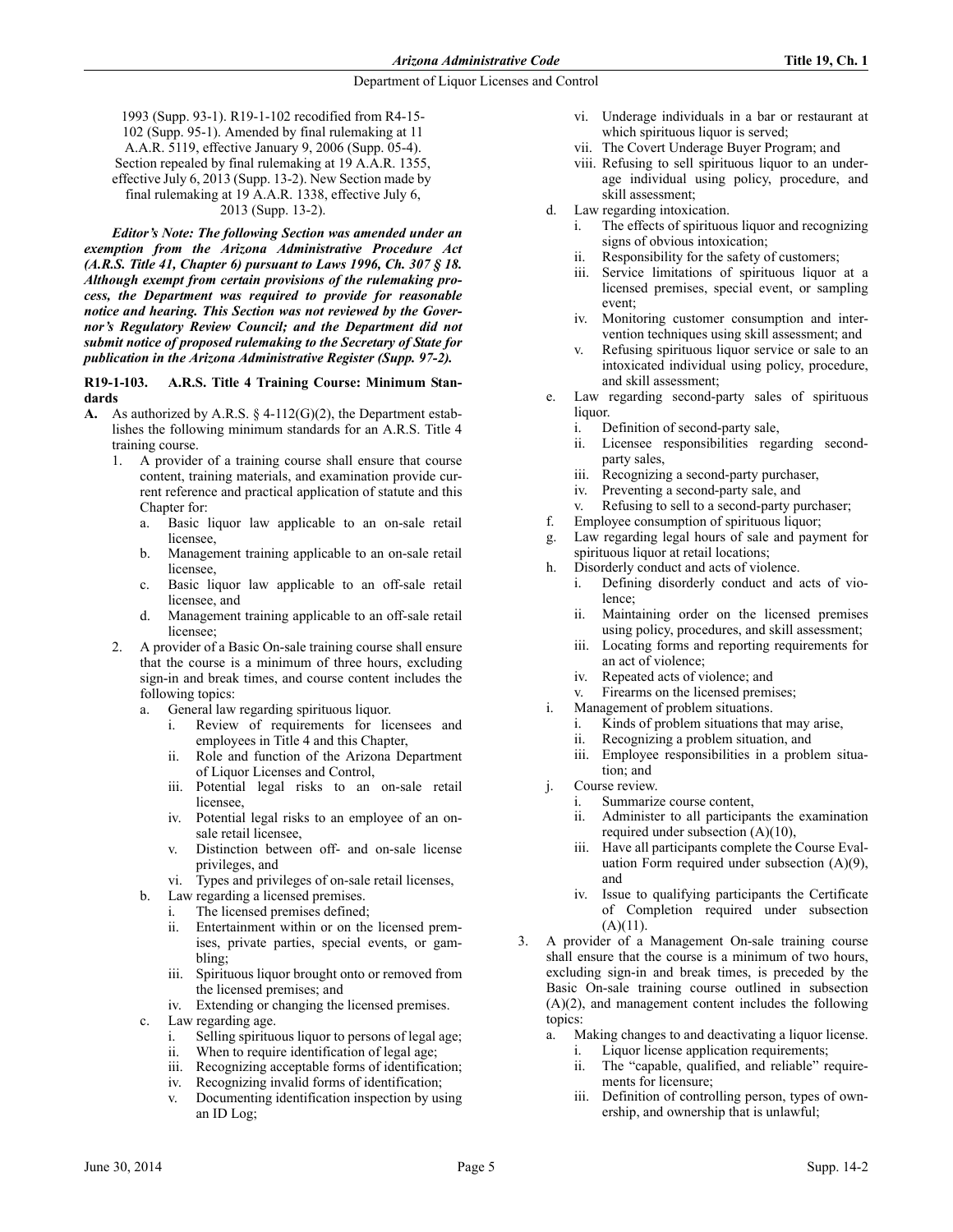1993 (Supp. 93-1). R19-1-102 recodified from R4-15-102 (Supp. 95-1). Amended by final rulemaking at 11 A.A.R. 5119, effective January 9, 2006 (Supp. 05-4). Section repealed by final rulemaking at 19 A.A.R. 1355, effective July 6, 2013 (Supp. 13-2). New Section made by final rulemaking at 19 A.A.R. 1338, effective July 6, 2013 (Supp. 13-2).

***Editor's Note: The following Section was amended under an exemption from the Arizona Administrative Procedure Act (A.R.S. Title 41, Chapter 6) pursuant to Laws 1996, Ch. 307 § 18. Although exempt from certain provisions of the rulemaking process, the Department was required to provide for reasonable notice and hearing. This Section was not reviewed by the Governor's Regulatory Review Council; and the Department did not submit notice of proposed rulemaking to the Secretary of State for publication in the Arizona Administrative Register (Supp. 97-2).***

**R19-1-103. A.R.S. Title 4 Training Course: Minimum Standards**

**A.** As authorized by A.R.S. § 4-112(G)(2), the Department establishes the following minimum standards for an A.R.S. Title 4 training course.

1. A provider of a training course shall ensure that course content, training materials, and examination provide current reference and practical application of statute and this Chapter for:
   a. Basic liquor law applicable to an on-sale retail licensee,
   b. Management training applicable to an on-sale retail licensee,
   c. Basic liquor law applicable to an off-sale retail licensee, and
   d. Management training applicable to an off-sale retail licensee;
2. A provider of a Basic On-sale training course shall ensure that the course is a minimum of three hours, excluding sign-in and break times, and course content includes the following topics:
   a. General law regarding spirituous liquor.
      i. Review of requirements for licensees and employees in Title 4 and this Chapter,
      ii. Role and function of the Arizona Department of Liquor Licenses and Control,
      iii. Potential legal risks to an on-sale retail licensee,
      iv. Potential legal risks to an employee of an on-sale retail licensee,
      v. Distinction between off- and on-sale license privileges, and
      vi. Types and privileges of on-sale retail licenses,
   b. Law regarding a licensed premises.
      i. The licensed premises defined;
      ii. Entertainment within or on the licensed premises, private parties, special events, or gambling;
      iii. Spirituous liquor brought onto or removed from the licensed premises; and
      iv. Extending or changing the licensed premises.
   c. Law regarding age.
      i. Selling spirituous liquor to persons of legal age;
      ii. When to require identification of legal age;
      iii. Recognizing acceptable forms of identification;
      iv. Recognizing invalid forms of identification;
      v. Documenting identification inspection by using an ID Log;
      vi. Underage individuals in a bar or restaurant at which spirituous liquor is served;
      vii. The Covert Underage Buyer Program; and
      viii. Refusing to sell spirituous liquor to an underage individual using policy, procedure, and skill assessment;
   d. Law regarding intoxication.
      i. The effects of spirituous liquor and recognizing signs of obvious intoxication;
      ii. Responsibility for the safety of customers;
      iii. Service limitations of spirituous liquor at a licensed premises, special event, or sampling event;
      iv. Monitoring customer consumption and intervention techniques using skill assessment; and
      v. Refusing spirituous liquor service or sale to an intoxicated individual using policy, procedure, and skill assessment;
   e. Law regarding second-party sales of spirituous liquor.
      i. Definition of second-party sale,
      ii. Licensee responsibilities regarding second-party sales,
      iii. Recognizing a second-party purchaser,
      iv. Preventing a second-party sale, and
      v. Refusing to sell to a second-party purchaser;
   f. Employee consumption of spirituous liquor;
   g. Law regarding legal hours of sale and payment for spirituous liquor at retail locations;
   h. Disorderly conduct and acts of violence.
      i. Defining disorderly conduct and acts of violence;
      ii. Maintaining order on the licensed premises using policy, procedures, and skill assessment;
      iii. Locating forms and reporting requirements for an act of violence;
      iv. Repeated acts of violence; and
      v. Firearms on the licensed premises;
   i. Management of problem situations.
      i. Kinds of problem situations that may arise,
      ii. Recognizing a problem situation, and
      iii. Employee responsibilities in a problem situation; and
   j. Course review.
      i. Summarize course content,
      ii. Administer to all participants the examination required under subsection (A)(10),
      iii. Have all participants complete the Course Evaluation Form required under subsection (A)(9), and
      iv. Issue to qualifying participants the Certificate of Completion required under subsection (A)(11).
3. A provider of a Management On-sale training course shall ensure that the course is a minimum of two hours, excluding sign-in and break times, is preceded by the Basic On-sale training course outlined in subsection (A)(2), and management content includes the following topics:
   a. Making changes to and deactivating a liquor license.
      i. Liquor license application requirements;
      ii. The "capable, qualified, and reliable" requirements for licensure;
      iii. Definition of controlling person, types of ownership, and ownership that is unlawful;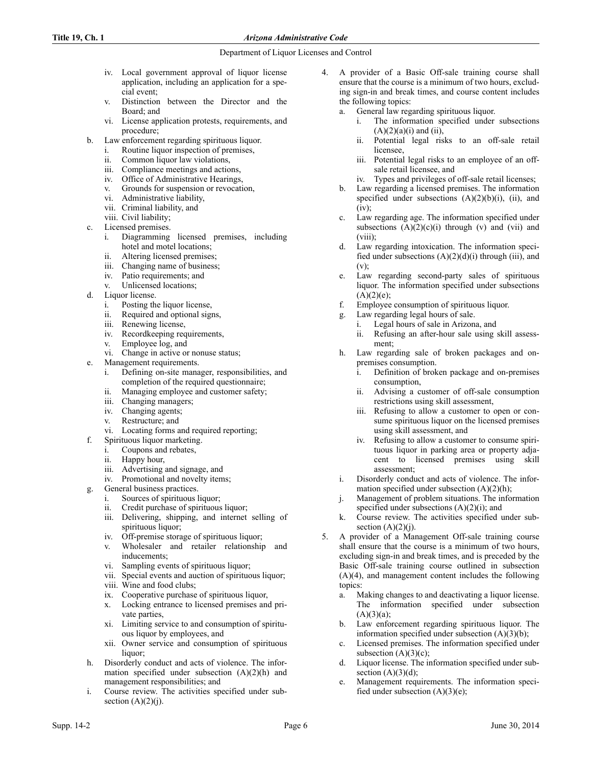iv. Local government approval of liquor license application, including an application for a special event;
    v. Distinction between the Director and the Board; and
    vi. License application protests, requirements, and procedure;

  b. Law enforcement regarding spirituous liquor.
    i. Routine liquor inspection of premises,
    ii. Common liquor law violations,
    iii. Compliance meetings and actions,
    iv. Office of Administrative Hearings,
    v. Grounds for suspension or revocation,
    vi. Administrative liability,
    vii. Criminal liability, and
    viii. Civil liability;
  c. Licensed premises.
    i. Diagramming licensed premises, including hotel and motel locations;
    ii. Altering licensed premises;
    iii. Changing name of business;
    iv. Patio requirements; and
    v. Unlicensed locations;
  d. Liquor license.
    i. Posting the liquor license,
    ii. Required and optional signs,
    iii. Renewing license,
    iv. Recordkeeping requirements,
    v. Employee log, and
    vi. Change in active or nonuse status;
  e. Management requirements.
    i. Defining on-site manager, responsibilities, and completion of the required questionnaire;
    ii. Managing employee and customer safety;
    iii. Changing managers;
    iv. Changing agents;
    v. Restructure; and
    vi. Locating forms and required reporting;
  f. Spirituous liquor marketing.
    i. Coupons and rebates,
    ii. Happy hour,
    iii. Advertising and signage, and
    iv. Promotional and novelty items;
  g. General business practices.
    i. Sources of spirituous liquor;
    ii. Credit purchase of spirituous liquor;
    iii. Delivering, shipping, and internet selling of spirituous liquor;
    iv. Off-premise storage of spirituous liquor;
    v. Wholesaler and retailer relationship and inducements;
    vi. Sampling events of spirituous liquor;
    vii. Special events and auction of spirituous liquor;
    viii. Wine and food clubs;
    ix. Cooperative purchase of spirituous liquor,
    x. Locking entrance to licensed premises and private parties,
    xi. Limiting service to and consumption of spirituous liquor by employees, and
    xii. Owner service and consumption of spirituous liquor;
  h. Disorderly conduct and acts of violence. The information specified under subsection (A)(2)(h) and management responsibilities; and
  i. Course review. The activities specified under subsection (A)(2)(j).

4. A provider of a Basic Off-sale training course shall ensure that the course is a minimum of two hours, excluding sign-in and break times, and course content includes the following topics:
  a. General law regarding spirituous liquor.
    i. The information specified under subsections (A)(2)(a)(i) and (ii),
    ii. Potential legal risks to an off-sale retail licensee,
    iii. Potential legal risks to an employee of an off-sale retail licensee, and
    iv. Types and privileges of off-sale retail licenses;
  b. Law regarding a licensed premises. The information specified under subsections (A)(2)(b)(i), (ii), and (iv);
  c. Law regarding age. The information specified under subsections (A)(2)(c)(i) through (v) and (vii) and (viii);
  d. Law regarding intoxication. The information specified under subsections (A)(2)(d)(i) through (iii), and (v);
  e. Law regarding second-party sales of spirituous liquor. The information specified under subsections (A)(2)(e);
  f. Employee consumption of spirituous liquor.
  g. Law regarding legal hours of sale.
    i. Legal hours of sale in Arizona, and
    ii. Refusing an after-hour sale using skill assessment;
  h. Law regarding sale of broken packages and on-premises consumption.
    i. Definition of broken package and on-premises consumption,
    ii. Advising a customer of off-sale consumption restrictions using skill assessment,
    iii. Refusing to allow a customer to open or consume spirituous liquor on the licensed premises using skill assessment, and
    iv. Refusing to allow a customer to consume spirituous liquor in parking area or property adjacent to licensed premises using skill assessment;
  i. Disorderly conduct and acts of violence. The information specified under subsection (A)(2)(h);
  j. Management of problem situations. The information specified under subsections (A)(2)(i); and
  k. Course review. The activities specified under subsection (A)(2)(j).

5. A provider of a Management Off-sale training course shall ensure that the course is a minimum of two hours, excluding sign-in and break times, and is preceded by the Basic Off-sale training course outlined in subsection (A)(4), and management content includes the following topics:
  a. Making changes to and deactivating a liquor license. The information specified under subsection (A)(3)(a);
  b. Law enforcement regarding spirituous liquor. The information specified under subsection (A)(3)(b);
  c. Licensed premises. The information specified under subsection (A)(3)(c);
  d. Liquor license. The information specified under subsection (A)(3)(d);
  e. Management requirements. The information specified under subsection (A)(3)(e);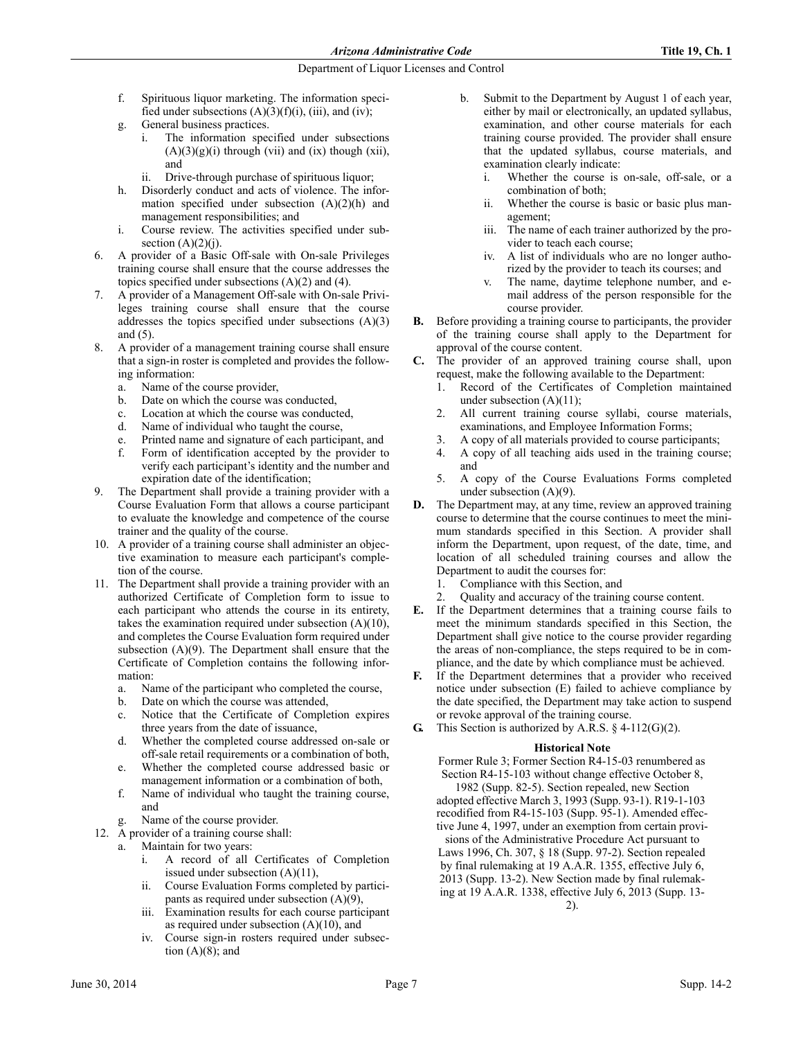f. Spirituous liquor marketing. The information specified under subsections (A)(3)(f)(i), (iii), and (iv);
g. General business practices.
   i. The information specified under subsections (A)(3)(g)(i) through (vii) and (ix) though (xii), and
   ii. Drive-through purchase of spirituous liquor;
h. Disorderly conduct and acts of violence. The information specified under subsection (A)(2)(h) and management responsibilities; and
i. Course review. The activities specified under subsection (A)(2)(j).

6. A provider of a Basic Off-sale with On-sale Privileges training course shall ensure that the course addresses the topics specified under subsections (A)(2) and (4).
7. A provider of a Management Off-sale with On-sale Privileges training course shall ensure that the course addresses the topics specified under subsections (A)(3) and (5).
8. A provider of a management training course shall ensure that a sign-in roster is completed and provides the following information:
   a. Name of the course provider,
   b. Date on which the course was conducted,
   c. Location at which the course was conducted,
   d. Name of individual who taught the course,
   e. Printed name and signature of each participant, and
   f. Form of identification accepted by the provider to verify each participant's identity and the number and expiration date of the identification;
9. The Department shall provide a training provider with a Course Evaluation Form that allows a course participant to evaluate the knowledge and competence of the course trainer and the quality of the course.
10. A provider of a training course shall administer an objective examination to measure each participant's completion of the course.
11. The Department shall provide a training provider with an authorized Certificate of Completion form to issue to each participant who attends the course in its entirety, takes the examination required under subsection (A)(10), and completes the Course Evaluation form required under subsection (A)(9). The Department shall ensure that the Certificate of Completion contains the following information:
   a. Name of the participant who completed the course,
   b. Date on which the course was attended,
   c. Notice that the Certificate of Completion expires three years from the date of issuance,
   d. Whether the completed course addressed on-sale or off-sale retail requirements or a combination of both,
   e. Whether the completed course addressed basic or management information or a combination of both,
   f. Name of individual who taught the training course, and
   g. Name of the course provider.
12. A provider of a training course shall:
   a. Maintain for two years:
      i. A record of all Certificates of Completion issued under subsection (A)(11),
      ii. Course Evaluation Forms completed by participants as required under subsection (A)(9),
      iii. Examination results for each course participant as required under subsection (A)(10), and
      iv. Course sign-in rosters required under subsection (A)(8); and
   b. Submit to the Department by August 1 of each year, either by mail or electronically, an updated syllabus, examination, and other course materials for each training course provided. The provider shall ensure that the updated syllabus, course materials, and examination clearly indicate:
      i. Whether the course is on-sale, off-sale, or a combination of both;
      ii. Whether the course is basic or basic plus management;
      iii. The name of each trainer authorized by the provider to teach each course;
      iv. A list of individuals who are no longer authorized by the provider to teach its courses; and
      v. The name, daytime telephone number, and e-mail address of the person responsible for the course provider.

**B.** Before providing a training course to participants, the provider of the training course shall apply to the Department for approval of the course content.

**C.** The provider of an approved training course shall, upon request, make the following available to the Department:
1. Record of the Certificates of Completion maintained under subsection (A)(11);
2. All current training course syllabi, course materials, examinations, and Employee Information Forms;
3. A copy of all materials provided to course participants;
4. A copy of all teaching aids used in the training course; and
5. A copy of the Course Evaluations Forms completed under subsection (A)(9).

**D.** The Department may, at any time, review an approved training course to determine that the course continues to meet the minimum standards specified in this Section. A provider shall inform the Department, upon request, of the date, time, and location of all scheduled training courses and allow the Department to audit the courses for:
1. Compliance with this Section, and
2. Quality and accuracy of the training course content.

**E.** If the Department determines that a training course fails to meet the minimum standards specified in this Section, the Department shall give notice to the course provider regarding the areas of non-compliance, the steps required to be in compliance, and the date by which compliance must be achieved.

**F.** If the Department determines that a provider who received notice under subsection (E) failed to achieve compliance by the date specified, the Department may take action to suspend or revoke approval of the training course.

**G.** This Section is authorized by A.R.S. § 4-112(G)(2).

**Historical Note**

Former Rule 3; Former Section R4-15-03 renumbered as Section R4-15-103 without change effective October 8, 1982 (Supp. 82-5). Section repealed, new Section adopted effective March 3, 1993 (Supp. 93-1). R19-1-103 recodified from R4-15-103 (Supp. 95-1). Amended effective June 4, 1997, under an exemption from certain provisions of the Administrative Procedure Act pursuant to Laws 1996, Ch. 307, § 18 (Supp. 97-2). Section repealed by final rulemaking at 19 A.A.R. 1355, effective July 6, 2013 (Supp. 13-2). New Section made by final rulemaking at 19 A.A.R. 1338, effective July 6, 2013 (Supp. 13-2).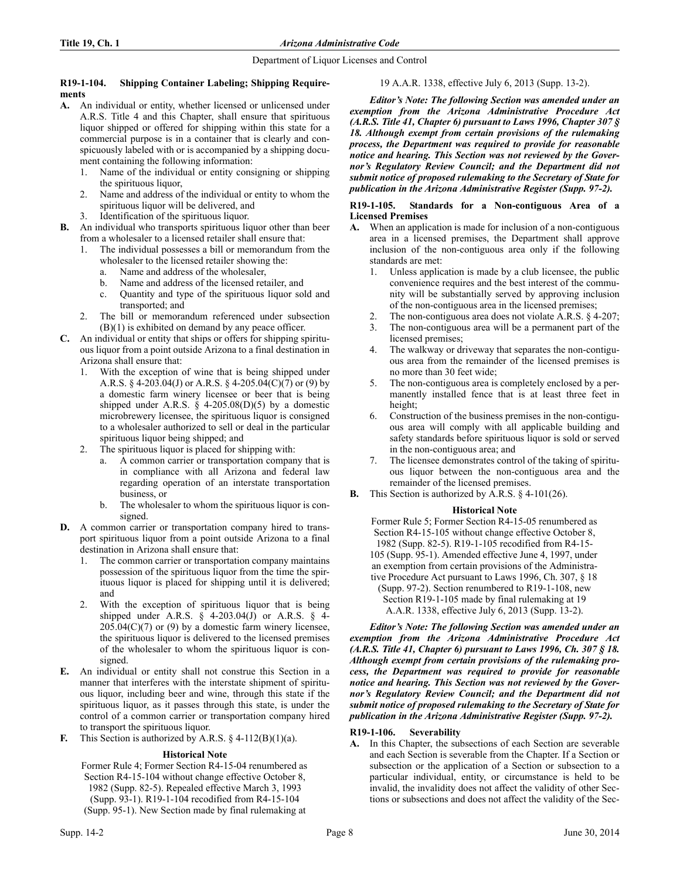**R19-1-104. Shipping Container Labeling; Shipping Requirements**

**A.** An individual or entity, whether licensed or unlicensed under A.R.S. Title 4 and this Chapter, shall ensure that spirituous liquor shipped or offered for shipping within this state for a commercial purpose is in a container that is clearly and conspicuously labeled with or is accompanied by a shipping document containing the following information:

1. Name of the individual or entity consigning or shipping the spirituous liquor,
2. Name and address of the individual or entity to whom the spirituous liquor will be delivered, and
3. Identification of the spirituous liquor.

**B.** An individual who transports spirituous liquor other than beer from a wholesaler to a licensed retailer shall ensure that:

1. The individual possesses a bill or memorandum from the wholesaler to the licensed retailer showing the:
   a. Name and address of the wholesaler,
   b. Name and address of the licensed retailer, and
   c. Quantity and type of the spirituous liquor sold and transported; and
2. The bill or memorandum referenced under subsection (B)(1) is exhibited on demand by any peace officer.

**C.** An individual or entity that ships or offers for shipping spirituous liquor from a point outside Arizona to a final destination in Arizona shall ensure that:

1. With the exception of wine that is being shipped under A.R.S. § 4-203.04(J) or A.R.S. § 4-205.04(C)(7) or (9) by a domestic farm winery licensee or beer that is being shipped under A.R.S. § 4-205.08(D)(5) by a domestic microbrewery licensee, the spirituous liquor is consigned to a wholesaler authorized to sell or deal in the particular spirituous liquor being shipped; and
2. The spirituous liquor is placed for shipping with:
   a. A common carrier or transportation company that is in compliance with all Arizona and federal law regarding operation of an interstate transportation business, or
   b. The wholesaler to whom the spirituous liquor is consigned.

**D.** A common carrier or transportation company hired to transport spirituous liquor from a point outside Arizona to a final destination in Arizona shall ensure that:

1. The common carrier or transportation company maintains possession of the spirituous liquor from the time the spirituous liquor is placed for shipping until it is delivered; and
2. With the exception of spirituous liquor that is being shipped under A.R.S. § 4-203.04(J) or A.R.S. § 4-205.04(C)(7) or (9) by a domestic farm winery licensee, the spirituous liquor is delivered to the licensed premises of the wholesaler to whom the spirituous liquor is consigned.

**E.** An individual or entity shall not construe this Section in a manner that interferes with the interstate shipment of spirituous liquor, including beer and wine, through this state if the spirituous liquor, as it passes through this state, is under the control of a common carrier or transportation company hired to transport the spirituous liquor.

**F.** This Section is authorized by A.R.S. § 4-112(B)(1)(a).

**Historical Note**

Former Rule 4; Former Section R4-15-04 renumbered as Section R4-15-104 without change effective October 8, 1982 (Supp. 82-5). Repealed effective March 3, 1993 (Supp. 93-1). R19-1-104 recodified from R4-15-104 (Supp. 95-1). New Section made by final rulemaking at 19 A.A.R. 1338, effective July 6, 2013 (Supp. 13-2).

***Editor's Note: The following Section was amended under an exemption from the Arizona Administrative Procedure Act (A.R.S. Title 41, Chapter 6) pursuant to Laws 1996, Chapter 307 § 18. Although exempt from certain provisions of the rulemaking process, the Department was required to provide for reasonable notice and hearing. This Section was not reviewed by the Governor's Regulatory Review Council; and the Department did not submit notice of proposed rulemaking to the Secretary of State for publication in the Arizona Administrative Register (Supp. 97-2).***

**R19-1-105. Standards for a Non-contiguous Area of a Licensed Premises**

**A.** When an application is made for inclusion of a non-contiguous area in a licensed premises, the Department shall approve inclusion of the non-contiguous area only if the following standards are met:

1. Unless application is made by a club licensee, the public convenience requires and the best interest of the community will be substantially served by approving inclusion of the non-contiguous area in the licensed premises;
2. The non-contiguous area does not violate A.R.S. § 4-207;
3. The non-contiguous area will be a permanent part of the licensed premises;
4. The walkway or driveway that separates the non-contiguous area from the remainder of the licensed premises is no more than 30 feet wide;
5. The non-contiguous area is completely enclosed by a permanently installed fence that is at least three feet in height;
6. Construction of the business premises in the non-contiguous area will comply with all applicable building and safety standards before spirituous liquor is sold or served in the non-contiguous area; and
7. The licensee demonstrates control of the taking of spirituous liquor between the non-contiguous area and the remainder of the licensed premises.

**B.** This Section is authorized by A.R.S. § 4-101(26).

**Historical Note**

Former Rule 5; Former Section R4-15-05 renumbered as Section R4-15-105 without change effective October 8, 1982 (Supp. 82-5). R19-1-105 recodified from R4-15-105 (Supp. 95-1). Amended effective June 4, 1997, under an exemption from certain provisions of the Administrative Procedure Act pursuant to Laws 1996, Ch. 307, § 18 (Supp. 97-2). Section renumbered to R19-1-108, new Section R19-1-105 made by final rulemaking at 19 A.A.R. 1338, effective July 6, 2013 (Supp. 13-2).

***Editor's Note: The following Section was amended under an exemption from the Arizona Administrative Procedure Act (A.R.S. Title 41, Chapter 6) pursuant to Laws 1996, Ch. 307 § 18. Although exempt from certain provisions of the rulemaking process, the Department was required to provide for reasonable notice and hearing. This Section was not reviewed by the Governor's Regulatory Review Council; and the Department did not submit notice of proposed rulemaking to the Secretary of State for publication in the Arizona Administrative Register (Supp. 97-2).***

**R19-1-106. Severability**

**A.** In this Chapter, the subsections of each Section are severable and each Section is severable from the Chapter. If a Section or subsection or the application of a Section or subsection to a particular individual, entity, or circumstance is held to be invalid, the invalidity does not affect the validity of other Sections or subsections and does not affect the validity of the Sec-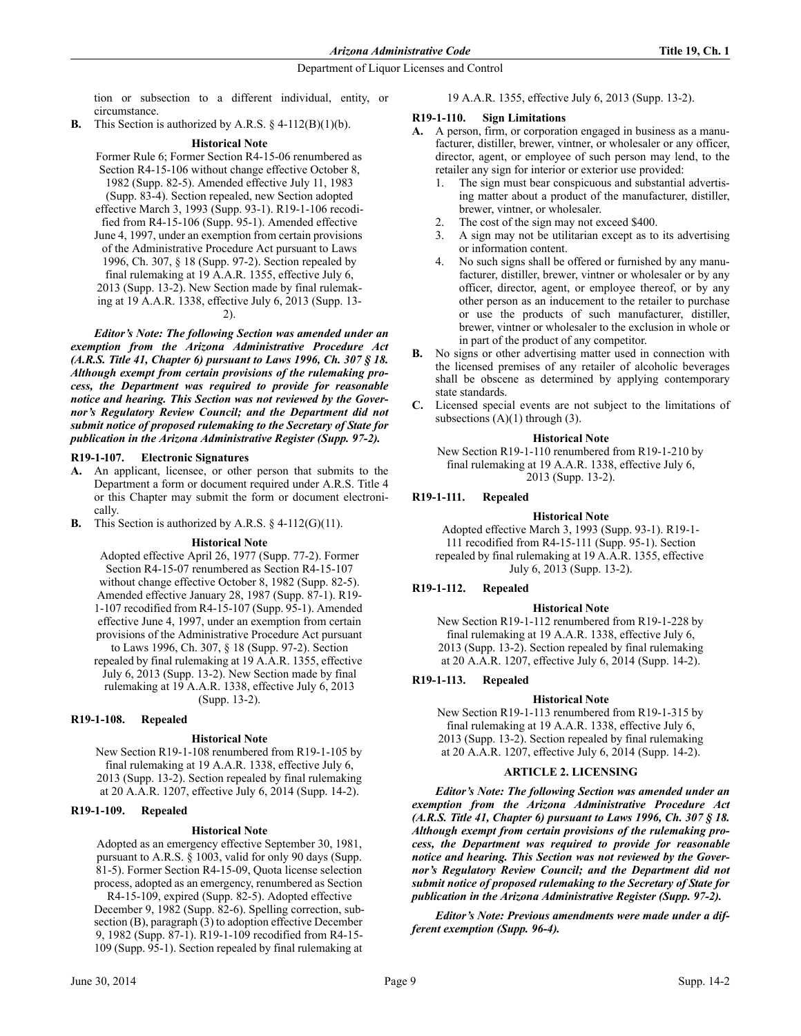tion or subsection to a different individual, entity, or circumstance.

**B.** This Section is authorized by A.R.S. § 4-112(B)(1)(b).

**Historical Note**

Former Rule 6; Former Section R4-15-06 renumbered as Section R4-15-106 without change effective October 8, 1982 (Supp. 82-5). Amended effective July 11, 1983 (Supp. 83-4). Section repealed, new Section adopted effective March 3, 1993 (Supp. 93-1). R19-1-106 recodified from R4-15-106 (Supp. 95-1). Amended effective June 4, 1997, under an exemption from certain provisions of the Administrative Procedure Act pursuant to Laws 1996, Ch. 307, § 18 (Supp. 97-2). Section repealed by final rulemaking at 19 A.A.R. 1355, effective July 6, 2013 (Supp. 13-2). New Section made by final rulemaking at 19 A.A.R. 1338, effective July 6, 2013 (Supp. 13-2).

***Editor's Note: The following Section was amended under an exemption from the Arizona Administrative Procedure Act (A.R.S. Title 41, Chapter 6) pursuant to Laws 1996, Ch. 307 § 18. Although exempt from certain provisions of the rulemaking process, the Department was required to provide for reasonable notice and hearing. This Section was not reviewed by the Governor's Regulatory Review Council; and the Department did not submit notice of proposed rulemaking to the Secretary of State for publication in the Arizona Administrative Register (Supp. 97-2).***

### R19-1-107. Electronic Signatures

**A.** An applicant, licensee, or other person that submits to the Department a form or document required under A.R.S. Title 4 or this Chapter may submit the form or document electronically.

**B.** This Section is authorized by A.R.S. § 4-112(G)(11).

**Historical Note**

Adopted effective April 26, 1977 (Supp. 77-2). Former Section R4-15-07 renumbered as Section R4-15-107 without change effective October 8, 1982 (Supp. 82-5). Amended effective January 28, 1987 (Supp. 87-1). R19-1-107 recodified from R4-15-107 (Supp. 95-1). Amended effective June 4, 1997, under an exemption from certain provisions of the Administrative Procedure Act pursuant to Laws 1996, Ch. 307, § 18 (Supp. 97-2). Section repealed by final rulemaking at 19 A.A.R. 1355, effective July 6, 2013 (Supp. 13-2). New Section made by final rulemaking at 19 A.A.R. 1338, effective July 6, 2013 (Supp. 13-2).

### R19-1-108. Repealed

**Historical Note**

New Section R19-1-108 renumbered from R19-1-105 by final rulemaking at 19 A.A.R. 1338, effective July 6, 2013 (Supp. 13-2). Section repealed by final rulemaking at 20 A.A.R. 1207, effective July 6, 2014 (Supp. 14-2).

### R19-1-109. Repealed

**Historical Note**

Adopted as an emergency effective September 30, 1981, pursuant to A.R.S. § 1003, valid for only 90 days (Supp. 81-5). Former Section R4-15-09, Quota license selection process, adopted as an emergency, renumbered as Section R4-15-109, expired (Supp. 82-5). Adopted effective December 9, 1982 (Supp. 82-6). Spelling correction, subsection (B), paragraph (3) to adoption effective December 9, 1982 (Supp. 87-1). R19-1-109 recodified from R4-15-109 (Supp. 95-1). Section repealed by final rulemaking at 19 A.A.R. 1355, effective July 6, 2013 (Supp. 13-2).

### R19-1-110. Sign Limitations

**A.** A person, firm, or corporation engaged in business as a manufacturer, distiller, brewer, vintner, or wholesaler or any officer, director, agent, or employee of such person may lend, to the retailer any sign for interior or exterior use provided:
   1. The sign must bear conspicuous and substantial advertising matter about a product of the manufacturer, distiller, brewer, vintner, or wholesaler.
   2. The cost of the sign may not exceed $400.
   3. A sign may not be utilitarian except as to its advertising or information content.
   4. No such signs shall be offered or furnished by any manufacturer, distiller, brewer, vintner or wholesaler or by any officer, director, agent, or employee thereof, or by any other person as an inducement to the retailer to purchase or use the products of such manufacturer, distiller, brewer, vintner or wholesaler to the exclusion in whole or in part of the product of any competitor.

**B.** No signs or other advertising matter used in connection with the licensed premises of any retailer of alcoholic beverages shall be obscene as determined by applying contemporary state standards.

**C.** Licensed special events are not subject to the limitations of subsections (A)(1) through (3).

**Historical Note**

New Section R19-1-110 renumbered from R19-1-210 by final rulemaking at 19 A.A.R. 1338, effective July 6, 2013 (Supp. 13-2).

### R19-1-111. Repealed

**Historical Note**

Adopted effective March 3, 1993 (Supp. 93-1). R19-1-111 recodified from R4-15-111 (Supp. 95-1). Section repealed by final rulemaking at 19 A.A.R. 1355, effective July 6, 2013 (Supp. 13-2).

### R19-1-112. Repealed

**Historical Note**

New Section R19-1-112 renumbered from R19-1-228 by final rulemaking at 19 A.A.R. 1338, effective July 6, 2013 (Supp. 13-2). Section repealed by final rulemaking at 20 A.A.R. 1207, effective July 6, 2014 (Supp. 14-2).

### R19-1-113. Repealed

**Historical Note**

New Section R19-1-113 renumbered from R19-1-315 by final rulemaking at 19 A.A.R. 1338, effective July 6, 2013 (Supp. 13-2). Section repealed by final rulemaking at 20 A.A.R. 1207, effective July 6, 2014 (Supp. 14-2).

## ARTICLE 2. LICENSING

***Editor's Note: The following Section was amended under an exemption from the Arizona Administrative Procedure Act (A.R.S. Title 41, Chapter 6) pursuant to Laws 1996, Ch. 307 § 18. Although exempt from certain provisions of the rulemaking process, the Department was required to provide for reasonable notice and hearing. This Section was not reviewed by the Governor's Regulatory Review Council; and the Department did not submit notice of proposed rulemaking to the Secretary of State for publication in the Arizona Administrative Register (Supp. 97-2).***

***Editor's Note: Previous amendments were made under a different exemption (Supp. 96-4).***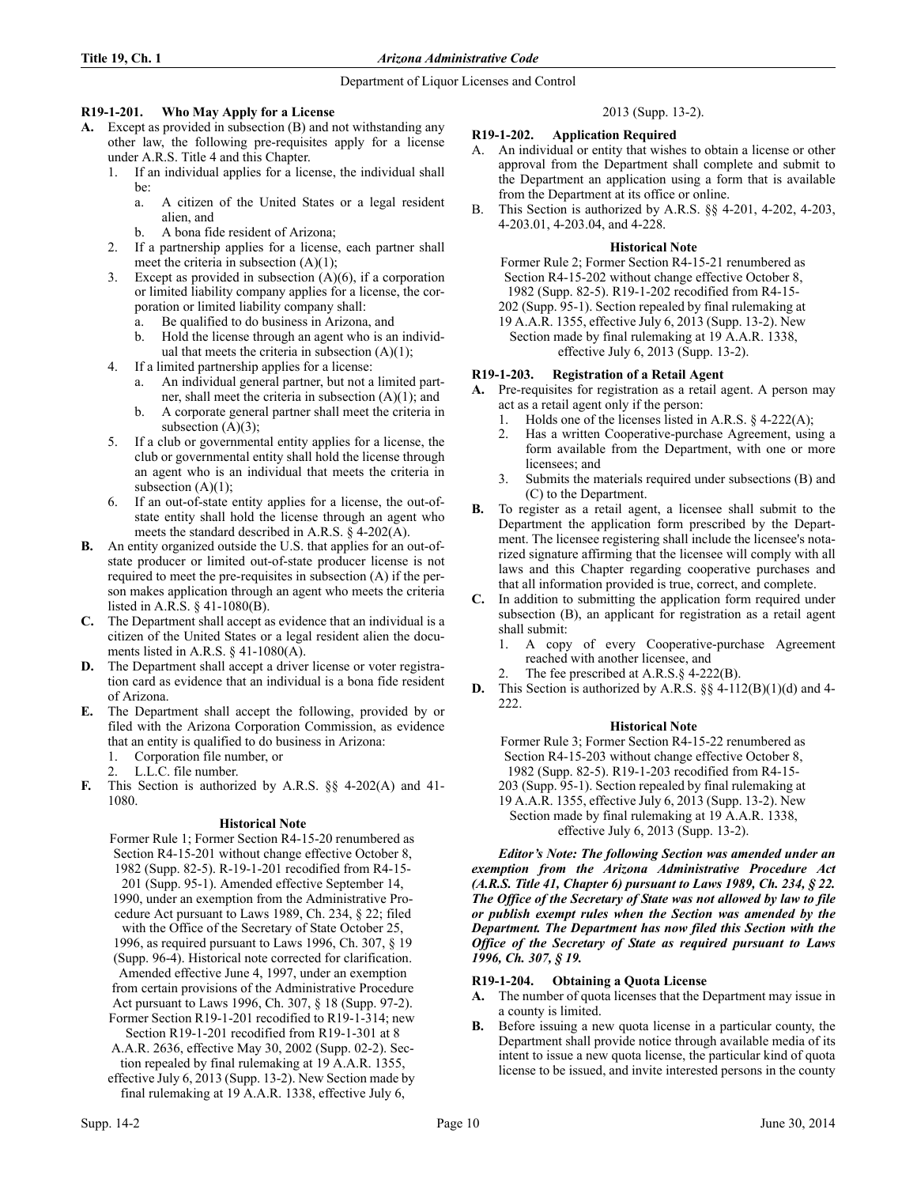### R19-1-201. Who May Apply for a License

**A.** Except as provided in subsection (B) and not withstanding any other law, the following pre-requisites apply for a license under A.R.S. Title 4 and this Chapter.

1. If an individual applies for a license, the individual shall be:
   a. A citizen of the United States or a legal resident alien, and
   b. A bona fide resident of Arizona;
2. If a partnership applies for a license, each partner shall meet the criteria in subsection (A)(1);
3. Except as provided in subsection (A)(6), if a corporation or limited liability company applies for a license, the corporation or limited liability company shall:
   a. Be qualified to do business in Arizona, and
   b. Hold the license through an agent who is an individual that meets the criteria in subsection (A)(1);
4. If a limited partnership applies for a license:
   a. An individual general partner, but not a limited partner, shall meet the criteria in subsection (A)(1); and
   b. A corporate general partner shall meet the criteria in subsection (A)(3);
5. If a club or governmental entity applies for a license, the club or governmental entity shall hold the license through an agent who is an individual that meets the criteria in subsection (A)(1);
6. If an out-of-state entity applies for a license, the out-of-state entity shall hold the license through an agent who meets the standard described in A.R.S. § 4-202(A).

**B.** An entity organized outside the U.S. that applies for an out-of-state producer or limited out-of-state producer license is not required to meet the pre-requisites in subsection (A) if the person makes application through an agent who meets the criteria listed in A.R.S. § 41-1080(B).

**C.** The Department shall accept as evidence that an individual is a citizen of the United States or a legal resident alien the documents listed in A.R.S. § 41-1080(A).

**D.** The Department shall accept a driver license or voter registration card as evidence that an individual is a bona fide resident of Arizona.

**E.** The Department shall accept the following, provided by or filed with the Arizona Corporation Commission, as evidence that an entity is qualified to do business in Arizona:

1. Corporation file number, or
2. L.L.C. file number.

**F.** This Section is authorized by A.R.S. §§ 4-202(A) and 41-1080.

#### Historical Note

Former Rule 1; Former Section R4-15-20 renumbered as Section R4-15-201 without change effective October 8, 1982 (Supp. 82-5). R-19-1-201 recodified from R4-15-201 (Supp. 95-1). Amended effective September 14, 1990, under an exemption from the Administrative Procedure Act pursuant to Laws 1989, Ch. 234, § 22; filed with the Office of the Secretary of State October 25, 1996, as required pursuant to Laws 1996, Ch. 307, § 19 (Supp. 96-4). Historical note corrected for clarification. Amended effective June 4, 1997, under an exemption from certain provisions of the Administrative Procedure Act pursuant to Laws 1996, Ch. 307, § 18 (Supp. 97-2). Former Section R19-1-201 recodified to R19-1-314; new Section R19-1-201 recodified from R19-1-301 at 8 A.A.R. 2636, effective May 30, 2002 (Supp. 02-2). Section repealed by final rulemaking at 19 A.A.R. 1355, effective July 6, 2013 (Supp. 13-2). New Section made by final rulemaking at 19 A.A.R. 1338, effective July 6, 2013 (Supp. 13-2).

### R19-1-202. Application Required

A. An individual or entity that wishes to obtain a license or other approval from the Department shall complete and submit to the Department an application using a form that is available from the Department at its office or online.

B. This Section is authorized by A.R.S. §§ 4-201, 4-202, 4-203, 4-203.01, 4-203.04, and 4-228.

#### Historical Note

Former Rule 2; Former Section R4-15-21 renumbered as Section R4-15-202 without change effective October 8, 1982 (Supp. 82-5). R19-1-202 recodified from R4-15-202 (Supp. 95-1). Section repealed by final rulemaking at 19 A.A.R. 1355, effective July 6, 2013 (Supp. 13-2). New Section made by final rulemaking at 19 A.A.R. 1338, effective July 6, 2013 (Supp. 13-2).

### R19-1-203. Registration of a Retail Agent

**A.** Pre-requisites for registration as a retail agent. A person may act as a retail agent only if the person:

1. Holds one of the licenses listed in A.R.S. § 4-222(A);
2. Has a written Cooperative-purchase Agreement, using a form available from the Department, with one or more licensees; and
3. Submits the materials required under subsections (B) and (C) to the Department.

**B.** To register as a retail agent, a licensee shall submit to the Department the application form prescribed by the Department. The licensee registering shall include the licensee's notarized signature affirming that the licensee will comply with all laws and this Chapter regarding cooperative purchases and that all information provided is true, correct, and complete.

**C.** In addition to submitting the application form required under subsection (B), an applicant for registration as a retail agent shall submit:

1. A copy of every Cooperative-purchase Agreement reached with another licensee, and
2. The fee prescribed at A.R.S.§ 4-222(B).

**D.** This Section is authorized by A.R.S. §§ 4-112(B)(1)(d) and 4-222.

#### Historical Note

Former Rule 3; Former Section R4-15-22 renumbered as Section R4-15-203 without change effective October 8, 1982 (Supp. 82-5). R19-1-203 recodified from R4-15-203 (Supp. 95-1). Section repealed by final rulemaking at 19 A.A.R. 1355, effective July 6, 2013 (Supp. 13-2). New Section made by final rulemaking at 19 A.A.R. 1338, effective July 6, 2013 (Supp. 13-2).

***Editor's Note: The following Section was amended under an exemption from the Arizona Administrative Procedure Act (A.R.S. Title 41, Chapter 6) pursuant to Laws 1989, Ch. 234, § 22. The Office of the Secretary of State was not allowed by law to file or publish exempt rules when the Section was amended by the Department. The Department has now filed this Section with the Office of the Secretary of State as required pursuant to Laws 1996, Ch. 307, § 19.***

### R19-1-204. Obtaining a Quota License

**A.** The number of quota licenses that the Department may issue in a county is limited.

**B.** Before issuing a new quota license in a particular county, the Department shall provide notice through available media of its intent to issue a new quota license, the particular kind of quota license to be issued, and invite interested persons in the county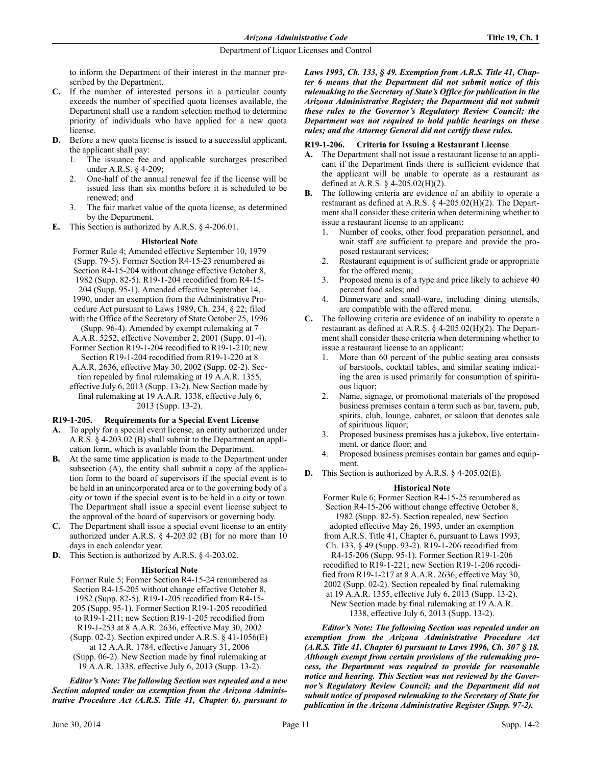to inform the Department of their interest in the manner prescribed by the Department.

**C.** If the number of interested persons in a particular county exceeds the number of specified quota licenses available, the Department shall use a random selection method to determine priority of individuals who have applied for a new quota license.

**D.** Before a new quota license is issued to a successful applicant, the applicant shall pay:

1. The issuance fee and applicable surcharges prescribed under A.R.S. § 4-209;
2. One-half of the annual renewal fee if the license will be issued less than six months before it is scheduled to be renewed; and
3. The fair market value of the quota license, as determined by the Department.

**E.** This Section is authorized by A.R.S. § 4-206.01.

**Historical Note**

Former Rule 4; Amended effective September 10, 1979 (Supp. 79-5). Former Section R4-15-23 renumbered as Section R4-15-204 without change effective October 8, 1982 (Supp. 82-5). R19-1-204 recodified from R4-15-204 (Supp. 95-1). Amended effective September 14, 1990, under an exemption from the Administrative Procedure Act pursuant to Laws 1989, Ch. 234, § 22; filed with the Office of the Secretary of State October 25, 1996 (Supp. 96-4). Amended by exempt rulemaking at 7 A.A.R. 5252, effective November 2, 2001 (Supp. 01-4). Former Section R19-1-204 recodified to R19-1-210; new Section R19-1-204 recodified from R19-1-220 at 8 A.A.R. 2636, effective May 30, 2002 (Supp. 02-2). Section repealed by final rulemaking at 19 A.A.R. 1355, effective July 6, 2013 (Supp. 13-2). New Section made by final rulemaking at 19 A.A.R. 1338, effective July 6, 2013 (Supp. 13-2).

### R19-1-205. Requirements for a Special Event License

**A.** To apply for a special event license, an entity authorized under A.R.S. § 4-203.02 (B) shall submit to the Department an application form, which is available from the Department.

**B.** At the same time application is made to the Department under subsection (A), the entity shall submit a copy of the application form to the board of supervisors if the special event is to be held in an unincorporated area or to the governing body of a city or town if the special event is to be held in a city or town. The Department shall issue a special event license subject to the approval of the board of supervisors or governing body.

**C.** The Department shall issue a special event license to an entity authorized under A.R.S. § 4-203.02 (B) for no more than 10 days in each calendar year.

**D.** This Section is authorized by A.R.S. § 4-203.02.

**Historical Note**

Former Rule 5; Former Section R4-15-24 renumbered as Section R4-15-205 without change effective October 8, 1982 (Supp. 82-5). R19-1-205 recodified from R4-15-205 (Supp. 95-1). Former Section R19-1-205 recodified to R19-1-211; new Section R19-1-205 recodified from R19-1-253 at 8 A.A.R. 2636, effective May 30, 2002 (Supp. 02-2). Section expired under A.R.S. § 41-1056(E) at 12 A.A.R. 1784, effective January 31, 2006 (Supp. 06-2). New Section made by final rulemaking at 19 A.A.R. 1338, effective July 6, 2013 (Supp. 13-2).

***Editor's Note: The following Section was repealed and a new Section adopted under an exemption from the Arizona Administrative Procedure Act (A.R.S. Title 41, Chapter 6), pursuant to Laws 1993, Ch. 133, § 49. Exemption from A.R.S. Title 41, Chapter 6 means that the Department did not submit notice of this rulemaking to the Secretary of State's Office for publication in the Arizona Administrative Register; the Department did not submit these rules to the Governor's Regulatory Review Council; the Department was not required to hold public hearings on these rules; and the Attorney General did not certify these rules.***

### R19-1-206. Criteria for Issuing a Restaurant License

**A.** The Department shall not issue a restaurant license to an applicant if the Department finds there is sufficient evidence that the applicant will be unable to operate as a restaurant as defined at A.R.S. § 4-205.02(H)(2).

**B.** The following criteria are evidence of an ability to operate a restaurant as defined at A.R.S. § 4-205.02(H)(2). The Department shall consider these criteria when determining whether to issue a restaurant license to an applicant:

1. Number of cooks, other food preparation personnel, and wait staff are sufficient to prepare and provide the proposed restaurant services;
2. Restaurant equipment is of sufficient grade or appropriate for the offered menu;
3. Proposed menu is of a type and price likely to achieve 40 percent food sales; and
4. Dinnerware and small-ware, including dining utensils, are compatible with the offered menu.

**C.** The following criteria are evidence of an inability to operate a restaurant as defined at A.R.S. § 4-205.02(H)(2). The Department shall consider these criteria when determining whether to issue a restaurant license to an applicant:

1. More than 60 percent of the public seating area consists of barstools, cocktail tables, and similar seating indicating the area is used primarily for consumption of spirituous liquor;
2. Name, signage, or promotional materials of the proposed business premises contain a term such as bar, tavern, pub, spirits, club, lounge, cabaret, or saloon that denotes sale of spirituous liquor;
3. Proposed business premises has a jukebox, live entertainment, or dance floor; and
4. Proposed business premises contain bar games and equipment.

**D.** This Section is authorized by A.R.S. § 4-205.02(E).

**Historical Note**

Former Rule 6; Former Section R4-15-25 renumbered as Section R4-15-206 without change effective October 8, 1982 (Supp. 82-5). Section repealed, new Section adopted effective May 26, 1993, under an exemption from A.R.S. Title 41, Chapter 6, pursuant to Laws 1993, Ch. 133, § 49 (Supp. 93-2). R19-1-206 recodified from R4-15-206 (Supp. 95-1). Former Section R19-1-206 recodified to R19-1-221; new Section R19-1-206 recodified from R19-1-217 at 8 A.A.R. 2636, effective May 30, 2002 (Supp. 02-2). Section repealed by final rulemaking at 19 A.A.R. 1355, effective July 6, 2013 (Supp. 13-2). New Section made by final rulemaking at 19 A.A.R. 1338, effective July 6, 2013 (Supp. 13-2).

***Editor's Note: The following Section was repealed under an exemption from the Arizona Administrative Procedure Act (A.R.S. Title 41, Chapter 6) pursuant to Laws 1996, Ch. 307 § 18. Although exempt from certain provisions of the rulemaking process, the Department was required to provide for reasonable notice and hearing. This Section was not reviewed by the Governor's Regulatory Review Council; and the Department did not submit notice of proposed rulemaking to the Secretary of State for publication in the Arizona Administrative Register (Supp. 97-2).***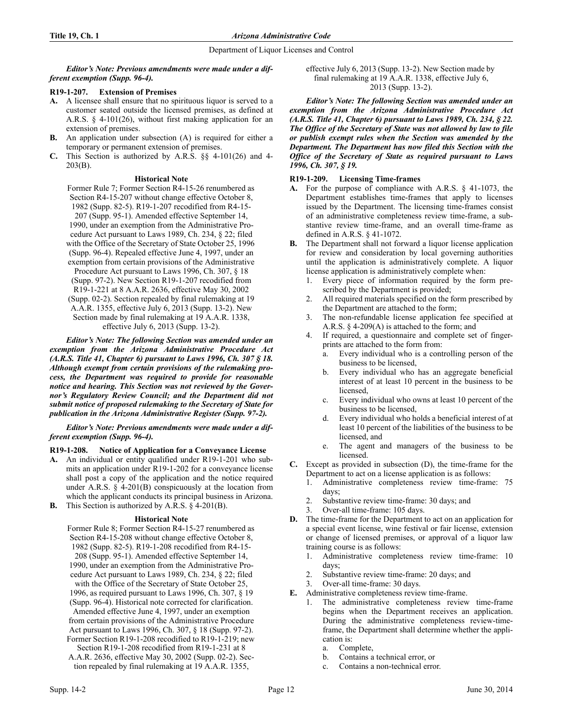***Editor's Note: Previous amendments were made under a different exemption (Supp. 96-4).***

### R19-1-207. Extension of Premises

**A.** A licensee shall ensure that no spirituous liquor is served to a customer seated outside the licensed premises, as defined at A.R.S. § 4-101(26), without first making application for an extension of premises.

**B.** An application under subsection (A) is required for either a temporary or permanent extension of premises.

**C.** This Section is authorized by A.R.S. §§ 4-101(26) and 4-203(B).

#### Historical Note

Former Rule 7; Former Section R4-15-26 renumbered as Section R4-15-207 without change effective October 8, 1982 (Supp. 82-5). R19-1-207 recodified from R4-15-207 (Supp. 95-1). Amended effective September 14, 1990, under an exemption from the Administrative Procedure Act pursuant to Laws 1989, Ch. 234, § 22; filed with the Office of the Secretary of State October 25, 1996 (Supp. 96-4). Repealed effective June 4, 1997, under an exemption from certain provisions of the Administrative Procedure Act pursuant to Laws 1996, Ch. 307, § 18 (Supp. 97-2). New Section R19-1-207 recodified from R19-1-221 at 8 A.A.R. 2636, effective May 30, 2002 (Supp. 02-2). Section repealed by final rulemaking at 19 A.A.R. 1355, effective July 6, 2013 (Supp. 13-2). New Section made by final rulemaking at 19 A.A.R. 1338, effective July 6, 2013 (Supp. 13-2).

***Editor's Note: The following Section was amended under an exemption from the Arizona Administrative Procedure Act (A.R.S. Title 41, Chapter 6) pursuant to Laws 1996, Ch. 307 § 18. Although exempt from certain provisions of the rulemaking process, the Department was required to provide for reasonable notice and hearing. This Section was not reviewed by the Governor's Regulatory Review Council; and the Department did not submit notice of proposed rulemaking to the Secretary of State for publication in the Arizona Administrative Register (Supp. 97-2).***

***Editor's Note: Previous amendments were made under a different exemption (Supp. 96-4).***

### R19-1-208. Notice of Application for a Conveyance License

**A.** An individual or entity qualified under R19-1-201 who submits an application under R19-1-202 for a conveyance license shall post a copy of the application and the notice required under A.R.S. § 4-201(B) conspicuously at the location from which the applicant conducts its principal business in Arizona.

**B.** This Section is authorized by A.R.S. § 4-201(B).

#### Historical Note

Former Rule 8; Former Section R4-15-27 renumbered as Section R4-15-208 without change effective October 8, 1982 (Supp. 82-5). R19-1-208 recodified from R4-15-208 (Supp. 95-1). Amended effective September 14, 1990, under an exemption from the Administrative Procedure Act pursuant to Laws 1989, Ch. 234, § 22; filed with the Office of the Secretary of State October 25, 1996, as required pursuant to Laws 1996, Ch. 307, § 19 (Supp. 96-4). Historical note corrected for clarification. Amended effective June 4, 1997, under an exemption from certain provisions of the Administrative Procedure Act pursuant to Laws 1996, Ch. 307, § 18 (Supp. 97-2). Former Section R19-1-208 recodified to R19-1-219; new Section R19-1-208 recodified from R19-1-231 at 8 A.A.R. 2636, effective May 30, 2002 (Supp. 02-2). Section repealed by final rulemaking at 19 A.A.R. 1355, effective July 6, 2013 (Supp. 13-2). New Section made by final rulemaking at 19 A.A.R. 1338, effective July 6, 2013 (Supp. 13-2).

***Editor's Note: The following Section was amended under an exemption from the Arizona Administrative Procedure Act (A.R.S. Title 41, Chapter 6) pursuant to Laws 1989, Ch. 234, § 22. The Office of the Secretary of State was not allowed by law to file or publish exempt rules when the Section was amended by the Department. The Department has now filed this Section with the Office of the Secretary of State as required pursuant to Laws 1996, Ch. 307, § 19.***

### R19-1-209. Licensing Time-frames

**A.** For the purpose of compliance with A.R.S. § 41-1073, the Department establishes time-frames that apply to licenses issued by the Department. The licensing time-frames consist of an administrative completeness review time-frame, a substantive review time-frame, and an overall time-frame as defined in A.R.S. § 41-1072.

**B.** The Department shall not forward a liquor license application for review and consideration by local governing authorities until the application is administratively complete. A liquor license application is administratively complete when:

1. Every piece of information required by the form prescribed by the Department is provided;
2. All required materials specified on the form prescribed by the Department are attached to the form;
3. The non-refundable license application fee specified at A.R.S. § 4-209(A) is attached to the form; and
4. If required, a questionnaire and complete set of fingerprints are attached to the form from:
   a. Every individual who is a controlling person of the business to be licensed,
   b. Every individual who has an aggregate beneficial interest of at least 10 percent in the business to be licensed,
   c. Every individual who owns at least 10 percent of the business to be licensed,
   d. Every individual who holds a beneficial interest of at least 10 percent of the liabilities of the business to be licensed, and
   e. The agent and managers of the business to be licensed.

**C.** Except as provided in subsection (D), the time-frame for the Department to act on a license application is as follows:

1. Administrative completeness review time-frame: 75 days;
2. Substantive review time-frame: 30 days; and
3. Over-all time-frame: 105 days.

**D.** The time-frame for the Department to act on an application for a special event license, wine festival or fair license, extension or change of licensed premises, or approval of a liquor law training course is as follows:

1. Administrative completeness review time-frame: 10 days;
2. Substantive review time-frame: 20 days; and
3. Over-all time-frame: 30 days.

**E.** Administrative completeness review time-frame.

1. The administrative completeness review time-frame begins when the Department receives an application. During the administrative completeness review-time-frame, the Department shall determine whether the application is:
   a. Complete,
   b. Contains a technical error, or
   c. Contains a non-technical error.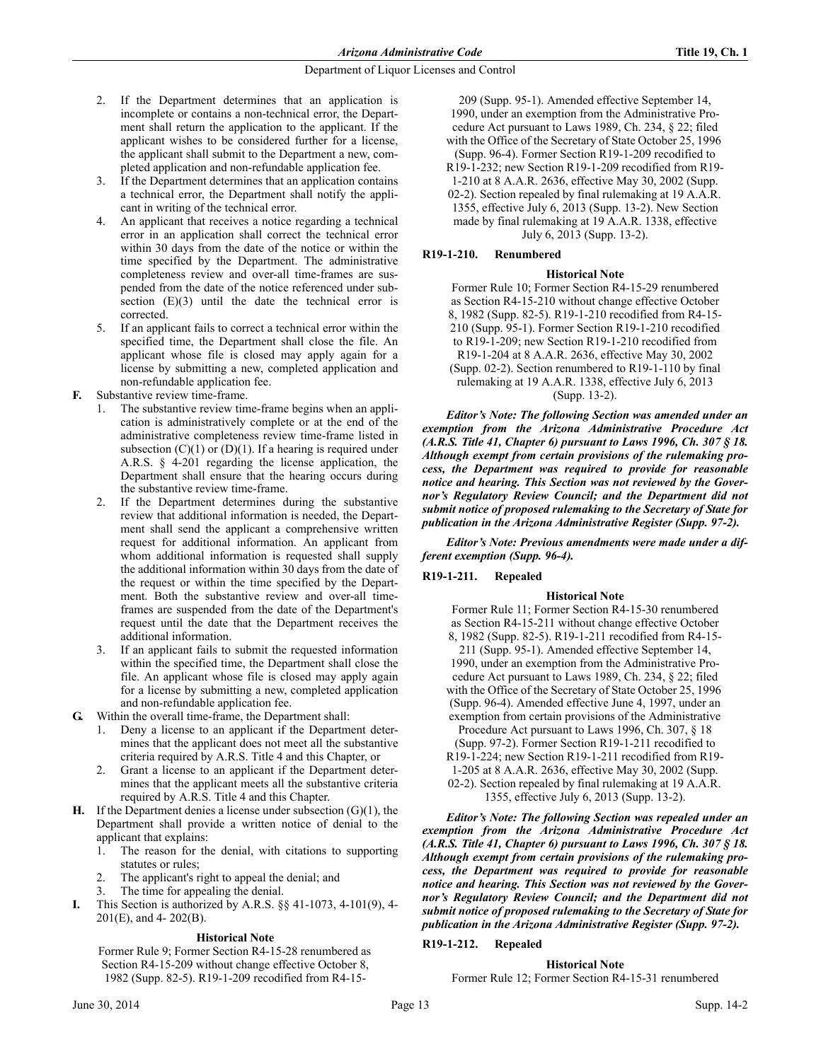2. If the Department determines that an application is incomplete or contains a non-technical error, the Department shall return the application to the applicant. If the applicant wishes to be considered further for a license, the applicant shall submit to the Department a new, completed application and non-refundable application fee.
3. If the Department determines that an application contains a technical error, the Department shall notify the applicant in writing of the technical error.
4. An applicant that receives a notice regarding a technical error in an application shall correct the technical error within 30 days from the date of the notice or within the time specified by the Department. The administrative completeness review and over-all time-frames are suspended from the date of the notice referenced under subsection (E)(3) until the date the technical error is corrected.
5. If an applicant fails to correct a technical error within the specified time, the Department shall close the file. An applicant whose file is closed may apply again for a license by submitting a new, completed application and non-refundable application fee.

**F.** Substantive review time-frame.

1. The substantive review time-frame begins when an application is administratively complete or at the end of the administrative completeness review time-frame listed in subsection (C)(1) or (D)(1). If a hearing is required under A.R.S. § 4-201 regarding the license application, the Department shall ensure that the hearing occurs during the substantive review time-frame.
2. If the Department determines during the substantive review that additional information is needed, the Department shall send the applicant a comprehensive written request for additional information. An applicant from whom additional information is requested shall supply the additional information within 30 days from the date of the request or within the time specified by the Department. Both the substantive review and over-all time-frames are suspended from the date of the Department's request until the date that the Department receives the additional information.
3. If an applicant fails to submit the requested information within the specified time, the Department shall close the file. An applicant whose file is closed may apply again for a license by submitting a new, completed application and non-refundable application fee.

**G.** Within the overall time-frame, the Department shall:

1. Deny a license to an applicant if the Department determines that the applicant does not meet all the substantive criteria required by A.R.S. Title 4 and this Chapter, or
2. Grant a license to an applicant if the Department determines that the applicant meets all the substantive criteria required by A.R.S. Title 4 and this Chapter.

**H.** If the Department denies a license under subsection (G)(1), the Department shall provide a written notice of denial to the applicant that explains:

1. The reason for the denial, with citations to supporting statutes or rules;
2. The applicant's right to appeal the denial; and
3. The time for appealing the denial.

**I.** This Section is authorized by A.R.S. §§ 41-1073, 4-101(9), 4-201(E), and 4- 202(B).

**Historical Note**

Former Rule 9; Former Section R4-15-28 renumbered as Section R4-15-209 without change effective October 8, 1982 (Supp. 82-5). R19-1-209 recodified from R4-15-209 (Supp. 95-1). Amended effective September 14, 1990, under an exemption from the Administrative Procedure Act pursuant to Laws 1989, Ch. 234, § 22; filed with the Office of the Secretary of State October 25, 1996 (Supp. 96-4). Former Section R19-1-209 recodified to R19-1-232; new Section R19-1-209 recodified from R19-1-210 at 8 A.A.R. 2636, effective May 30, 2002 (Supp. 02-2). Section repealed by final rulemaking at 19 A.A.R. 1355, effective July 6, 2013 (Supp. 13-2). New Section made by final rulemaking at 19 A.A.R. 1338, effective July 6, 2013 (Supp. 13-2).

### R19-1-210. Renumbered

**Historical Note**

Former Rule 10; Former Section R4-15-29 renumbered as Section R4-15-210 without change effective October 8, 1982 (Supp. 82-5). R19-1-210 recodified from R4-15-210 (Supp. 95-1). Former Section R19-1-210 recodified to R19-1-209; new Section R19-1-210 recodified from R19-1-204 at 8 A.A.R. 2636, effective May 30, 2002 (Supp. 02-2). Section renumbered to R19-1-110 by final rulemaking at 19 A.A.R. 1338, effective July 6, 2013 (Supp. 13-2).

***Editor's Note: The following Section was amended under an exemption from the Arizona Administrative Procedure Act (A.R.S. Title 41, Chapter 6) pursuant to Laws 1996, Ch. 307 § 18. Although exempt from certain provisions of the rulemaking process, the Department was required to provide for reasonable notice and hearing. This Section was not reviewed by the Governor's Regulatory Review Council; and the Department did not submit notice of proposed rulemaking to the Secretary of State for publication in the Arizona Administrative Register (Supp. 97-2).***

***Editor's Note: Previous amendments were made under a different exemption (Supp. 96-4).***

### R19-1-211. Repealed

**Historical Note**

Former Rule 11; Former Section R4-15-30 renumbered as Section R4-15-211 without change effective October 8, 1982 (Supp. 82-5). R19-1-211 recodified from R4-15-211 (Supp. 95-1). Amended effective September 14, 1990, under an exemption from the Administrative Procedure Act pursuant to Laws 1989, Ch. 234, § 22; filed with the Office of the Secretary of State October 25, 1996 (Supp. 96-4). Amended effective June 4, 1997, under an exemption from certain provisions of the Administrative Procedure Act pursuant to Laws 1996, Ch. 307, § 18 (Supp. 97-2). Former Section R19-1-211 recodified to R19-1-224; new Section R19-1-211 recodified from R19-1-205 at 8 A.A.R. 2636, effective May 30, 2002 (Supp. 02-2). Section repealed by final rulemaking at 19 A.A.R. 1355, effective July 6, 2013 (Supp. 13-2).

***Editor's Note: The following Section was repealed under an exemption from the Arizona Administrative Procedure Act (A.R.S. Title 41, Chapter 6) pursuant to Laws 1996, Ch. 307 § 18. Although exempt from certain provisions of the rulemaking process, the Department was required to provide for reasonable notice and hearing. This Section was not reviewed by the Governor's Regulatory Review Council; and the Department did not submit notice of proposed rulemaking to the Secretary of State for publication in the Arizona Administrative Register (Supp. 97-2).***

### R19-1-212. Repealed

**Historical Note**

Former Rule 12; Former Section R4-15-31 renumbered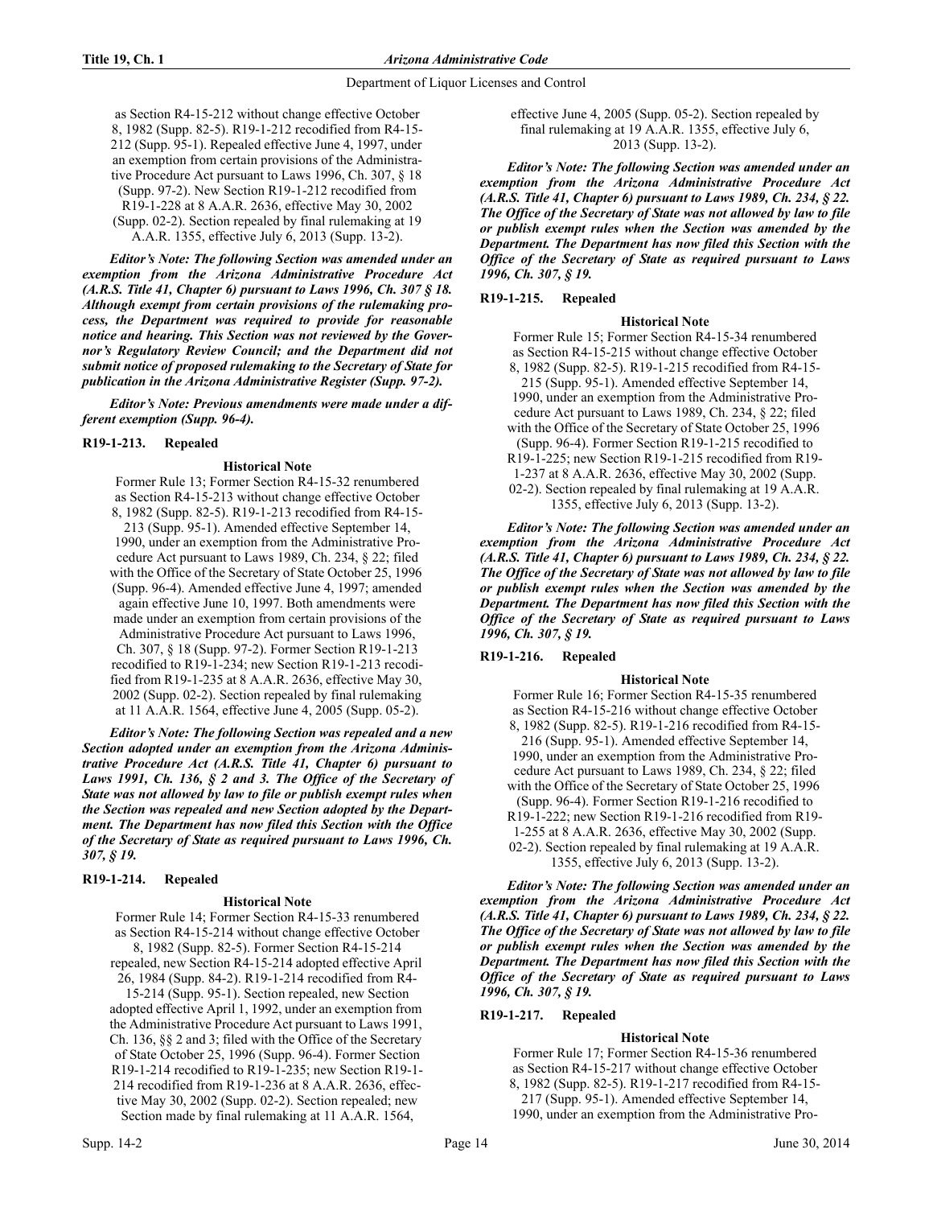as Section R4-15-212 without change effective October 8, 1982 (Supp. 82-5). R19-1-212 recodified from R4-15-212 (Supp. 95-1). Repealed effective June 4, 1997, under an exemption from certain provisions of the Administrative Procedure Act pursuant to Laws 1996, Ch. 307, § 18 (Supp. 97-2). New Section R19-1-212 recodified from R19-1-228 at 8 A.A.R. 2636, effective May 30, 2002 (Supp. 02-2). Section repealed by final rulemaking at 19 A.A.R. 1355, effective July 6, 2013 (Supp. 13-2).

***Editor's Note: The following Section was amended under an exemption from the Arizona Administrative Procedure Act (A.R.S. Title 41, Chapter 6) pursuant to Laws 1996, Ch. 307 § 18. Although exempt from certain provisions of the rulemaking process, the Department was required to provide for reasonable notice and hearing. This Section was not reviewed by the Governor's Regulatory Review Council; and the Department did not submit notice of proposed rulemaking to the Secretary of State for publication in the Arizona Administrative Register (Supp. 97-2).***

***Editor's Note: Previous amendments were made under a different exemption (Supp. 96-4).***

**R19-1-213. Repealed**

**Historical Note**

Former Rule 13; Former Section R4-15-32 renumbered as Section R4-15-213 without change effective October 8, 1982 (Supp. 82-5). R19-1-213 recodified from R4-15-213 (Supp. 95-1). Amended effective September 14, 1990, under an exemption from the Administrative Procedure Act pursuant to Laws 1989, Ch. 234, § 22; filed with the Office of the Secretary of State October 25, 1996 (Supp. 96-4). Amended effective June 4, 1997; amended again effective June 10, 1997. Both amendments were made under an exemption from certain provisions of the Administrative Procedure Act pursuant to Laws 1996, Ch. 307, § 18 (Supp. 97-2). Former Section R19-1-213 recodified to R19-1-234; new Section R19-1-213 recodified from R19-1-235 at 8 A.A.R. 2636, effective May 30, 2002 (Supp. 02-2). Section repealed by final rulemaking at 11 A.A.R. 1564, effective June 4, 2005 (Supp. 05-2).

***Editor's Note: The following Section was repealed and a new Section adopted under an exemption from the Arizona Administrative Procedure Act (A.R.S. Title 41, Chapter 6) pursuant to Laws 1991, Ch. 136, § 2 and 3. The Office of the Secretary of State was not allowed by law to file or publish exempt rules when the Section was repealed and new Section adopted by the Department. The Department has now filed this Section with the Office of the Secretary of State as required pursuant to Laws 1996, Ch. 307, § 19.***

**R19-1-214. Repealed**

**Historical Note**

Former Rule 14; Former Section R4-15-33 renumbered as Section R4-15-214 without change effective October 8, 1982 (Supp. 82-5). Former Section R4-15-214 repealed, new Section R4-15-214 adopted effective April 26, 1984 (Supp. 84-2). R19-1-214 recodified from R4-15-214 (Supp. 95-1). Section repealed, new Section adopted effective April 1, 1992, under an exemption from the Administrative Procedure Act pursuant to Laws 1991, Ch. 136, §§ 2 and 3; filed with the Office of the Secretary of State October 25, 1996 (Supp. 96-4). Former Section R19-1-214 recodified to R19-1-235; new Section R19-1-214 recodified from R19-1-236 at 8 A.A.R. 2636, effective May 30, 2002 (Supp. 02-2). Section repealed; new Section made by final rulemaking at 11 A.A.R. 1564, effective June 4, 2005 (Supp. 05-2). Section repealed by final rulemaking at 19 A.A.R. 1355, effective July 6, 2013 (Supp. 13-2).

***Editor's Note: The following Section was amended under an exemption from the Arizona Administrative Procedure Act (A.R.S. Title 41, Chapter 6) pursuant to Laws 1989, Ch. 234, § 22. The Office of the Secretary of State was not allowed by law to file or publish exempt rules when the Section was amended by the Department. The Department has now filed this Section with the Office of the Secretary of State as required pursuant to Laws 1996, Ch. 307, § 19.***

**R19-1-215. Repealed**

**Historical Note**

Former Rule 15; Former Section R4-15-34 renumbered as Section R4-15-215 without change effective October 8, 1982 (Supp. 82-5). R19-1-215 recodified from R4-15-215 (Supp. 95-1). Amended effective September 14, 1990, under an exemption from the Administrative Procedure Act pursuant to Laws 1989, Ch. 234, § 22; filed with the Office of the Secretary of State October 25, 1996 (Supp. 96-4). Former Section R19-1-215 recodified to R19-1-225; new Section R19-1-215 recodified from R19-1-237 at 8 A.A.R. 2636, effective May 30, 2002 (Supp. 02-2). Section repealed by final rulemaking at 19 A.A.R. 1355, effective July 6, 2013 (Supp. 13-2).

***Editor's Note: The following Section was amended under an exemption from the Arizona Administrative Procedure Act (A.R.S. Title 41, Chapter 6) pursuant to Laws 1989, Ch. 234, § 22. The Office of the Secretary of State was not allowed by law to file or publish exempt rules when the Section was amended by the Department. The Department has now filed this Section with the Office of the Secretary of State as required pursuant to Laws 1996, Ch. 307, § 19.***

**R19-1-216. Repealed**

**Historical Note**

Former Rule 16; Former Section R4-15-35 renumbered as Section R4-15-216 without change effective October 8, 1982 (Supp. 82-5). R19-1-216 recodified from R4-15-216 (Supp. 95-1). Amended effective September 14, 1990, under an exemption from the Administrative Procedure Act pursuant to Laws 1989, Ch. 234, § 22; filed with the Office of the Secretary of State October 25, 1996 (Supp. 96-4). Former Section R19-1-216 recodified to R19-1-222; new Section R19-1-216 recodified from R19-1-255 at 8 A.A.R. 2636, effective May 30, 2002 (Supp. 02-2). Section repealed by final rulemaking at 19 A.A.R. 1355, effective July 6, 2013 (Supp. 13-2).

***Editor's Note: The following Section was amended under an exemption from the Arizona Administrative Procedure Act (A.R.S. Title 41, Chapter 6) pursuant to Laws 1989, Ch. 234, § 22. The Office of the Secretary of State was not allowed by law to file or publish exempt rules when the Section was amended by the Department. The Department has now filed this Section with the Office of the Secretary of State as required pursuant to Laws 1996, Ch. 307, § 19.***

**R19-1-217. Repealed**

**Historical Note**

Former Rule 17; Former Section R4-15-36 renumbered as Section R4-15-217 without change effective October 8, 1982 (Supp. 82-5). R19-1-217 recodified from R4-15-217 (Supp. 95-1). Amended effective September 14, 1990, under an exemption from the Administrative Pro-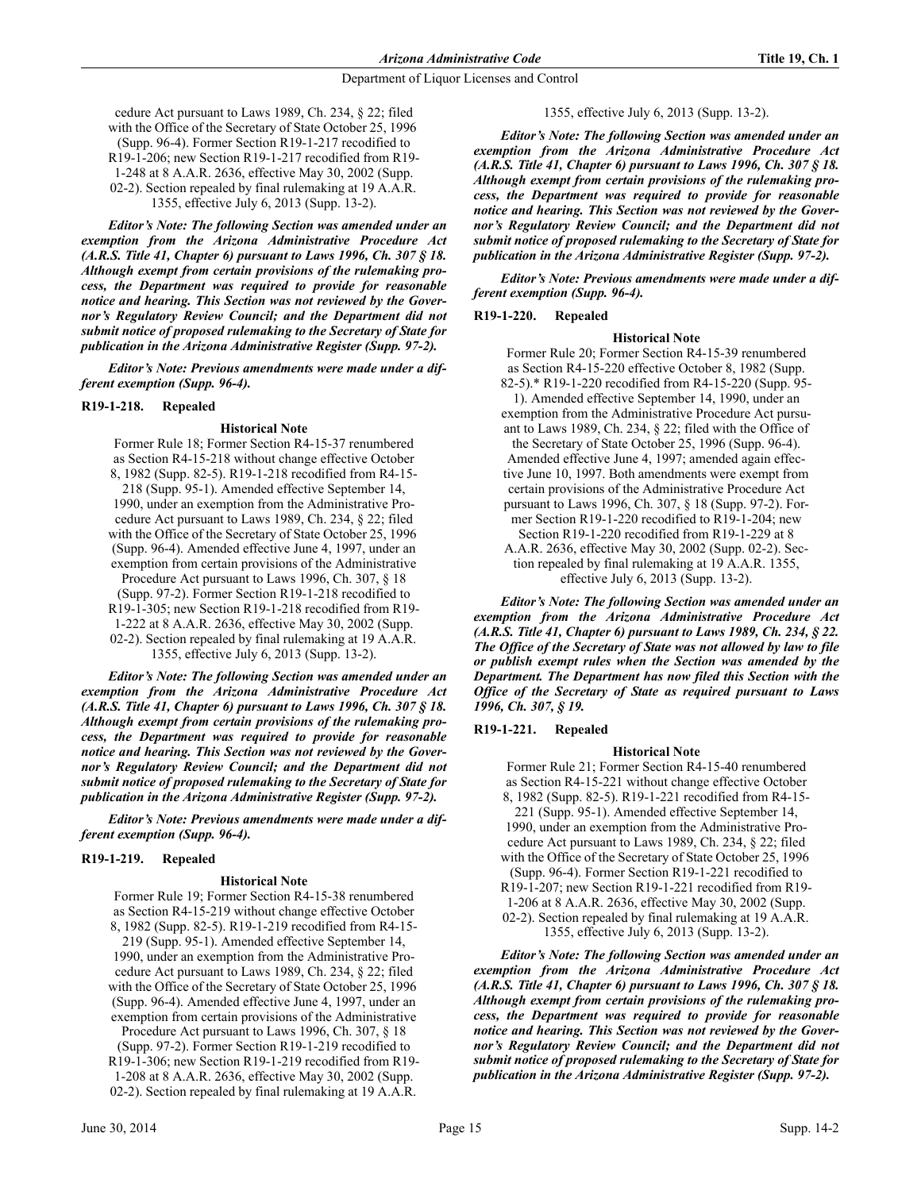cedure Act pursuant to Laws 1989, Ch. 234, § 22; filed with the Office of the Secretary of State October 25, 1996 (Supp. 96-4). Former Section R19-1-217 recodified to R19-1-206; new Section R19-1-217 recodified from R19-1-248 at 8 A.A.R. 2636, effective May 30, 2002 (Supp. 02-2). Section repealed by final rulemaking at 19 A.A.R. 1355, effective July 6, 2013 (Supp. 13-2).

***Editor's Note: The following Section was amended under an exemption from the Arizona Administrative Procedure Act (A.R.S. Title 41, Chapter 6) pursuant to Laws 1996, Ch. 307 § 18. Although exempt from certain provisions of the rulemaking process, the Department was required to provide for reasonable notice and hearing. This Section was not reviewed by the Governor's Regulatory Review Council; and the Department did not submit notice of proposed rulemaking to the Secretary of State for publication in the Arizona Administrative Register (Supp. 97-2).***

***Editor's Note: Previous amendments were made under a different exemption (Supp. 96-4).***

**R19-1-218. Repealed**

**Historical Note**

Former Rule 18; Former Section R4-15-37 renumbered as Section R4-15-218 without change effective October 8, 1982 (Supp. 82-5). R19-1-218 recodified from R4-15-218 (Supp. 95-1). Amended effective September 14, 1990, under an exemption from the Administrative Procedure Act pursuant to Laws 1989, Ch. 234, § 22; filed with the Office of the Secretary of State October 25, 1996 (Supp. 96-4). Amended effective June 4, 1997, under an exemption from certain provisions of the Administrative Procedure Act pursuant to Laws 1996, Ch. 307, § 18 (Supp. 97-2). Former Section R19-1-218 recodified to R19-1-305; new Section R19-1-218 recodified from R19-1-222 at 8 A.A.R. 2636, effective May 30, 2002 (Supp. 02-2). Section repealed by final rulemaking at 19 A.A.R. 1355, effective July 6, 2013 (Supp. 13-2).

***Editor's Note: The following Section was amended under an exemption from the Arizona Administrative Procedure Act (A.R.S. Title 41, Chapter 6) pursuant to Laws 1996, Ch. 307 § 18. Although exempt from certain provisions of the rulemaking process, the Department was required to provide for reasonable notice and hearing. This Section was not reviewed by the Governor's Regulatory Review Council; and the Department did not submit notice of proposed rulemaking to the Secretary of State for publication in the Arizona Administrative Register (Supp. 97-2).***

***Editor's Note: Previous amendments were made under a different exemption (Supp. 96-4).***

**R19-1-219. Repealed**

**Historical Note**

Former Rule 19; Former Section R4-15-38 renumbered as Section R4-15-219 without change effective October 8, 1982 (Supp. 82-5). R19-1-219 recodified from R4-15-219 (Supp. 95-1). Amended effective September 14, 1990, under an exemption from the Administrative Procedure Act pursuant to Laws 1989, Ch. 234, § 22; filed with the Office of the Secretary of State October 25, 1996 (Supp. 96-4). Amended effective June 4, 1997, under an exemption from certain provisions of the Administrative Procedure Act pursuant to Laws 1996, Ch. 307, § 18 (Supp. 97-2). Former Section R19-1-219 recodified to R19-1-306; new Section R19-1-219 recodified from R19-1-208 at 8 A.A.R. 2636, effective May 30, 2002 (Supp. 02-2). Section repealed by final rulemaking at 19 A.A.R. 1355, effective July 6, 2013 (Supp. 13-2).

***Editor's Note: The following Section was amended under an exemption from the Arizona Administrative Procedure Act (A.R.S. Title 41, Chapter 6) pursuant to Laws 1996, Ch. 307 § 18. Although exempt from certain provisions of the rulemaking process, the Department was required to provide for reasonable notice and hearing. This Section was not reviewed by the Governor's Regulatory Review Council; and the Department did not submit notice of proposed rulemaking to the Secretary of State for publication in the Arizona Administrative Register (Supp. 97-2).***

***Editor's Note: Previous amendments were made under a different exemption (Supp. 96-4).***

**R19-1-220. Repealed**

**Historical Note**

Former Rule 20; Former Section R4-15-39 renumbered as Section R4-15-220 effective October 8, 1982 (Supp. 82-5).* R19-1-220 recodified from R4-15-220 (Supp. 95-1). Amended effective September 14, 1990, under an exemption from the Administrative Procedure Act pursuant to Laws 1989, Ch. 234, § 22; filed with the Office of the Secretary of State October 25, 1996 (Supp. 96-4). Amended effective June 4, 1997; amended again effective June 10, 1997. Both amendments were exempt from certain provisions of the Administrative Procedure Act pursuant to Laws 1996, Ch. 307, § 18 (Supp. 97-2). Former Section R19-1-220 recodified to R19-1-204; new Section R19-1-220 recodified from R19-1-229 at 8 A.A.R. 2636, effective May 30, 2002 (Supp. 02-2). Section repealed by final rulemaking at 19 A.A.R. 1355, effective July 6, 2013 (Supp. 13-2).

***Editor's Note: The following Section was amended under an exemption from the Arizona Administrative Procedure Act (A.R.S. Title 41, Chapter 6) pursuant to Laws 1989, Ch. 234, § 22. The Office of the Secretary of State was not allowed by law to file or publish exempt rules when the Section was amended by the Department. The Department has now filed this Section with the Office of the Secretary of State as required pursuant to Laws 1996, Ch. 307, § 19.***

**R19-1-221. Repealed**

**Historical Note**

Former Rule 21; Former Section R4-15-40 renumbered as Section R4-15-221 without change effective October 8, 1982 (Supp. 82-5). R19-1-221 recodified from R4-15-221 (Supp. 95-1). Amended effective September 14, 1990, under an exemption from the Administrative Procedure Act pursuant to Laws 1989, Ch. 234, § 22; filed with the Office of the Secretary of State October 25, 1996 (Supp. 96-4). Former Section R19-1-221 recodified to R19-1-207; new Section R19-1-221 recodified from R19-1-206 at 8 A.A.R. 2636, effective May 30, 2002 (Supp. 02-2). Section repealed by final rulemaking at 19 A.A.R. 1355, effective July 6, 2013 (Supp. 13-2).

***Editor's Note: The following Section was amended under an exemption from the Arizona Administrative Procedure Act (A.R.S. Title 41, Chapter 6) pursuant to Laws 1996, Ch. 307 § 18. Although exempt from certain provisions of the rulemaking process, the Department was required to provide for reasonable notice and hearing. This Section was not reviewed by the Governor's Regulatory Review Council; and the Department did not submit notice of proposed rulemaking to the Secretary of State for publication in the Arizona Administrative Register (Supp. 97-2).***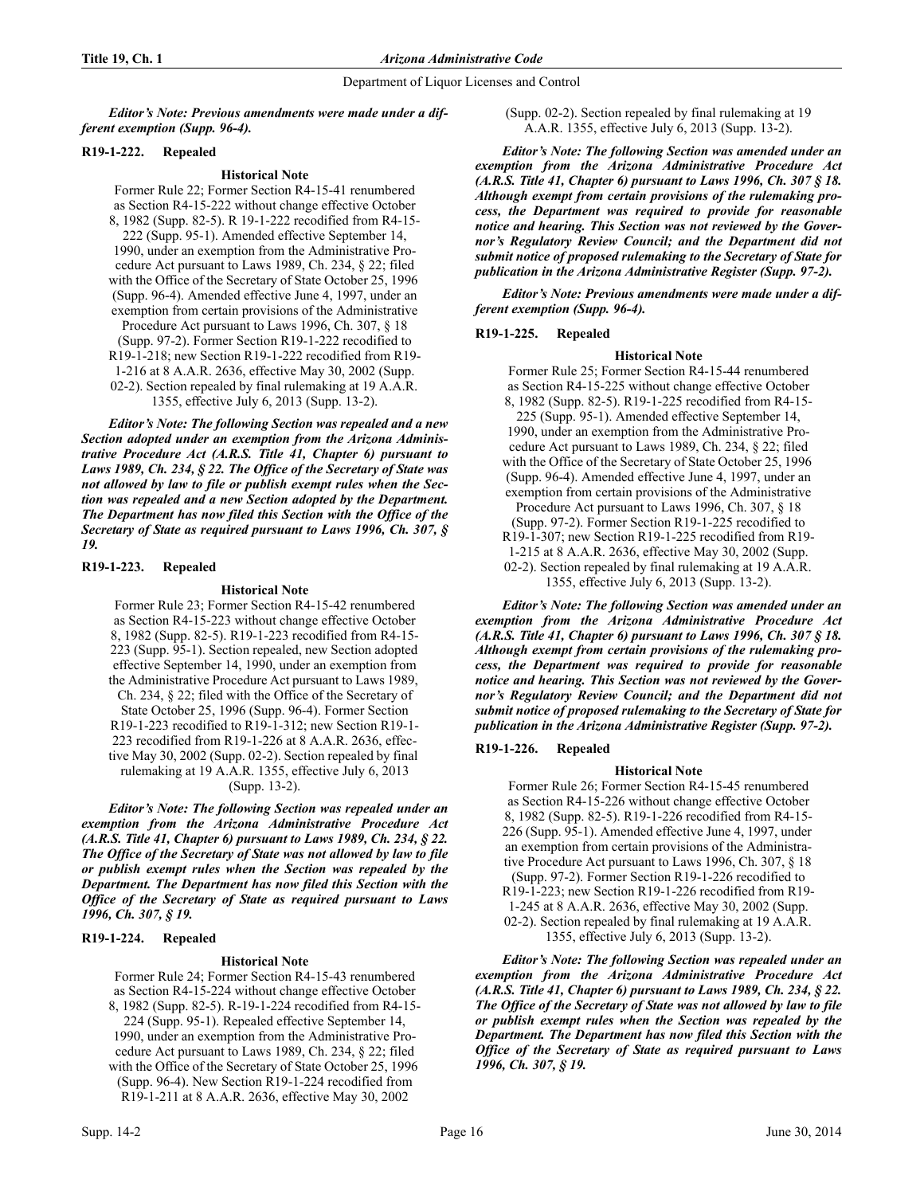*Editor's Note: Previous amendments were made under a different exemption (Supp. 96-4).*

### R19-1-222. Repealed

**Historical Note**

Former Rule 22; Former Section R4-15-41 renumbered as Section R4-15-222 without change effective October 8, 1982 (Supp. 82-5). R 19-1-222 recodified from R4-15-222 (Supp. 95-1). Amended effective September 14, 1990, under an exemption from the Administrative Procedure Act pursuant to Laws 1989, Ch. 234, § 22; filed with the Office of the Secretary of State October 25, 1996 (Supp. 96-4). Amended effective June 4, 1997, under an exemption from certain provisions of the Administrative Procedure Act pursuant to Laws 1996, Ch. 307, § 18 (Supp. 97-2). Former Section R19-1-222 recodified to R19-1-218; new Section R19-1-222 recodified from R19-1-216 at 8 A.A.R. 2636, effective May 30, 2002 (Supp. 02-2). Section repealed by final rulemaking at 19 A.A.R. 1355, effective July 6, 2013 (Supp. 13-2).

***Editor's Note: The following Section was repealed and a new Section adopted under an exemption from the Arizona Administrative Procedure Act (A.R.S. Title 41, Chapter 6) pursuant to Laws 1989, Ch. 234, § 22. The Office of the Secretary of State was not allowed by law to file or publish exempt rules when the Section was repealed and a new Section adopted by the Department. The Department has now filed this Section with the Office of the Secretary of State as required pursuant to Laws 1996, Ch. 307, § 19.***

### R19-1-223. Repealed

**Historical Note**

Former Rule 23; Former Section R4-15-42 renumbered as Section R4-15-223 without change effective October 8, 1982 (Supp. 82-5). R19-1-223 recodified from R4-15-223 (Supp. 95-1). Section repealed, new Section adopted effective September 14, 1990, under an exemption from the Administrative Procedure Act pursuant to Laws 1989, Ch. 234, § 22; filed with the Office of the Secretary of State October 25, 1996 (Supp. 96-4). Former Section R19-1-223 recodified to R19-1-312; new Section R19-1-223 recodified from R19-1-226 at 8 A.A.R. 2636, effective May 30, 2002 (Supp. 02-2). Section repealed by final rulemaking at 19 A.A.R. 1355, effective July 6, 2013 (Supp. 13-2).

***Editor's Note: The following Section was repealed under an exemption from the Arizona Administrative Procedure Act (A.R.S. Title 41, Chapter 6) pursuant to Laws 1989, Ch. 234, § 22. The Office of the Secretary of State was not allowed by law to file or publish exempt rules when the Section was repealed by the Department. The Department has now filed this Section with the Office of the Secretary of State as required pursuant to Laws 1996, Ch. 307, § 19.***

### R19-1-224. Repealed

**Historical Note**

Former Rule 24; Former Section R4-15-43 renumbered as Section R4-15-224 without change effective October 8, 1982 (Supp. 82-5). R-19-1-224 recodified from R4-15-224 (Supp. 95-1). Repealed effective September 14, 1990, under an exemption from the Administrative Procedure Act pursuant to Laws 1989, Ch. 234, § 22; filed with the Office of the Secretary of State October 25, 1996 (Supp. 96-4). New Section R19-1-224 recodified from R19-1-211 at 8 A.A.R. 2636, effective May 30, 2002 (Supp. 02-2). Section repealed by final rulemaking at 19 A.A.R. 1355, effective July 6, 2013 (Supp. 13-2).

***Editor's Note: The following Section was amended under an exemption from the Arizona Administrative Procedure Act (A.R.S. Title 41, Chapter 6) pursuant to Laws 1996, Ch. 307 § 18. Although exempt from certain provisions of the rulemaking process, the Department was required to provide for reasonable notice and hearing. This Section was not reviewed by the Governor's Regulatory Review Council; and the Department did not submit notice of proposed rulemaking to the Secretary of State for publication in the Arizona Administrative Register (Supp. 97-2).***

***Editor's Note: Previous amendments were made under a different exemption (Supp. 96-4).***

### R19-1-225. Repealed

**Historical Note**

Former Rule 25; Former Section R4-15-44 renumbered as Section R4-15-225 without change effective October 8, 1982 (Supp. 82-5). R19-1-225 recodified from R4-15-225 (Supp. 95-1). Amended effective September 14, 1990, under an exemption from the Administrative Procedure Act pursuant to Laws 1989, Ch. 234, § 22; filed with the Office of the Secretary of State October 25, 1996 (Supp. 96-4). Amended effective June 4, 1997, under an exemption from certain provisions of the Administrative Procedure Act pursuant to Laws 1996, Ch. 307, § 18 (Supp. 97-2). Former Section R19-1-225 recodified to R19-1-307; new Section R19-1-225 recodified from R19-1-215 at 8 A.A.R. 2636, effective May 30, 2002 (Supp. 02-2). Section repealed by final rulemaking at 19 A.A.R. 1355, effective July 6, 2013 (Supp. 13-2).

***Editor's Note: The following Section was amended under an exemption from the Arizona Administrative Procedure Act (A.R.S. Title 41, Chapter 6) pursuant to Laws 1996, Ch. 307 § 18. Although exempt from certain provisions of the rulemaking process, the Department was required to provide for reasonable notice and hearing. This Section was not reviewed by the Governor's Regulatory Review Council; and the Department did not submit notice of proposed rulemaking to the Secretary of State for publication in the Arizona Administrative Register (Supp. 97-2).***

### R19-1-226. Repealed

**Historical Note**

Former Rule 26; Former Section R4-15-45 renumbered as Section R4-15-226 without change effective October 8, 1982 (Supp. 82-5). R19-1-226 recodified from R4-15-226 (Supp. 95-1). Amended effective June 4, 1997, under an exemption from certain provisions of the Administrative Procedure Act pursuant to Laws 1996, Ch. 307, § 18 (Supp. 97-2). Former Section R19-1-226 recodified to R19-1-223; new Section R19-1-226 recodified from R19-1-245 at 8 A.A.R. 2636, effective May 30, 2002 (Supp. 02-2). Section repealed by final rulemaking at 19 A.A.R. 1355, effective July 6, 2013 (Supp. 13-2).

***Editor's Note: The following Section was repealed under an exemption from the Arizona Administrative Procedure Act (A.R.S. Title 41, Chapter 6) pursuant to Laws 1989, Ch. 234, § 22. The Office of the Secretary of State was not allowed by law to file or publish exempt rules when the Section was repealed by the Department. The Department has now filed this Section with the Office of the Secretary of State as required pursuant to Laws 1996, Ch. 307, § 19.***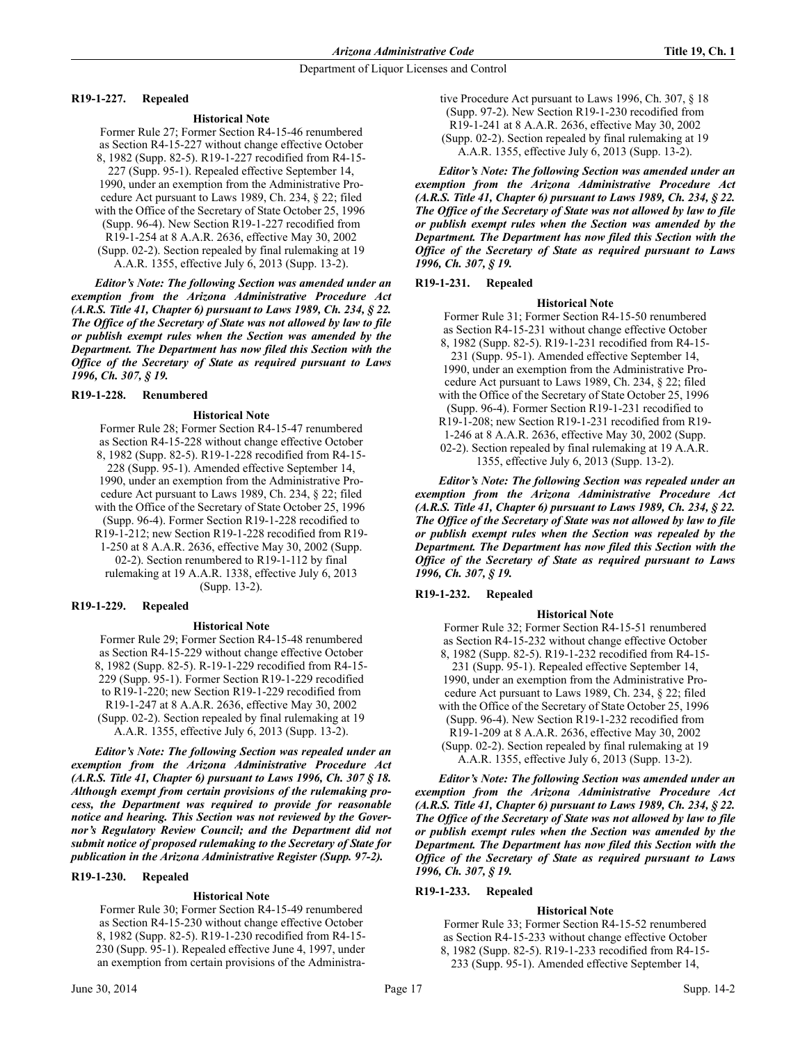### R19-1-227. Repealed

**Historical Note**

Former Rule 27; Former Section R4-15-46 renumbered as Section R4-15-227 without change effective October 8, 1982 (Supp. 82-5). R19-1-227 recodified from R4-15-227 (Supp. 95-1). Repealed effective September 14, 1990, under an exemption from the Administrative Procedure Act pursuant to Laws 1989, Ch. 234, § 22; filed with the Office of the Secretary of State October 25, 1996 (Supp. 96-4). New Section R19-1-227 recodified from R19-1-254 at 8 A.A.R. 2636, effective May 30, 2002 (Supp. 02-2). Section repealed by final rulemaking at 19 A.A.R. 1355, effective July 6, 2013 (Supp. 13-2).

***Editor's Note: The following Section was amended under an exemption from the Arizona Administrative Procedure Act (A.R.S. Title 41, Chapter 6) pursuant to Laws 1989, Ch. 234, § 22. The Office of the Secretary of State was not allowed by law to file or publish exempt rules when the Section was amended by the Department. The Department has now filed this Section with the Office of the Secretary of State as required pursuant to Laws 1996, Ch. 307, § 19.***

### R19-1-228. Renumbered

**Historical Note**

Former Rule 28; Former Section R4-15-47 renumbered as Section R4-15-228 without change effective October 8, 1982 (Supp. 82-5). R19-1-228 recodified from R4-15-228 (Supp. 95-1). Amended effective September 14, 1990, under an exemption from the Administrative Procedure Act pursuant to Laws 1989, Ch. 234, § 22; filed with the Office of the Secretary of State October 25, 1996 (Supp. 96-4). Former Section R19-1-228 recodified to R19-1-212; new Section R19-1-228 recodified from R19-1-250 at 8 A.A.R. 2636, effective May 30, 2002 (Supp. 02-2). Section renumbered to R19-1-112 by final rulemaking at 19 A.A.R. 1338, effective July 6, 2013 (Supp. 13-2).

### R19-1-229. Repealed

**Historical Note**

Former Rule 29; Former Section R4-15-48 renumbered as Section R4-15-229 without change effective October 8, 1982 (Supp. 82-5). R-19-1-229 recodified from R4-15-229 (Supp. 95-1). Former Section R19-1-229 recodified to R19-1-220; new Section R19-1-229 recodified from R19-1-247 at 8 A.A.R. 2636, effective May 30, 2002 (Supp. 02-2). Section repealed by final rulemaking at 19 A.A.R. 1355, effective July 6, 2013 (Supp. 13-2).

***Editor's Note: The following Section was repealed under an exemption from the Arizona Administrative Procedure Act (A.R.S. Title 41, Chapter 6) pursuant to Laws 1996, Ch. 307 § 18. Although exempt from certain provisions of the rulemaking process, the Department was required to provide for reasonable notice and hearing. This Section was not reviewed by the Governor's Regulatory Review Council; and the Department did not submit notice of proposed rulemaking to the Secretary of State for publication in the Arizona Administrative Register (Supp. 97-2).***

### R19-1-230. Repealed

**Historical Note**

Former Rule 30; Former Section R4-15-49 renumbered as Section R4-15-230 without change effective October 8, 1982 (Supp. 82-5). R19-1-230 recodified from R4-15-230 (Supp. 95-1). Repealed effective June 4, 1997, under an exemption from certain provisions of the Administrative Procedure Act pursuant to Laws 1996, Ch. 307, § 18 (Supp. 97-2). New Section R19-1-230 recodified from R19-1-241 at 8 A.A.R. 2636, effective May 30, 2002 (Supp. 02-2). Section repealed by final rulemaking at 19 A.A.R. 1355, effective July 6, 2013 (Supp. 13-2).

***Editor's Note: The following Section was amended under an exemption from the Arizona Administrative Procedure Act (A.R.S. Title 41, Chapter 6) pursuant to Laws 1989, Ch. 234, § 22. The Office of the Secretary of State was not allowed by law to file or publish exempt rules when the Section was amended by the Department. The Department has now filed this Section with the Office of the Secretary of State as required pursuant to Laws 1996, Ch. 307, § 19.***

### R19-1-231. Repealed

**Historical Note**

Former Rule 31; Former Section R4-15-50 renumbered as Section R4-15-231 without change effective October 8, 1982 (Supp. 82-5). R19-1-231 recodified from R4-15-231 (Supp. 95-1). Amended effective September 14, 1990, under an exemption from the Administrative Procedure Act pursuant to Laws 1989, Ch. 234, § 22; filed with the Office of the Secretary of State October 25, 1996 (Supp. 96-4). Former Section R19-1-231 recodified to R19-1-208; new Section R19-1-231 recodified from R19-1-246 at 8 A.A.R. 2636, effective May 30, 2002 (Supp. 02-2). Section repealed by final rulemaking at 19 A.A.R. 1355, effective July 6, 2013 (Supp. 13-2).

***Editor's Note: The following Section was repealed under an exemption from the Arizona Administrative Procedure Act (A.R.S. Title 41, Chapter 6) pursuant to Laws 1989, Ch. 234, § 22. The Office of the Secretary of State was not allowed by law to file or publish exempt rules when the Section was repealed by the Department. The Department has now filed this Section with the Office of the Secretary of State as required pursuant to Laws 1996, Ch. 307, § 19.***

### R19-1-232. Repealed

**Historical Note**

Former Rule 32; Former Section R4-15-51 renumbered as Section R4-15-232 without change effective October 8, 1982 (Supp. 82-5). R19-1-232 recodified from R4-15-231 (Supp. 95-1). Repealed effective September 14, 1990, under an exemption from the Administrative Procedure Act pursuant to Laws 1989, Ch. 234, § 22; filed with the Office of the Secretary of State October 25, 1996 (Supp. 96-4). New Section R19-1-232 recodified from R19-1-209 at 8 A.A.R. 2636, effective May 30, 2002 (Supp. 02-2). Section repealed by final rulemaking at 19 A.A.R. 1355, effective July 6, 2013 (Supp. 13-2).

***Editor's Note: The following Section was amended under an exemption from the Arizona Administrative Procedure Act (A.R.S. Title 41, Chapter 6) pursuant to Laws 1989, Ch. 234, § 22. The Office of the Secretary of State was not allowed by law to file or publish exempt rules when the Section was amended by the Department. The Department has now filed this Section with the Office of the Secretary of State as required pursuant to Laws 1996, Ch. 307, § 19.***

### R19-1-233. Repealed

**Historical Note**

Former Rule 33; Former Section R4-15-52 renumbered as Section R4-15-233 without change effective October 8, 1982 (Supp. 82-5). R19-1-233 recodified from R4-15-233 (Supp. 95-1). Amended effective September 14,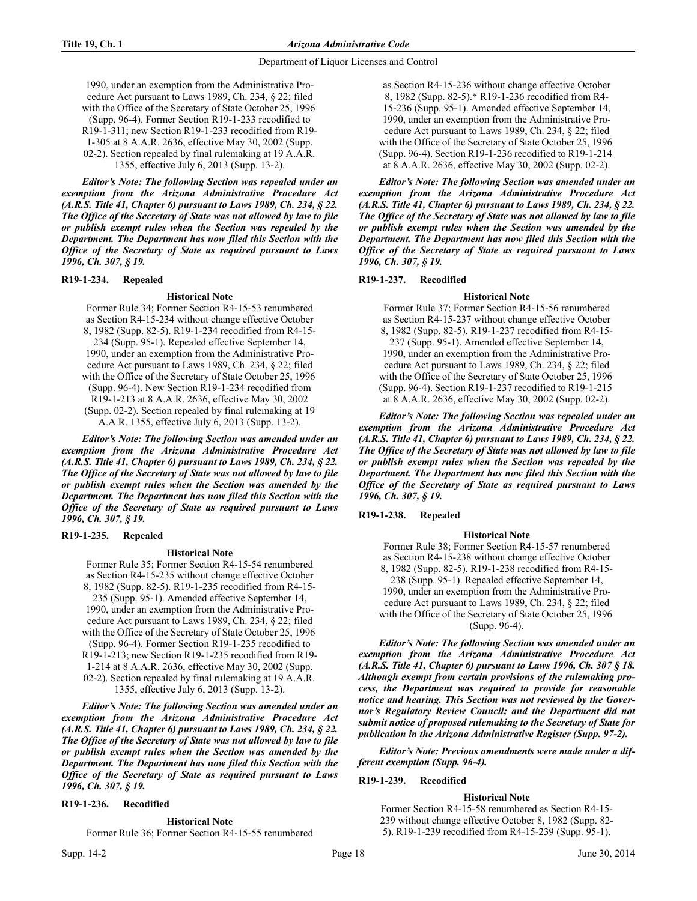1990, under an exemption from the Administrative Procedure Act pursuant to Laws 1989, Ch. 234, § 22; filed with the Office of the Secretary of State October 25, 1996 (Supp. 96-4). Former Section R19-1-233 recodified to R19-1-311; new Section R19-1-233 recodified from R19-1-305 at 8 A.A.R. 2636, effective May 30, 2002 (Supp. 02-2). Section repealed by final rulemaking at 19 A.A.R. 1355, effective July 6, 2013 (Supp. 13-2).

***Editor's Note: The following Section was repealed under an exemption from the Arizona Administrative Procedure Act (A.R.S. Title 41, Chapter 6) pursuant to Laws 1989, Ch. 234, § 22. The Office of the Secretary of State was not allowed by law to file or publish exempt rules when the Section was repealed by the Department. The Department has now filed this Section with the Office of the Secretary of State as required pursuant to Laws 1996, Ch. 307, § 19.***

**R19-1-234. Repealed**

**Historical Note**

Former Rule 34; Former Section R4-15-53 renumbered as Section R4-15-234 without change effective October 8, 1982 (Supp. 82-5). R19-1-234 recodified from R4-15-234 (Supp. 95-1). Repealed effective September 14, 1990, under an exemption from the Administrative Procedure Act pursuant to Laws 1989, Ch. 234, § 22; filed with the Office of the Secretary of State October 25, 1996 (Supp. 96-4). New Section R19-1-234 recodified from R19-1-213 at 8 A.A.R. 2636, effective May 30, 2002 (Supp. 02-2). Section repealed by final rulemaking at 19 A.A.R. 1355, effective July 6, 2013 (Supp. 13-2).

***Editor's Note: The following Section was amended under an exemption from the Arizona Administrative Procedure Act (A.R.S. Title 41, Chapter 6) pursuant to Laws 1989, Ch. 234, § 22. The Office of the Secretary of State was not allowed by law to file or publish exempt rules when the Section was amended by the Department. The Department has now filed this Section with the Office of the Secretary of State as required pursuant to Laws 1996, Ch. 307, § 19.***

**R19-1-235. Repealed**

**Historical Note**

Former Rule 35; Former Section R4-15-54 renumbered as Section R4-15-235 without change effective October 8, 1982 (Supp. 82-5). R19-1-235 recodified from R4-15-235 (Supp. 95-1). Amended effective September 14, 1990, under an exemption from the Administrative Procedure Act pursuant to Laws 1989, Ch. 234, § 22; filed with the Office of the Secretary of State October 25, 1996 (Supp. 96-4). Former Section R19-1-235 recodified to R19-1-213; new Section R19-1-235 recodified from R19-1-214 at 8 A.A.R. 2636, effective May 30, 2002 (Supp. 02-2). Section repealed by final rulemaking at 19 A.A.R. 1355, effective July 6, 2013 (Supp. 13-2).

***Editor's Note: The following Section was amended under an exemption from the Arizona Administrative Procedure Act (A.R.S. Title 41, Chapter 6) pursuant to Laws 1989, Ch. 234, § 22. The Office of the Secretary of State was not allowed by law to file or publish exempt rules when the Section was amended by the Department. The Department has now filed this Section with the Office of the Secretary of State as required pursuant to Laws 1996, Ch. 307, § 19.***

**R19-1-236. Recodified**

**Historical Note**

Former Rule 36; Former Section R4-15-55 renumbered as Section R4-15-236 without change effective October 8, 1982 (Supp. 82-5).* R19-1-236 recodified from R4-15-236 (Supp. 95-1). Amended effective September 14, 1990, under an exemption from the Administrative Procedure Act pursuant to Laws 1989, Ch. 234, § 22; filed with the Office of the Secretary of State October 25, 1996 (Supp. 96-4). Section R19-1-236 recodified to R19-1-214 at 8 A.A.R. 2636, effective May 30, 2002 (Supp. 02-2).

***Editor's Note: The following Section was amended under an exemption from the Arizona Administrative Procedure Act (A.R.S. Title 41, Chapter 6) pursuant to Laws 1989, Ch. 234, § 22. The Office of the Secretary of State was not allowed by law to file or publish exempt rules when the Section was amended by the Department. The Department has now filed this Section with the Office of the Secretary of State as required pursuant to Laws 1996, Ch. 307, § 19.***

**R19-1-237. Recodified**

**Historical Note**

Former Rule 37; Former Section R4-15-56 renumbered as Section R4-15-237 without change effective October 8, 1982 (Supp. 82-5). R19-1-237 recodified from R4-15-237 (Supp. 95-1). Amended effective September 14, 1990, under an exemption from the Administrative Procedure Act pursuant to Laws 1989, Ch. 234, § 22; filed with the Office of the Secretary of State October 25, 1996 (Supp. 96-4). Section R19-1-237 recodified to R19-1-215 at 8 A.A.R. 2636, effective May 30, 2002 (Supp. 02-2).

***Editor's Note: The following Section was repealed under an exemption from the Arizona Administrative Procedure Act (A.R.S. Title 41, Chapter 6) pursuant to Laws 1989, Ch. 234, § 22. The Office of the Secretary of State was not allowed by law to file or publish exempt rules when the Section was repealed by the Department. The Department has now filed this Section with the Office of the Secretary of State as required pursuant to Laws 1996, Ch. 307, § 19.***

**R19-1-238. Repealed**

**Historical Note**

Former Rule 38; Former Section R4-15-57 renumbered as Section R4-15-238 without change effective October 8, 1982 (Supp. 82-5). R19-1-238 recodified from R4-15-238 (Supp. 95-1). Repealed effective September 14, 1990, under an exemption from the Administrative Procedure Act pursuant to Laws 1989, Ch. 234, § 22; filed with the Office of the Secretary of State October 25, 1996 (Supp. 96-4).

***Editor's Note: The following Section was amended under an exemption from the Arizona Administrative Procedure Act (A.R.S. Title 41, Chapter 6) pursuant to Laws 1996, Ch. 307 § 18. Although exempt from certain provisions of the rulemaking process, the Department was required to provide for reasonable notice and hearing. This Section was not reviewed by the Governor's Regulatory Review Council; and the Department did not submit notice of proposed rulemaking to the Secretary of State for publication in the Arizona Administrative Register (Supp. 97-2).***

***Editor's Note: Previous amendments were made under a different exemption (Supp. 96-4).***

**R19-1-239. Recodified**

**Historical Note**

Former Section R4-15-58 renumbered as Section R4-15-239 without change effective October 8, 1982 (Supp. 82-5). R19-1-239 recodified from R4-15-239 (Supp. 95-1).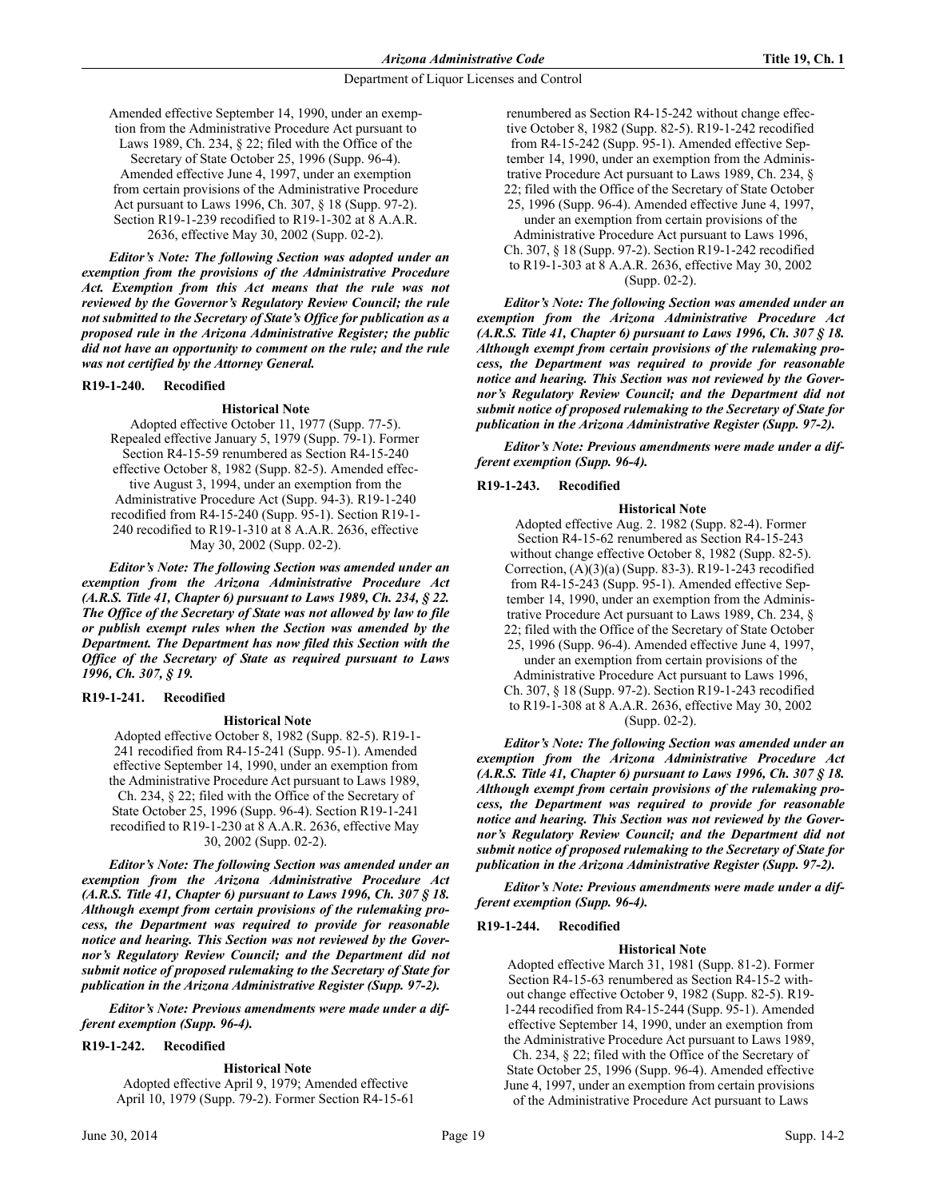Amended effective September 14, 1990, under an exemption from the Administrative Procedure Act pursuant to Laws 1989, Ch. 234, § 22; filed with the Office of the Secretary of State October 25, 1996 (Supp. 96-4). Amended effective June 4, 1997, under an exemption from certain provisions of the Administrative Procedure Act pursuant to Laws 1996, Ch. 307, § 18 (Supp. 97-2). Section R19-1-239 recodified to R19-1-302 at 8 A.A.R. 2636, effective May 30, 2002 (Supp. 02-2).

***Editor's Note: The following Section was adopted under an exemption from the provisions of the Administrative Procedure Act. Exemption from this Act means that the rule was not reviewed by the Governor's Regulatory Review Council; the rule not submitted to the Secretary of State's Office for publication as a proposed rule in the Arizona Administrative Register; the public did not have an opportunity to comment on the rule; and the rule was not certified by the Attorney General.***

**R19-1-240. Recodified**

**Historical Note**

Adopted effective October 11, 1977 (Supp. 77-5). Repealed effective January 5, 1979 (Supp. 79-1). Former Section R4-15-59 renumbered as Section R4-15-240 effective October 8, 1982 (Supp. 82-5). Amended effective August 3, 1994, under an exemption from the Administrative Procedure Act (Supp. 94-3). R19-1-240 recodified from R4-15-240 (Supp. 95-1). Section R19-1-240 recodified to R19-1-310 at 8 A.A.R. 2636, effective May 30, 2002 (Supp. 02-2).

***Editor's Note: The following Section was amended under an exemption from the Arizona Administrative Procedure Act (A.R.S. Title 41, Chapter 6) pursuant to Laws 1989, Ch. 234, § 22. The Office of the Secretary of State was not allowed by law to file or publish exempt rules when the Section was amended by the Department. The Department has now filed this Section with the Office of the Secretary of State as required pursuant to Laws 1996, Ch. 307, § 19.***

**R19-1-241. Recodified**

**Historical Note**

Adopted effective October 8, 1982 (Supp. 82-5). R19-1-241 recodified from R4-15-241 (Supp. 95-1). Amended effective September 14, 1990, under an exemption from the Administrative Procedure Act pursuant to Laws 1989, Ch. 234, § 22; filed with the Office of the Secretary of State October 25, 1996 (Supp. 96-4). Section R19-1-241 recodified to R19-1-230 at 8 A.A.R. 2636, effective May 30, 2002 (Supp. 02-2).

***Editor's Note: The following Section was amended under an exemption from the Arizona Administrative Procedure Act (A.R.S. Title 41, Chapter 6) pursuant to Laws 1996, Ch. 307 § 18. Although exempt from certain provisions of the rulemaking process, the Department was required to provide for reasonable notice and hearing. This Section was not reviewed by the Governor's Regulatory Review Council; and the Department did not submit notice of proposed rulemaking to the Secretary of State for publication in the Arizona Administrative Register (Supp. 97-2).***

***Editor's Note: Previous amendments were made under a different exemption (Supp. 96-4).***

**R19-1-242. Recodified**

**Historical Note**

Adopted effective April 9, 1979; Amended effective April 10, 1979 (Supp. 79-2). Former Section R4-15-61 renumbered as Section R4-15-242 without change effective October 8, 1982 (Supp. 82-5). R19-1-242 recodified from R4-15-242 (Supp. 95-1). Amended effective September 14, 1990, under an exemption from the Administrative Procedure Act pursuant to Laws 1989, Ch. 234, § 22; filed with the Office of the Secretary of State October 25, 1996 (Supp. 96-4). Amended effective June 4, 1997, under an exemption from certain provisions of the Administrative Procedure Act pursuant to Laws 1996, Ch. 307, § 18 (Supp. 97-2). Section R19-1-242 recodified to R19-1-303 at 8 A.A.R. 2636, effective May 30, 2002 (Supp. 02-2).

***Editor's Note: The following Section was amended under an exemption from the Arizona Administrative Procedure Act (A.R.S. Title 41, Chapter 6) pursuant to Laws 1996, Ch. 307 § 18. Although exempt from certain provisions of the rulemaking process, the Department was required to provide for reasonable notice and hearing. This Section was not reviewed by the Governor's Regulatory Review Council; and the Department did not submit notice of proposed rulemaking to the Secretary of State for publication in the Arizona Administrative Register (Supp. 97-2).***

***Editor's Note: Previous amendments were made under a different exemption (Supp. 96-4).***

**R19-1-243. Recodified**

**Historical Note**

Adopted effective Aug. 2. 1982 (Supp. 82-4). Former Section R4-15-62 renumbered as Section R4-15-243 without change effective October 8, 1982 (Supp. 82-5). Correction, (A)(3)(a) (Supp. 83-3). R19-1-243 recodified from R4-15-243 (Supp. 95-1). Amended effective September 14, 1990, under an exemption from the Administrative Procedure Act pursuant to Laws 1989, Ch. 234, § 22; filed with the Office of the Secretary of State October 25, 1996 (Supp. 96-4). Amended effective June 4, 1997, under an exemption from certain provisions of the Administrative Procedure Act pursuant to Laws 1996, Ch. 307, § 18 (Supp. 97-2). Section R19-1-243 recodified to R19-1-308 at 8 A.A.R. 2636, effective May 30, 2002 (Supp. 02-2).

***Editor's Note: The following Section was amended under an exemption from the Arizona Administrative Procedure Act (A.R.S. Title 41, Chapter 6) pursuant to Laws 1996, Ch. 307 § 18. Although exempt from certain provisions of the rulemaking process, the Department was required to provide for reasonable notice and hearing. This Section was not reviewed by the Governor's Regulatory Review Council; and the Department did not submit notice of proposed rulemaking to the Secretary of State for publication in the Arizona Administrative Register (Supp. 97-2).***

***Editor's Note: Previous amendments were made under a different exemption (Supp. 96-4).***

**R19-1-244. Recodified**

**Historical Note**

Adopted effective March 31, 1981 (Supp. 81-2). Former Section R4-15-63 renumbered as Section R4-15-2 without change effective October 9, 1982 (Supp. 82-5). R19-1-244 recodified from R4-15-244 (Supp. 95-1). Amended effective September 14, 1990, under an exemption from the Administrative Procedure Act pursuant to Laws 1989, Ch. 234, § 22; filed with the Office of the Secretary of State October 25, 1996 (Supp. 96-4). Amended effective June 4, 1997, under an exemption from certain provisions of the Administrative Procedure Act pursuant to Laws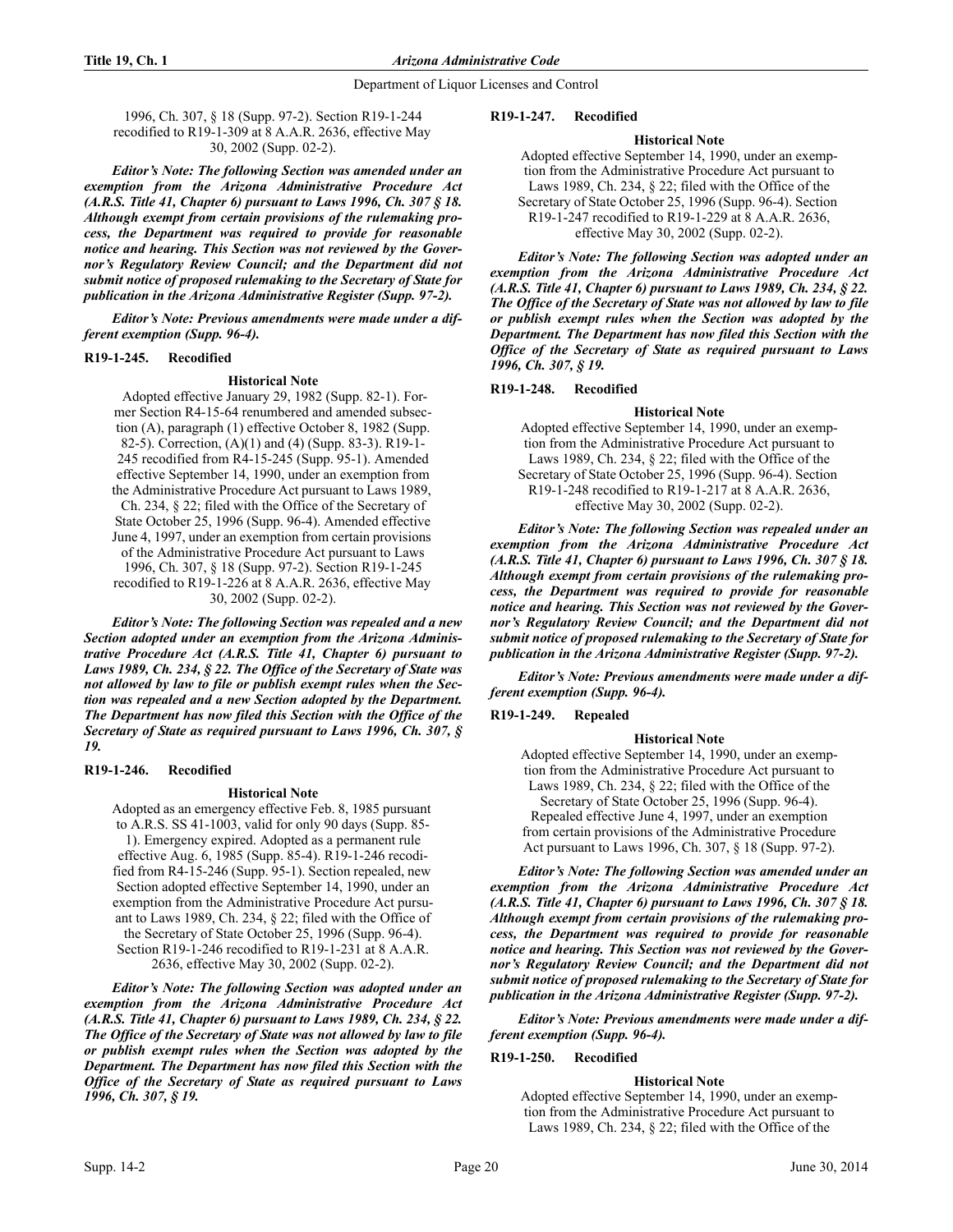1996, Ch. 307, § 18 (Supp. 97-2). Section R19-1-244 recodified to R19-1-309 at 8 A.A.R. 2636, effective May 30, 2002 (Supp. 02-2).

***Editor's Note: The following Section was amended under an exemption from the Arizona Administrative Procedure Act (A.R.S. Title 41, Chapter 6) pursuant to Laws 1996, Ch. 307 § 18. Although exempt from certain provisions of the rulemaking process, the Department was required to provide for reasonable notice and hearing. This Section was not reviewed by the Governor's Regulatory Review Council; and the Department did not submit notice of proposed rulemaking to the Secretary of State for publication in the Arizona Administrative Register (Supp. 97-2).***

***Editor's Note: Previous amendments were made under a different exemption (Supp. 96-4).***

### R19-1-245. Recodified

**Historical Note**

Adopted effective January 29, 1982 (Supp. 82-1). Former Section R4-15-64 renumbered and amended subsection (A), paragraph (1) effective October 8, 1982 (Supp. 82-5). Correction, (A)(1) and (4) (Supp. 83-3). R19-1-245 recodified from R4-15-245 (Supp. 95-1). Amended effective September 14, 1990, under an exemption from the Administrative Procedure Act pursuant to Laws 1989, Ch. 234, § 22; filed with the Office of the Secretary of State October 25, 1996 (Supp. 96-4). Amended effective June 4, 1997, under an exemption from certain provisions of the Administrative Procedure Act pursuant to Laws 1996, Ch. 307, § 18 (Supp. 97-2). Section R19-1-245 recodified to R19-1-226 at 8 A.A.R. 2636, effective May 30, 2002 (Supp. 02-2).

***Editor's Note: The following Section was repealed and a new Section adopted under an exemption from the Arizona Administrative Procedure Act (A.R.S. Title 41, Chapter 6) pursuant to Laws 1989, Ch. 234, § 22. The Office of the Secretary of State was not allowed by law to file or publish exempt rules when the Section was repealed and a new Section adopted by the Department. The Department has now filed this Section with the Office of the Secretary of State as required pursuant to Laws 1996, Ch. 307, § 19.***

### R19-1-246. Recodified

**Historical Note**

Adopted as an emergency effective Feb. 8, 1985 pursuant to A.R.S. SS 41-1003, valid for only 90 days (Supp. 85-1). Emergency expired. Adopted as a permanent rule effective Aug. 6, 1985 (Supp. 85-4). R19-1-246 recodified from R4-15-246 (Supp. 95-1). Section repealed, new Section adopted effective September 14, 1990, under an exemption from the Administrative Procedure Act pursuant to Laws 1989, Ch. 234, § 22; filed with the Office of the Secretary of State October 25, 1996 (Supp. 96-4). Section R19-1-246 recodified to R19-1-231 at 8 A.A.R. 2636, effective May 30, 2002 (Supp. 02-2).

***Editor's Note: The following Section was adopted under an exemption from the Arizona Administrative Procedure Act (A.R.S. Title 41, Chapter 6) pursuant to Laws 1989, Ch. 234, § 22. The Office of the Secretary of State was not allowed by law to file or publish exempt rules when the Section was adopted by the Department. The Department has now filed this Section with the Office of the Secretary of State as required pursuant to Laws 1996, Ch. 307, § 19.***

### R19-1-247. Recodified

**Historical Note**

Adopted effective September 14, 1990, under an exemption from the Administrative Procedure Act pursuant to Laws 1989, Ch. 234, § 22; filed with the Office of the Secretary of State October 25, 1996 (Supp. 96-4). Section R19-1-247 recodified to R19-1-229 at 8 A.A.R. 2636, effective May 30, 2002 (Supp. 02-2).

***Editor's Note: The following Section was adopted under an exemption from the Arizona Administrative Procedure Act (A.R.S. Title 41, Chapter 6) pursuant to Laws 1989, Ch. 234, § 22. The Office of the Secretary of State was not allowed by law to file or publish exempt rules when the Section was adopted by the Department. The Department has now filed this Section with the Office of the Secretary of State as required pursuant to Laws 1996, Ch. 307, § 19.***

### R19-1-248. Recodified

**Historical Note**

Adopted effective September 14, 1990, under an exemption from the Administrative Procedure Act pursuant to Laws 1989, Ch. 234, § 22; filed with the Office of the Secretary of State October 25, 1996 (Supp. 96-4). Section R19-1-248 recodified to R19-1-217 at 8 A.A.R. 2636, effective May 30, 2002 (Supp. 02-2).

***Editor's Note: The following Section was repealed under an exemption from the Arizona Administrative Procedure Act (A.R.S. Title 41, Chapter 6) pursuant to Laws 1996, Ch. 307 § 18. Although exempt from certain provisions of the rulemaking process, the Department was required to provide for reasonable notice and hearing. This Section was not reviewed by the Governor's Regulatory Review Council; and the Department did not submit notice of proposed rulemaking to the Secretary of State for publication in the Arizona Administrative Register (Supp. 97-2).***

***Editor's Note: Previous amendments were made under a different exemption (Supp. 96-4).***

### R19-1-249. Repealed

**Historical Note**

Adopted effective September 14, 1990, under an exemption from the Administrative Procedure Act pursuant to Laws 1989, Ch. 234, § 22; filed with the Office of the Secretary of State October 25, 1996 (Supp. 96-4). Repealed effective June 4, 1997, under an exemption from certain provisions of the Administrative Procedure Act pursuant to Laws 1996, Ch. 307, § 18 (Supp. 97-2).

***Editor's Note: The following Section was amended under an exemption from the Arizona Administrative Procedure Act (A.R.S. Title 41, Chapter 6) pursuant to Laws 1996, Ch. 307 § 18. Although exempt from certain provisions of the rulemaking process, the Department was required to provide for reasonable notice and hearing. This Section was not reviewed by the Governor's Regulatory Review Council; and the Department did not submit notice of proposed rulemaking to the Secretary of State for publication in the Arizona Administrative Register (Supp. 97-2).***

***Editor's Note: Previous amendments were made under a different exemption (Supp. 96-4).***

### R19-1-250. Recodified

**Historical Note**

Adopted effective September 14, 1990, under an exemption from the Administrative Procedure Act pursuant to Laws 1989, Ch. 234, § 22; filed with the Office of the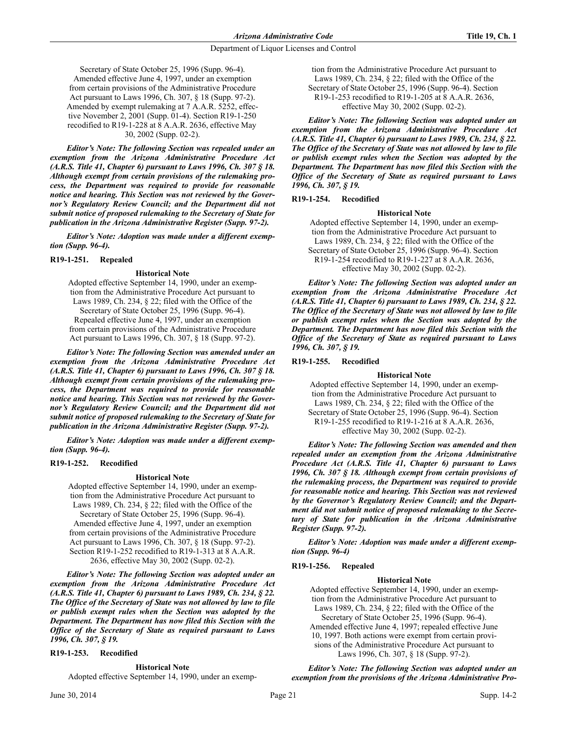Secretary of State October 25, 1996 (Supp. 96-4). Amended effective June 4, 1997, under an exemption from certain provisions of the Administrative Procedure Act pursuant to Laws 1996, Ch. 307, § 18 (Supp. 97-2). Amended by exempt rulemaking at 7 A.A.R. 5252, effective November 2, 2001 (Supp. 01-4). Section R19-1-250 recodified to R19-1-228 at 8 A.A.R. 2636, effective May 30, 2002 (Supp. 02-2).

***Editor's Note: The following Section was repealed under an exemption from the Arizona Administrative Procedure Act (A.R.S. Title 41, Chapter 6) pursuant to Laws 1996, Ch. 307 § 18. Although exempt from certain provisions of the rulemaking process, the Department was required to provide for reasonable notice and hearing. This Section was not reviewed by the Governor's Regulatory Review Council; and the Department did not submit notice of proposed rulemaking to the Secretary of State for publication in the Arizona Administrative Register (Supp. 97-2).***

***Editor's Note: Adoption was made under a different exemption (Supp. 96-4).***

**R19-1-251. Repealed**

**Historical Note**

Adopted effective September 14, 1990, under an exemption from the Administrative Procedure Act pursuant to Laws 1989, Ch. 234, § 22; filed with the Office of the Secretary of State October 25, 1996 (Supp. 96-4). Repealed effective June 4, 1997, under an exemption from certain provisions of the Administrative Procedure Act pursuant to Laws 1996, Ch. 307, § 18 (Supp. 97-2).

***Editor's Note: The following Section was amended under an exemption from the Arizona Administrative Procedure Act (A.R.S. Title 41, Chapter 6) pursuant to Laws 1996, Ch. 307 § 18. Although exempt from certain provisions of the rulemaking process, the Department was required to provide for reasonable notice and hearing. This Section was not reviewed by the Governor's Regulatory Review Council; and the Department did not submit notice of proposed rulemaking to the Secretary of State for publication in the Arizona Administrative Register (Supp. 97-2).***

***Editor's Note: Adoption was made under a different exemption (Supp. 96-4).***

**R19-1-252. Recodified**

**Historical Note**

Adopted effective September 14, 1990, under an exemption from the Administrative Procedure Act pursuant to Laws 1989, Ch. 234, § 22; filed with the Office of the Secretary of State October 25, 1996 (Supp. 96-4). Amended effective June 4, 1997, under an exemption from certain provisions of the Administrative Procedure Act pursuant to Laws 1996, Ch. 307, § 18 (Supp. 97-2). Section R19-1-252 recodified to R19-1-313 at 8 A.A.R. 2636, effective May 30, 2002 (Supp. 02-2).

***Editor's Note: The following Section was adopted under an exemption from the Arizona Administrative Procedure Act (A.R.S. Title 41, Chapter 6) pursuant to Laws 1989, Ch. 234, § 22. The Office of the Secretary of State was not allowed by law to file or publish exempt rules when the Section was adopted by the Department. The Department has now filed this Section with the Office of the Secretary of State as required pursuant to Laws 1996, Ch. 307, § 19.***

**R19-1-253. Recodified**

**Historical Note**

Adopted effective September 14, 1990, under an exemption from the Administrative Procedure Act pursuant to Laws 1989, Ch. 234, § 22; filed with the Office of the Secretary of State October 25, 1996 (Supp. 96-4). Section R19-1-253 recodified to R19-1-205 at 8 A.A.R. 2636, effective May 30, 2002 (Supp. 02-2).

***Editor's Note: The following Section was adopted under an exemption from the Arizona Administrative Procedure Act (A.R.S. Title 41, Chapter 6) pursuant to Laws 1989, Ch. 234, § 22. The Office of the Secretary of State was not allowed by law to file or publish exempt rules when the Section was adopted by the Department. The Department has now filed this Section with the Office of the Secretary of State as required pursuant to Laws 1996, Ch. 307, § 19.***

**R19-1-254. Recodified**

**Historical Note**

Adopted effective September 14, 1990, under an exemption from the Administrative Procedure Act pursuant to Laws 1989, Ch. 234, § 22; filed with the Office of the Secretary of State October 25, 1996 (Supp. 96-4). Section R19-1-254 recodified to R19-1-227 at 8 A.A.R. 2636, effective May 30, 2002 (Supp. 02-2).

***Editor's Note: The following Section was adopted under an exemption from the Arizona Administrative Procedure Act (A.R.S. Title 41, Chapter 6) pursuant to Laws 1989, Ch. 234, § 22. The Office of the Secretary of State was not allowed by law to file or publish exempt rules when the Section was adopted by the Department. The Department has now filed this Section with the Office of the Secretary of State as required pursuant to Laws 1996, Ch. 307, § 19.***

**R19-1-255. Recodified**

**Historical Note**

Adopted effective September 14, 1990, under an exemption from the Administrative Procedure Act pursuant to Laws 1989, Ch. 234, § 22; filed with the Office of the Secretary of State October 25, 1996 (Supp. 96-4). Section R19-1-255 recodified to R19-1-216 at 8 A.A.R. 2636, effective May 30, 2002 (Supp. 02-2).

***Editor's Note: The following Section was amended and then repealed under an exemption from the Arizona Administrative Procedure Act (A.R.S. Title 41, Chapter 6) pursuant to Laws 1996, Ch. 307 § 18. Although exempt from certain provisions of the rulemaking process, the Department was required to provide for reasonable notice and hearing. This Section was not reviewed by the Governor's Regulatory Review Council; and the Department did not submit notice of proposed rulemaking to the Secretary of State for publication in the Arizona Administrative Register (Supp. 97-2).***

***Editor's Note: Adoption was made under a different exemption (Supp. 96-4)***

**R19-1-256. Repealed**

**Historical Note**

Adopted effective September 14, 1990, under an exemption from the Administrative Procedure Act pursuant to Laws 1989, Ch. 234, § 22; filed with the Office of the Secretary of State October 25, 1996 (Supp. 96-4). Amended effective June 4, 1997; repealed effective June 10, 1997. Both actions were exempt from certain provisions of the Administrative Procedure Act pursuant to Laws 1996, Ch. 307, § 18 (Supp. 97-2).

***Editor's Note: The following Section was adopted under an exemption from the provisions of the Arizona Administrative Pro-***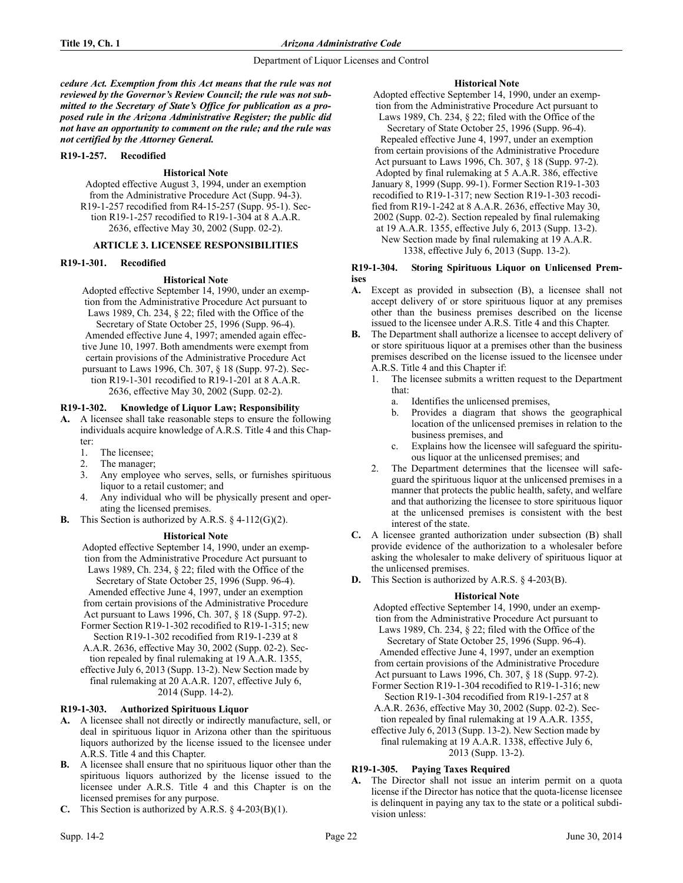***cedure Act. Exemption from this Act means that the rule was not reviewed by the Governor's Review Council; the rule was not submitted to the Secretary of State's Office for publication as a proposed rule in the Arizona Administrative Register; the public did not have an opportunity to comment on the rule; and the rule was not certified by the Attorney General.***

**R19-1-257. Recodified**

**Historical Note**

Adopted effective August 3, 1994, under an exemption from the Administrative Procedure Act (Supp. 94-3). R19-1-257 recodified from R4-15-257 (Supp. 95-1). Section R19-1-257 recodified to R19-1-304 at 8 A.A.R. 2636, effective May 30, 2002 (Supp. 02-2).

## ARTICLE 3. LICENSEE RESPONSIBILITIES

**R19-1-301. Recodified**

**Historical Note**

Adopted effective September 14, 1990, under an exemption from the Administrative Procedure Act pursuant to Laws 1989, Ch. 234, § 22; filed with the Office of the Secretary of State October 25, 1996 (Supp. 96-4). Amended effective June 4, 1997; amended again effective June 10, 1997. Both amendments were exempt from certain provisions of the Administrative Procedure Act pursuant to Laws 1996, Ch. 307, § 18 (Supp. 97-2). Section R19-1-301 recodified to R19-1-201 at 8 A.A.R. 2636, effective May 30, 2002 (Supp. 02-2).

**R19-1-302. Knowledge of Liquor Law; Responsibility**

**A.** A licensee shall take reasonable steps to ensure the following individuals acquire knowledge of A.R.S. Title 4 and this Chapter:
1. The licensee;
2. The manager;
3. Any employee who serves, sells, or furnishes spirituous liquor to a retail customer; and
4. Any individual who will be physically present and operating the licensed premises.

**B.** This Section is authorized by A.R.S. § 4-112(G)(2).

**Historical Note**

Adopted effective September 14, 1990, under an exemption from the Administrative Procedure Act pursuant to Laws 1989, Ch. 234, § 22; filed with the Office of the Secretary of State October 25, 1996 (Supp. 96-4). Amended effective June 4, 1997, under an exemption from certain provisions of the Administrative Procedure Act pursuant to Laws 1996, Ch. 307, § 18 (Supp. 97-2). Former Section R19-1-302 recodified to R19-1-315; new Section R19-1-302 recodified from R19-1-239 at 8 A.A.R. 2636, effective May 30, 2002 (Supp. 02-2). Section repealed by final rulemaking at 19 A.A.R. 1355, effective July 6, 2013 (Supp. 13-2). New Section made by final rulemaking at 20 A.A.R. 1207, effective July 6, 2014 (Supp. 14-2).

**R19-1-303. Authorized Spirituous Liquor**

**A.** A licensee shall not directly or indirectly manufacture, sell, or deal in spirituous liquor in Arizona other than the spirituous liquors authorized by the license issued to the licensee under A.R.S. Title 4 and this Chapter.

**B.** A licensee shall ensure that no spirituous liquor other than the spirituous liquors authorized by the license issued to the licensee under A.R.S. Title 4 and this Chapter is on the licensed premises for any purpose.

**C.** This Section is authorized by A.R.S. § 4-203(B)(1).

**Historical Note**

Adopted effective September 14, 1990, under an exemption from the Administrative Procedure Act pursuant to Laws 1989, Ch. 234, § 22; filed with the Office of the Secretary of State October 25, 1996 (Supp. 96-4). Repealed effective June 4, 1997, under an exemption from certain provisions of the Administrative Procedure Act pursuant to Laws 1996, Ch. 307, § 18 (Supp. 97-2). Adopted by final rulemaking at 5 A.A.R. 386, effective January 8, 1999 (Supp. 99-1). Former Section R19-1-303 recodified to R19-1-317; new Section R19-1-303 recodified from R19-1-242 at 8 A.A.R. 2636, effective May 30, 2002 (Supp. 02-2). Section repealed by final rulemaking at 19 A.A.R. 1355, effective July 6, 2013 (Supp. 13-2). New Section made by final rulemaking at 19 A.A.R. 1338, effective July 6, 2013 (Supp. 13-2).

**R19-1-304. Storing Spirituous Liquor on Unlicensed Premises**

**A.** Except as provided in subsection (B), a licensee shall not accept delivery of or store spirituous liquor at any premises other than the business premises described on the license issued to the licensee under A.R.S. Title 4 and this Chapter.

**B.** The Department shall authorize a licensee to accept delivery of or store spirituous liquor at a premises other than the business premises described on the license issued to the licensee under A.R.S. Title 4 and this Chapter if:
1. The licensee submits a written request to the Department that:
   a. Identifies the unlicensed premises,
   b. Provides a diagram that shows the geographical location of the unlicensed premises in relation to the business premises, and
   c. Explains how the licensee will safeguard the spirituous liquor at the unlicensed premises; and
2. The Department determines that the licensee will safeguard the spirituous liquor at the unlicensed premises in a manner that protects the public health, safety, and welfare and that authorizing the licensee to store spirituous liquor at the unlicensed premises is consistent with the best interest of the state.

**C.** A licensee granted authorization under subsection (B) shall provide evidence of the authorization to a wholesaler before asking the wholesaler to make delivery of spirituous liquor at the unlicensed premises.

**D.** This Section is authorized by A.R.S. § 4-203(B).

**Historical Note**

Adopted effective September 14, 1990, under an exemption from the Administrative Procedure Act pursuant to Laws 1989, Ch. 234, § 22; filed with the Office of the Secretary of State October 25, 1996 (Supp. 96-4). Amended effective June 4, 1997, under an exemption from certain provisions of the Administrative Procedure Act pursuant to Laws 1996, Ch. 307, § 18 (Supp. 97-2). Former Section R19-1-304 recodified to R19-1-316; new Section R19-1-304 recodified from R19-1-257 at 8 A.A.R. 2636, effective May 30, 2002 (Supp. 02-2). Section repealed by final rulemaking at 19 A.A.R. 1355, effective July 6, 2013 (Supp. 13-2). New Section made by final rulemaking at 19 A.A.R. 1338, effective July 6, 2013 (Supp. 13-2).

**R19-1-305. Paying Taxes Required**

**A.** The Director shall not issue an interim permit on a quota license if the Director has notice that the quota-license licensee is delinquent in paying any tax to the state or a political subdivision unless: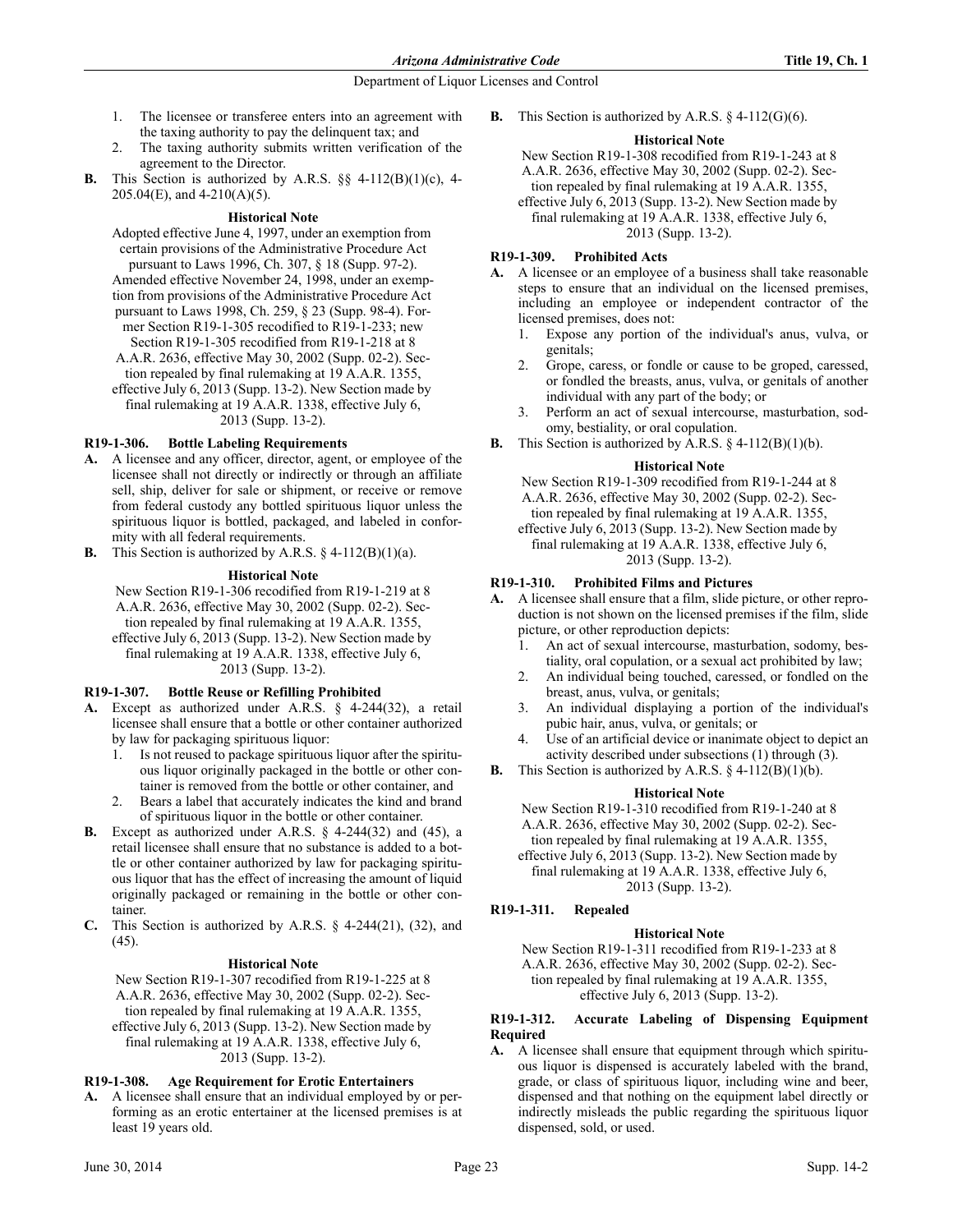1. The licensee or transferee enters into an agreement with the taxing authority to pay the delinquent tax; and
2. The taxing authority submits written verification of the agreement to the Director.

**B.** This Section is authorized by A.R.S. §§ 4-112(B)(1)(c), 4-205.04(E), and 4-210(A)(5).

**Historical Note**

Adopted effective June 4, 1997, under an exemption from certain provisions of the Administrative Procedure Act pursuant to Laws 1996, Ch. 307, § 18 (Supp. 97-2). Amended effective November 24, 1998, under an exemption from provisions of the Administrative Procedure Act pursuant to Laws 1998, Ch. 259, § 23 (Supp. 98-4). Former Section R19-1-305 recodified to R19-1-233; new Section R19-1-305 recodified from R19-1-218 at 8 A.A.R. 2636, effective May 30, 2002 (Supp. 02-2). Section repealed by final rulemaking at 19 A.A.R. 1355, effective July 6, 2013 (Supp. 13-2). New Section made by final rulemaking at 19 A.A.R. 1338, effective July 6, 2013 (Supp. 13-2).

### R19-1-306. Bottle Labeling Requirements

**A.** A licensee and any officer, director, agent, or employee of the licensee shall not directly or indirectly or through an affiliate sell, ship, deliver for sale or shipment, or receive or remove from federal custody any bottled spirituous liquor unless the spirituous liquor is bottled, packaged, and labeled in conformity with all federal requirements.

**B.** This Section is authorized by A.R.S. § 4-112(B)(1)(a).

**Historical Note**

New Section R19-1-306 recodified from R19-1-219 at 8 A.A.R. 2636, effective May 30, 2002 (Supp. 02-2). Section repealed by final rulemaking at 19 A.A.R. 1355, effective July 6, 2013 (Supp. 13-2). New Section made by final rulemaking at 19 A.A.R. 1338, effective July 6, 2013 (Supp. 13-2).

### R19-1-307. Bottle Reuse or Refilling Prohibited

**A.** Except as authorized under A.R.S. § 4-244(32), a retail licensee shall ensure that a bottle or other container authorized by law for packaging spirituous liquor:
1. Is not reused to package spirituous liquor after the spirituous liquor originally packaged in the bottle or other container is removed from the bottle or other container, and
2. Bears a label that accurately indicates the kind and brand of spirituous liquor in the bottle or other container.

**B.** Except as authorized under A.R.S. § 4-244(32) and (45), a retail licensee shall ensure that no substance is added to a bottle or other container authorized by law for packaging spirituous liquor that has the effect of increasing the amount of liquid originally packaged or remaining in the bottle or other container.

**C.** This Section is authorized by A.R.S. § 4-244(21), (32), and (45).

**Historical Note**

New Section R19-1-307 recodified from R19-1-225 at 8 A.A.R. 2636, effective May 30, 2002 (Supp. 02-2). Section repealed by final rulemaking at 19 A.A.R. 1355, effective July 6, 2013 (Supp. 13-2). New Section made by final rulemaking at 19 A.A.R. 1338, effective July 6, 2013 (Supp. 13-2).

### R19-1-308. Age Requirement for Erotic Entertainers

**A.** A licensee shall ensure that an individual employed by or performing as an erotic entertainer at the licensed premises is at least 19 years old.

**B.** This Section is authorized by A.R.S. § 4-112(G)(6).

**Historical Note**

New Section R19-1-308 recodified from R19-1-243 at 8 A.A.R. 2636, effective May 30, 2002 (Supp. 02-2). Section repealed by final rulemaking at 19 A.A.R. 1355, effective July 6, 2013 (Supp. 13-2). New Section made by final rulemaking at 19 A.A.R. 1338, effective July 6, 2013 (Supp. 13-2).

### R19-1-309. Prohibited Acts

**A.** A licensee or an employee of a business shall take reasonable steps to ensure that an individual on the licensed premises, including an employee or independent contractor of the licensed premises, does not:
1. Expose any portion of the individual's anus, vulva, or genitals;
2. Grope, caress, or fondle or cause to be groped, caressed, or fondled the breasts, anus, vulva, or genitals of another individual with any part of the body; or
3. Perform an act of sexual intercourse, masturbation, sodomy, bestiality, or oral copulation.

**B.** This Section is authorized by A.R.S. § 4-112(B)(1)(b).

**Historical Note**

New Section R19-1-309 recodified from R19-1-244 at 8 A.A.R. 2636, effective May 30, 2002 (Supp. 02-2). Section repealed by final rulemaking at 19 A.A.R. 1355, effective July 6, 2013 (Supp. 13-2). New Section made by final rulemaking at 19 A.A.R. 1338, effective July 6, 2013 (Supp. 13-2).

### R19-1-310. Prohibited Films and Pictures

**A.** A licensee shall ensure that a film, slide picture, or other reproduction is not shown on the licensed premises if the film, slide picture, or other reproduction depicts:
1. An act of sexual intercourse, masturbation, sodomy, bestiality, oral copulation, or a sexual act prohibited by law;
2. An individual being touched, caressed, or fondled on the breast, anus, vulva, or genitals;
3. An individual displaying a portion of the individual's pubic hair, anus, vulva, or genitals; or
4. Use of an artificial device or inanimate object to depict an activity described under subsections (1) through (3).

**B.** This Section is authorized by A.R.S. § 4-112(B)(1)(b).

**Historical Note**

New Section R19-1-310 recodified from R19-1-240 at 8 A.A.R. 2636, effective May 30, 2002 (Supp. 02-2). Section repealed by final rulemaking at 19 A.A.R. 1355, effective July 6, 2013 (Supp. 13-2). New Section made by final rulemaking at 19 A.A.R. 1338, effective July 6, 2013 (Supp. 13-2).

### R19-1-311. Repealed

**Historical Note**

New Section R19-1-311 recodified from R19-1-233 at 8 A.A.R. 2636, effective May 30, 2002 (Supp. 02-2). Section repealed by final rulemaking at 19 A.A.R. 1355, effective July 6, 2013 (Supp. 13-2).

### R19-1-312. Accurate Labeling of Dispensing Equipment Required

**A.** A licensee shall ensure that equipment through which spirituous liquor is dispensed is accurately labeled with the brand, grade, or class of spirituous liquor, including wine and beer, dispensed and that nothing on the equipment label directly or indirectly misleads the public regarding the spirituous liquor dispensed, sold, or used.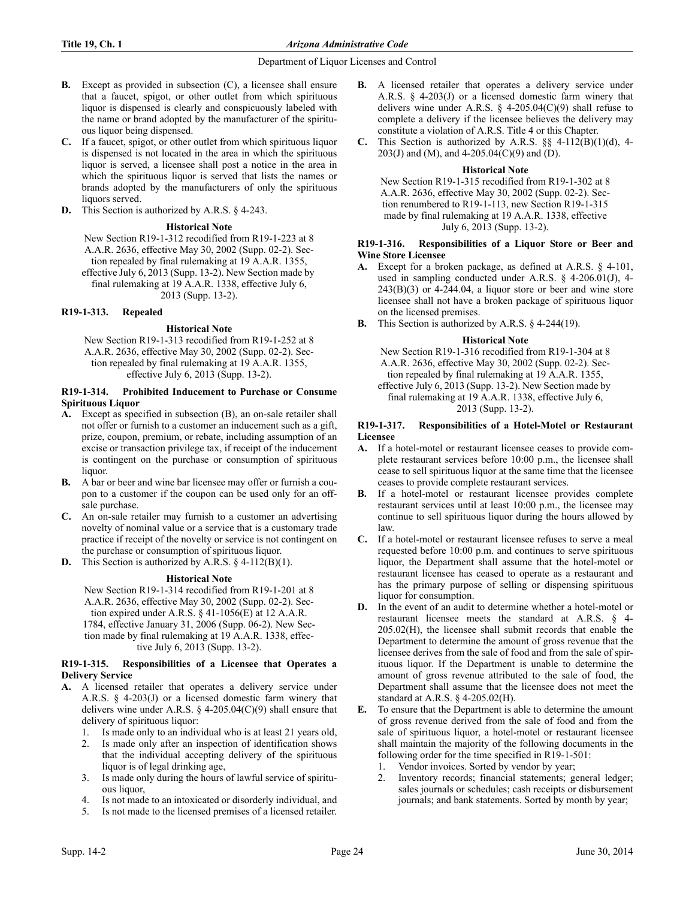**B.** Except as provided in subsection (C), a licensee shall ensure that a faucet, spigot, or other outlet from which spirituous liquor is dispensed is clearly and conspicuously labeled with the name or brand adopted by the manufacturer of the spirituous liquor being dispensed.

**C.** If a faucet, spigot, or other outlet from which spirituous liquor is dispensed is not located in the area in which the spirituous liquor is served, a licensee shall post a notice in the area in which the spirituous liquor is served that lists the names or brands adopted by the manufacturers of only the spirituous liquors served.

**D.** This Section is authorized by A.R.S. § 4-243.

**Historical Note**

New Section R19-1-312 recodified from R19-1-223 at 8 A.A.R. 2636, effective May 30, 2002 (Supp. 02-2). Section repealed by final rulemaking at 19 A.A.R. 1355, effective July 6, 2013 (Supp. 13-2). New Section made by final rulemaking at 19 A.A.R. 1338, effective July 6, 2013 (Supp. 13-2).

### R19-1-313. Repealed

**Historical Note**

New Section R19-1-313 recodified from R19-1-252 at 8 A.A.R. 2636, effective May 30, 2002 (Supp. 02-2). Section repealed by final rulemaking at 19 A.A.R. 1355, effective July 6, 2013 (Supp. 13-2).

### R19-1-314. Prohibited Inducement to Purchase or Consume Spirituous Liquor

**A.** Except as specified in subsection (B), an on-sale retailer shall not offer or furnish to a customer an inducement such as a gift, prize, coupon, premium, or rebate, including assumption of an excise or transaction privilege tax, if receipt of the inducement is contingent on the purchase or consumption of spirituous liquor.

**B.** A bar or beer and wine bar licensee may offer or furnish a coupon to a customer if the coupon can be used only for an off-sale purchase.

**C.** An on-sale retailer may furnish to a customer an advertising novelty of nominal value or a service that is a customary trade practice if receipt of the novelty or service is not contingent on the purchase or consumption of spirituous liquor.

**D.** This Section is authorized by A.R.S. § 4-112(B)(1).

**Historical Note**

New Section R19-1-314 recodified from R19-1-201 at 8 A.A.R. 2636, effective May 30, 2002 (Supp. 02-2). Section expired under A.R.S. § 41-1056(E) at 12 A.A.R. 1784, effective January 31, 2006 (Supp. 06-2). New Section made by final rulemaking at 19 A.A.R. 1338, effective July 6, 2013 (Supp. 13-2).

### R19-1-315. Responsibilities of a Licensee that Operates a Delivery Service

**A.** A licensed retailer that operates a delivery service under A.R.S. § 4-203(J) or a licensed domestic farm winery that delivers wine under A.R.S. § 4-205.04(C)(9) shall ensure that delivery of spirituous liquor:

1. Is made only to an individual who is at least 21 years old,
2. Is made only after an inspection of identification shows that the individual accepting delivery of the spirituous liquor is of legal drinking age,
3. Is made only during the hours of lawful service of spirituous liquor,
4. Is not made to an intoxicated or disorderly individual, and
5. Is not made to the licensed premises of a licensed retailer.

**B.** A licensed retailer that operates a delivery service under A.R.S. § 4-203(J) or a licensed domestic farm winery that delivers wine under A.R.S. § 4-205.04(C)(9) shall refuse to complete a delivery if the licensee believes the delivery may constitute a violation of A.R.S. Title 4 or this Chapter.

**C.** This Section is authorized by A.R.S. §§ 4-112(B)(1)(d), 4-203(J) and (M), and 4-205.04(C)(9) and (D).

**Historical Note**

New Section R19-1-315 recodified from R19-1-302 at 8 A.A.R. 2636, effective May 30, 2002 (Supp. 02-2). Section renumbered to R19-1-113, new Section R19-1-315 made by final rulemaking at 19 A.A.R. 1338, effective July 6, 2013 (Supp. 13-2).

### R19-1-316. Responsibilities of a Liquor Store or Beer and Wine Store Licensee

**A.** Except for a broken package, as defined at A.R.S. § 4-101, used in sampling conducted under A.R.S. § 4-206.01(J), 4-243(B)(3) or 4-244.04, a liquor store or beer and wine store licensee shall not have a broken package of spirituous liquor on the licensed premises.

**B.** This Section is authorized by A.R.S. § 4-244(19).

**Historical Note**

New Section R19-1-316 recodified from R19-1-304 at 8 A.A.R. 2636, effective May 30, 2002 (Supp. 02-2). Section repealed by final rulemaking at 19 A.A.R. 1355, effective July 6, 2013 (Supp. 13-2). New Section made by final rulemaking at 19 A.A.R. 1338, effective July 6, 2013 (Supp. 13-2).

### R19-1-317. Responsibilities of a Hotel-Motel or Restaurant Licensee

**A.** If a hotel-motel or restaurant licensee ceases to provide complete restaurant services before 10:00 p.m., the licensee shall cease to sell spirituous liquor at the same time that the licensee ceases to provide complete restaurant services.

**B.** If a hotel-motel or restaurant licensee provides complete restaurant services until at least 10:00 p.m., the licensee may continue to sell spirituous liquor during the hours allowed by law.

**C.** If a hotel-motel or restaurant licensee refuses to serve a meal requested before 10:00 p.m. and continues to serve spirituous liquor, the Department shall assume that the hotel-motel or restaurant licensee has ceased to operate as a restaurant and has the primary purpose of selling or dispensing spirituous liquor for consumption.

**D.** In the event of an audit to determine whether a hotel-motel or restaurant licensee meets the standard at A.R.S. § 4-205.02(H), the licensee shall submit records that enable the Department to determine the amount of gross revenue that the licensee derives from the sale of food and from the sale of spirituous liquor. If the Department is unable to determine the amount of gross revenue attributed to the sale of food, the Department shall assume that the licensee does not meet the standard at A.R.S. § 4-205.02(H).

**E.** To ensure that the Department is able to determine the amount of gross revenue derived from the sale of food and from the sale of spirituous liquor, a hotel-motel or restaurant licensee shall maintain the majority of the following documents in the following order for the time specified in R19-1-501:

1. Vendor invoices. Sorted by vendor by year;
2. Inventory records; financial statements; general ledger; sales journals or schedules; cash receipts or disbursement journals; and bank statements. Sorted by month by year;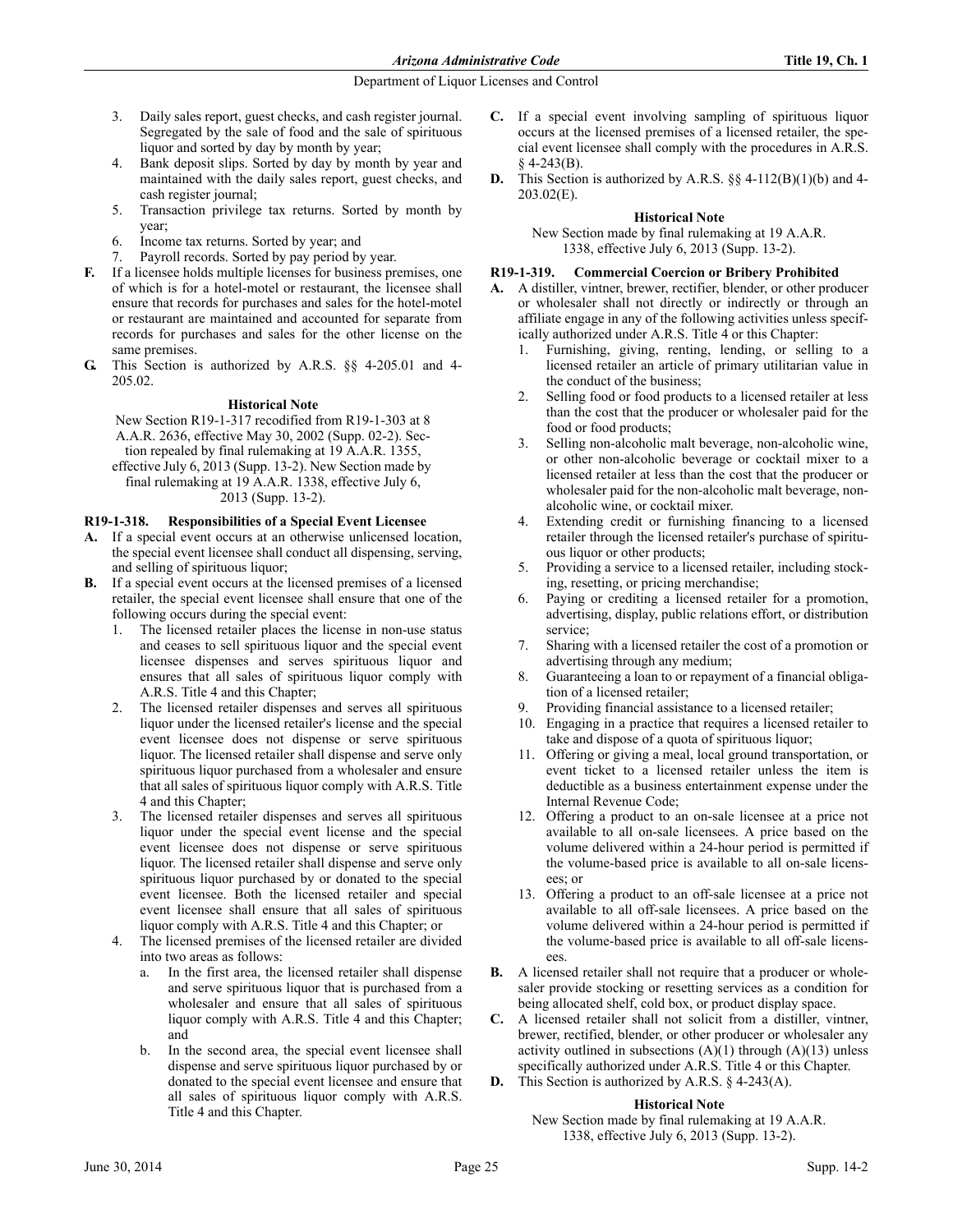3. Daily sales report, guest checks, and cash register journal. Segregated by the sale of food and the sale of spirituous liquor and sorted by day by month by year;
4. Bank deposit slips. Sorted by day by month by year and maintained with the daily sales report, guest checks, and cash register journal;
5. Transaction privilege tax returns. Sorted by month by year;
6. Income tax returns. Sorted by year; and
7. Payroll records. Sorted by pay period by year.

**F.** If a licensee holds multiple licenses for business premises, one of which is for a hotel-motel or restaurant, the licensee shall ensure that records for purchases and sales for the hotel-motel or restaurant are maintained and accounted for separate from records for purchases and sales for the other license on the same premises.

**G.** This Section is authorized by A.R.S. §§ 4-205.01 and 4-205.02.

**Historical Note**

New Section R19-1-317 recodified from R19-1-303 at 8 A.A.R. 2636, effective May 30, 2002 (Supp. 02-2). Section repealed by final rulemaking at 19 A.A.R. 1355, effective July 6, 2013 (Supp. 13-2). New Section made by final rulemaking at 19 A.A.R. 1338, effective July 6, 2013 (Supp. 13-2).

### R19-1-318. Responsibilities of a Special Event Licensee

**A.** If a special event occurs at an otherwise unlicensed location, the special event licensee shall conduct all dispensing, serving, and selling of spirituous liquor;

**B.** If a special event occurs at the licensed premises of a licensed retailer, the special event licensee shall ensure that one of the following occurs during the special event:

1. The licensed retailer places the license in non-use status and ceases to sell spirituous liquor and the special event licensee dispenses and serves spirituous liquor and ensures that all sales of spirituous liquor comply with A.R.S. Title 4 and this Chapter;
2. The licensed retailer dispenses and serves all spirituous liquor under the licensed retailer's license and the special event licensee does not dispense or serve spirituous liquor. The licensed retailer shall dispense and serve only spirituous liquor purchased from a wholesaler and ensure that all sales of spirituous liquor comply with A.R.S. Title 4 and this Chapter;
3. The licensed retailer dispenses and serves all spirituous liquor under the special event license and the special event licensee does not dispense or serve spirituous liquor. The licensed retailer shall dispense and serve only spirituous liquor purchased by or donated to the special event licensee. Both the licensed retailer and special event licensee shall ensure that all sales of spirituous liquor comply with A.R.S. Title 4 and this Chapter; or
4. The licensed premises of the licensed retailer are divided into two areas as follows:
   a. In the first area, the licensed retailer shall dispense and serve spirituous liquor that is purchased from a wholesaler and ensure that all sales of spirituous liquor comply with A.R.S. Title 4 and this Chapter; and
   b. In the second area, the special event licensee shall dispense and serve spirituous liquor purchased by or donated to the special event licensee and ensure that all sales of spirituous liquor comply with A.R.S. Title 4 and this Chapter.

**C.** If a special event involving sampling of spirituous liquor occurs at the licensed premises of a licensed retailer, the special event licensee shall comply with the procedures in A.R.S. § 4-243(B).

**D.** This Section is authorized by A.R.S. §§ 4-112(B)(1)(b) and 4-203.02(E).

**Historical Note**

New Section made by final rulemaking at 19 A.A.R. 1338, effective July 6, 2013 (Supp. 13-2).

### R19-1-319. Commercial Coercion or Bribery Prohibited

**A.** A distiller, vintner, brewer, rectifier, blender, or other producer or wholesaler shall not directly or indirectly or through an affiliate engage in any of the following activities unless specifically authorized under A.R.S. Title 4 or this Chapter:

1. Furnishing, giving, renting, lending, or selling to a licensed retailer an article of primary utilitarian value in the conduct of the business;
2. Selling food or food products to a licensed retailer at less than the cost that the producer or wholesaler paid for the food or food products;
3. Selling non-alcoholic malt beverage, non-alcoholic wine, or other non-alcoholic beverage or cocktail mixer to a licensed retailer at less than the cost that the producer or wholesaler paid for the non-alcoholic malt beverage, non-alcoholic wine, or cocktail mixer.
4. Extending credit or furnishing financing to a licensed retailer through the licensed retailer's purchase of spirituous liquor or other products;
5. Providing a service to a licensed retailer, including stocking, resetting, or pricing merchandise;
6. Paying or crediting a licensed retailer for a promotion, advertising, display, public relations effort, or distribution service;
7. Sharing with a licensed retailer the cost of a promotion or advertising through any medium;
8. Guaranteeing a loan to or repayment of a financial obligation of a licensed retailer;
9. Providing financial assistance to a licensed retailer;
10. Engaging in a practice that requires a licensed retailer to take and dispose of a quota of spirituous liquor;
11. Offering or giving a meal, local ground transportation, or event ticket to a licensed retailer unless the item is deductible as a business entertainment expense under the Internal Revenue Code;
12. Offering a product to an on-sale licensee at a price not available to all on-sale licensees. A price based on the volume delivered within a 24-hour period is permitted if the volume-based price is available to all on-sale licensees; or
13. Offering a product to an off-sale licensee at a price not available to all off-sale licensees. A price based on the volume delivered within a 24-hour period is permitted if the volume-based price is available to all off-sale licensees.

**B.** A licensed retailer shall not require that a producer or wholesaler provide stocking or resetting services as a condition for being allocated shelf, cold box, or product display space.

**C.** A licensed retailer shall not solicit from a distiller, vintner, brewer, rectified, blender, or other producer or wholesaler any activity outlined in subsections (A)(1) through (A)(13) unless specifically authorized under A.R.S. Title 4 or this Chapter.

**D.** This Section is authorized by A.R.S. § 4-243(A).

**Historical Note**

New Section made by final rulemaking at 19 A.A.R. 1338, effective July 6, 2013 (Supp. 13-2).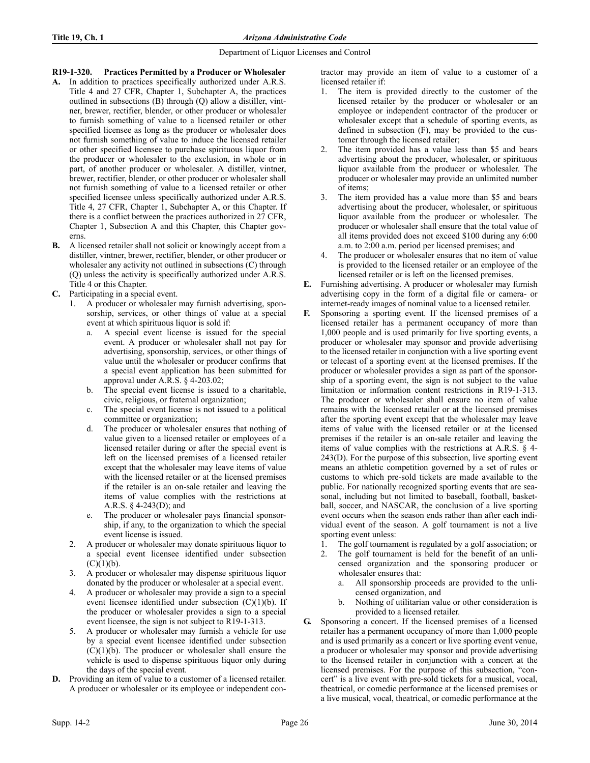### R19-1-320. Practices Permitted by a Producer or Wholesaler

**A.** In addition to practices specifically authorized under A.R.S. Title 4 and 27 CFR, Chapter 1, Subchapter A, the practices outlined in subsections (B) through (Q) allow a distiller, vintner, brewer, rectifier, blender, or other producer or wholesaler to furnish something of value to a licensed retailer or other specified licensee as long as the producer or wholesaler does not furnish something of value to induce the licensed retailer or other specified licensee to purchase spirituous liquor from the producer or wholesaler to the exclusion, in whole or in part, of another producer or wholesaler. A distiller, vintner, brewer, rectifier, blender, or other producer or wholesaler shall not furnish something of value to a licensed retailer or other specified licensee unless specifically authorized under A.R.S. Title 4, 27 CFR, Chapter 1, Subchapter A, or this Chapter. If there is a conflict between the practices authorized in 27 CFR, Chapter 1, Subsection A and this Chapter, this Chapter governs.

**B.** A licensed retailer shall not solicit or knowingly accept from a distiller, vintner, brewer, rectifier, blender, or other producer or wholesaler any activity not outlined in subsections (C) through (Q) unless the activity is specifically authorized under A.R.S. Title 4 or this Chapter.

**C.** Participating in a special event.

1. A producer or wholesaler may furnish advertising, sponsorship, services, or other things of value at a special event at which spirituous liquor is sold if:
   a. A special event license is issued for the special event. A producer or wholesaler shall not pay for advertising, sponsorship, services, or other things of value until the wholesaler or producer confirms that a special event application has been submitted for approval under A.R.S. § 4-203.02;
   b. The special event license is issued to a charitable, civic, religious, or fraternal organization;
   c. The special event license is not issued to a political committee or organization;
   d. The producer or wholesaler ensures that nothing of value given to a licensed retailer or employees of a licensed retailer during or after the special event is left on the licensed premises of a licensed retailer except that the wholesaler may leave items of value with the licensed retailer or at the licensed premises if the retailer is an on-sale retailer and leaving the items of value complies with the restrictions at A.R.S. § 4-243(D); and
   e. The producer or wholesaler pays financial sponsorship, if any, to the organization to which the special event license is issued.
2. A producer or wholesaler may donate spirituous liquor to a special event licensee identified under subsection (C)(1)(b).
3. A producer or wholesaler may dispense spirituous liquor donated by the producer or wholesaler at a special event.
4. A producer or wholesaler may provide a sign to a special event licensee identified under subsection (C)(1)(b). If the producer or wholesaler provides a sign to a special event licensee, the sign is not subject to R19-1-313.
5. A producer or wholesaler may furnish a vehicle for use by a special event licensee identified under subsection (C)(1)(b). The producer or wholesaler shall ensure the vehicle is used to dispense spirituous liquor only during the days of the special event.

**D.** Providing an item of value to a customer of a licensed retailer. A producer or wholesaler or its employee or independent contractor may provide an item of value to a customer of a licensed retailer if:

1. The item is provided directly to the customer of the licensed retailer by the producer or wholesaler or an employee or independent contractor of the producer or wholesaler except that a schedule of sporting events, as defined in subsection (F), may be provided to the customer through the licensed retailer;
2. The item provided has a value less than $5 and bears advertising about the producer, wholesaler, or spirituous liquor available from the producer or wholesaler. The producer or wholesaler may provide an unlimited number of items;
3. The item provided has a value more than $5 and bears advertising about the producer, wholesaler, or spirituous liquor available from the producer or wholesaler. The producer or wholesaler shall ensure that the total value of all items provided does not exceed $100 during any 6:00 a.m. to 2:00 a.m. period per licensed premises; and
4. The producer or wholesaler ensures that no item of value is provided to the licensed retailer or an employee of the licensed retailer or is left on the licensed premises.

**E.** Furnishing advertising. A producer or wholesaler may furnish advertising copy in the form of a digital file or camera- or internet-ready images of nominal value to a licensed retailer.

**F.** Sponsoring a sporting event. If the licensed premises of a licensed retailer has a permanent occupancy of more than 1,000 people and is used primarily for live sporting events, a producer or wholesaler may sponsor and provide advertising to the licensed retailer in conjunction with a live sporting event or telecast of a sporting event at the licensed premises. If the producer or wholesaler provides a sign as part of the sponsorship of a sporting event, the sign is not subject to the value limitation or information content restrictions in R19-1-313. The producer or wholesaler shall ensure no item of value remains with the licensed retailer or at the licensed premises after the sporting event except that the wholesaler may leave items of value with the licensed retailer or at the licensed premises if the retailer is an on-sale retailer and leaving the items of value complies with the restrictions at A.R.S. § 4-243(D). For the purpose of this subsection, live sporting event means an athletic competition governed by a set of rules or customs to which pre-sold tickets are made available to the public. For nationally recognized sporting events that are seasonal, including but not limited to baseball, football, basketball, soccer, and NASCAR, the conclusion of a live sporting event occurs when the season ends rather than after each individual event of the season. A golf tournament is not a live sporting event unless:

1. The golf tournament is regulated by a golf association; or
2. The golf tournament is held for the benefit of an unlicensed organization and the sponsoring producer or wholesaler ensures that:
   a. All sponsorship proceeds are provided to the unlicensed organization, and
   b. Nothing of utilitarian value or other consideration is provided to a licensed retailer.

**G.** Sponsoring a concert. If the licensed premises of a licensed retailer has a permanent occupancy of more than 1,000 people and is used primarily as a concert or live sporting event venue, a producer or wholesaler may sponsor and provide advertising to the licensed retailer in conjunction with a concert at the licensed premises. For the purpose of this subsection, "concert" is a live event with pre-sold tickets for a musical, vocal, theatrical, or comedic performance at the licensed premises or a live musical, vocal, theatrical, or comedic performance at the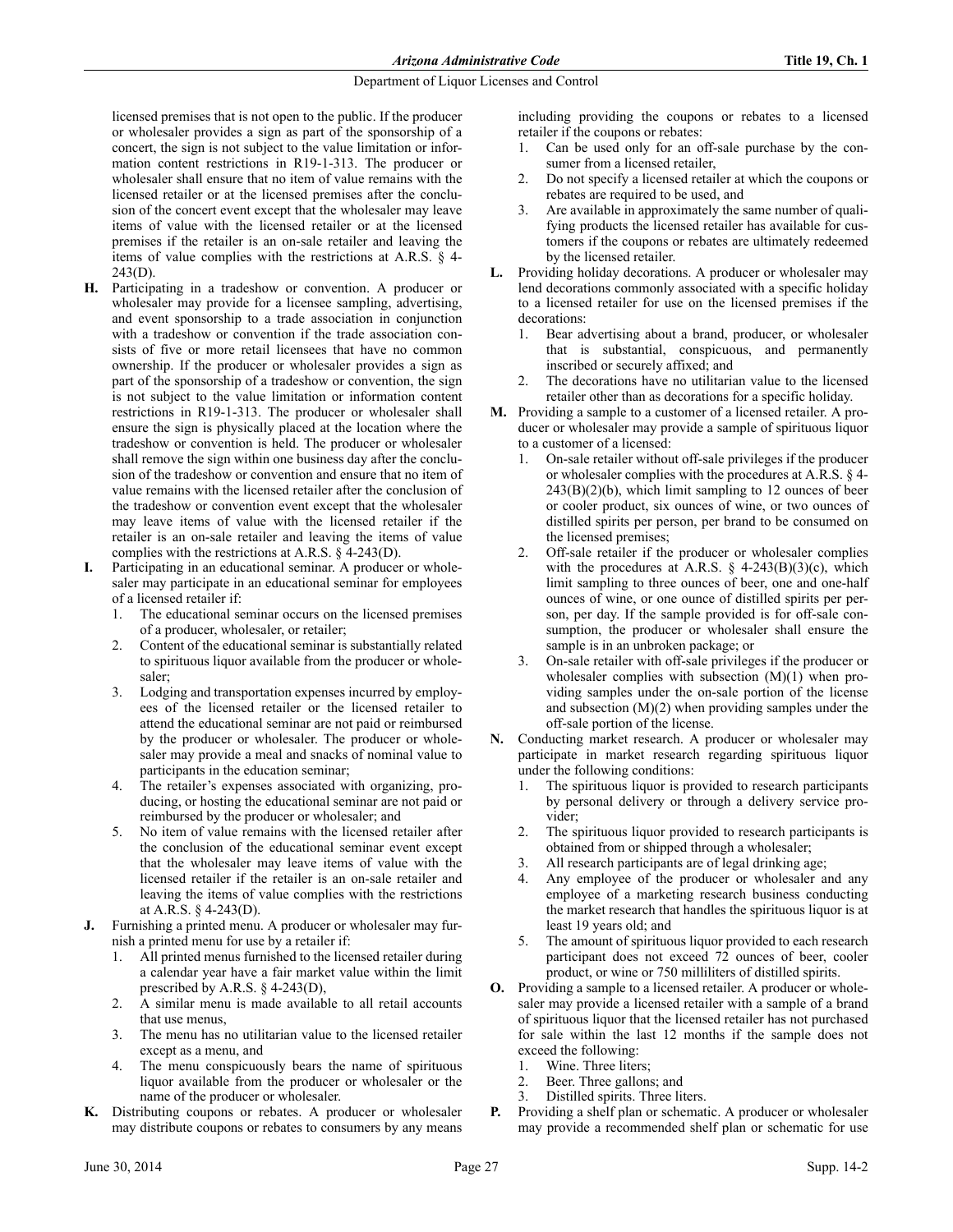licensed premises that is not open to the public. If the producer or wholesaler provides a sign as part of the sponsorship of a concert, the sign is not subject to the value limitation or information content restrictions in R19-1-313. The producer or wholesaler shall ensure that no item of value remains with the licensed retailer or at the licensed premises after the conclusion of the concert event except that the wholesaler may leave items of value with the licensed retailer or at the licensed premises if the retailer is an on-sale retailer and leaving the items of value complies with the restrictions at A.R.S. § 4-243(D).

**H.** Participating in a tradeshow or convention. A producer or wholesaler may provide for a licensee sampling, advertising, and event sponsorship to a trade association in conjunction with a tradeshow or convention if the trade association consists of five or more retail licensees that have no common ownership. If the producer or wholesaler provides a sign as part of the sponsorship of a tradeshow or convention, the sign is not subject to the value limitation or information content restrictions in R19-1-313. The producer or wholesaler shall ensure the sign is physically placed at the location where the tradeshow or convention is held. The producer or wholesaler shall remove the sign within one business day after the conclusion of the tradeshow or convention and ensure that no item of value remains with the licensed retailer after the conclusion of the tradeshow or convention event except that the wholesaler may leave items of value with the licensed retailer if the retailer is an on-sale retailer and leaving the items of value complies with the restrictions at A.R.S. § 4-243(D).

**I.** Participating in an educational seminar. A producer or wholesaler may participate in an educational seminar for employees of a licensed retailer if:

1. The educational seminar occurs on the licensed premises of a producer, wholesaler, or retailer;
2. Content of the educational seminar is substantially related to spirituous liquor available from the producer or wholesaler;
3. Lodging and transportation expenses incurred by employees of the licensed retailer or the licensed retailer to attend the educational seminar are not paid or reimbursed by the producer or wholesaler. The producer or wholesaler may provide a meal and snacks of nominal value to participants in the education seminar;
4. The retailer's expenses associated with organizing, producing, or hosting the educational seminar are not paid or reimbursed by the producer or wholesaler; and
5. No item of value remains with the licensed retailer after the conclusion of the educational seminar event except that the wholesaler may leave items of value with the licensed retailer if the retailer is an on-sale retailer and leaving the items of value complies with the restrictions at A.R.S. § 4-243(D).

**J.** Furnishing a printed menu. A producer or wholesaler may furnish a printed menu for use by a retailer if:

1. All printed menus furnished to the licensed retailer during a calendar year have a fair market value within the limit prescribed by A.R.S. § 4-243(D),
2. A similar menu is made available to all retail accounts that use menus,
3. The menu has no utilitarian value to the licensed retailer except as a menu, and
4. The menu conspicuously bears the name of spirituous liquor available from the producer or wholesaler or the name of the producer or wholesaler.

**K.** Distributing coupons or rebates. A producer or wholesaler may distribute coupons or rebates to consumers by any means including providing the coupons or rebates to a licensed retailer if the coupons or rebates:

1. Can be used only for an off-sale purchase by the consumer from a licensed retailer,
2. Do not specify a licensed retailer at which the coupons or rebates are required to be used, and
3. Are available in approximately the same number of qualifying products the licensed retailer has available for customers if the coupons or rebates are ultimately redeemed by the licensed retailer.

**L.** Providing holiday decorations. A producer or wholesaler may lend decorations commonly associated with a specific holiday to a licensed retailer for use on the licensed premises if the decorations:

1. Bear advertising about a brand, producer, or wholesaler that is substantial, conspicuous, and permanently inscribed or securely affixed; and
2. The decorations have no utilitarian value to the licensed retailer other than as decorations for a specific holiday.

**M.** Providing a sample to a customer of a licensed retailer. A producer or wholesaler may provide a sample of spirituous liquor to a customer of a licensed:

1. On-sale retailer without off-sale privileges if the producer or wholesaler complies with the procedures at A.R.S. § 4-243(B)(2)(b), which limit sampling to 12 ounces of beer or cooler product, six ounces of wine, or two ounces of distilled spirits per person, per brand to be consumed on the licensed premises;
2. Off-sale retailer if the producer or wholesaler complies with the procedures at A.R.S. § 4-243(B)(3)(c), which limit sampling to three ounces of beer, one and one-half ounces of wine, or one ounce of distilled spirits per person, per day. If the sample provided is for off-sale consumption, the producer or wholesaler shall ensure the sample is in an unbroken package; or
3. On-sale retailer with off-sale privileges if the producer or wholesaler complies with subsection (M)(1) when providing samples under the on-sale portion of the license and subsection (M)(2) when providing samples under the off-sale portion of the license.

**N.** Conducting market research. A producer or wholesaler may participate in market research regarding spirituous liquor under the following conditions:

1. The spirituous liquor is provided to research participants by personal delivery or through a delivery service provider;
2. The spirituous liquor provided to research participants is obtained from or shipped through a wholesaler;
3. All research participants are of legal drinking age;
4. Any employee of the producer or wholesaler and any employee of a marketing research business conducting the market research that handles the spirituous liquor is at least 19 years old; and
5. The amount of spirituous liquor provided to each research participant does not exceed 72 ounces of beer, cooler product, or wine or 750 milliliters of distilled spirits.

**O.** Providing a sample to a licensed retailer. A producer or wholesaler may provide a licensed retailer with a sample of a brand of spirituous liquor that the licensed retailer has not purchased for sale within the last 12 months if the sample does not exceed the following:

1. Wine. Three liters;
2. Beer. Three gallons; and
3. Distilled spirits. Three liters.

**P.** Providing a shelf plan or schematic. A producer or wholesaler may provide a recommended shelf plan or schematic for use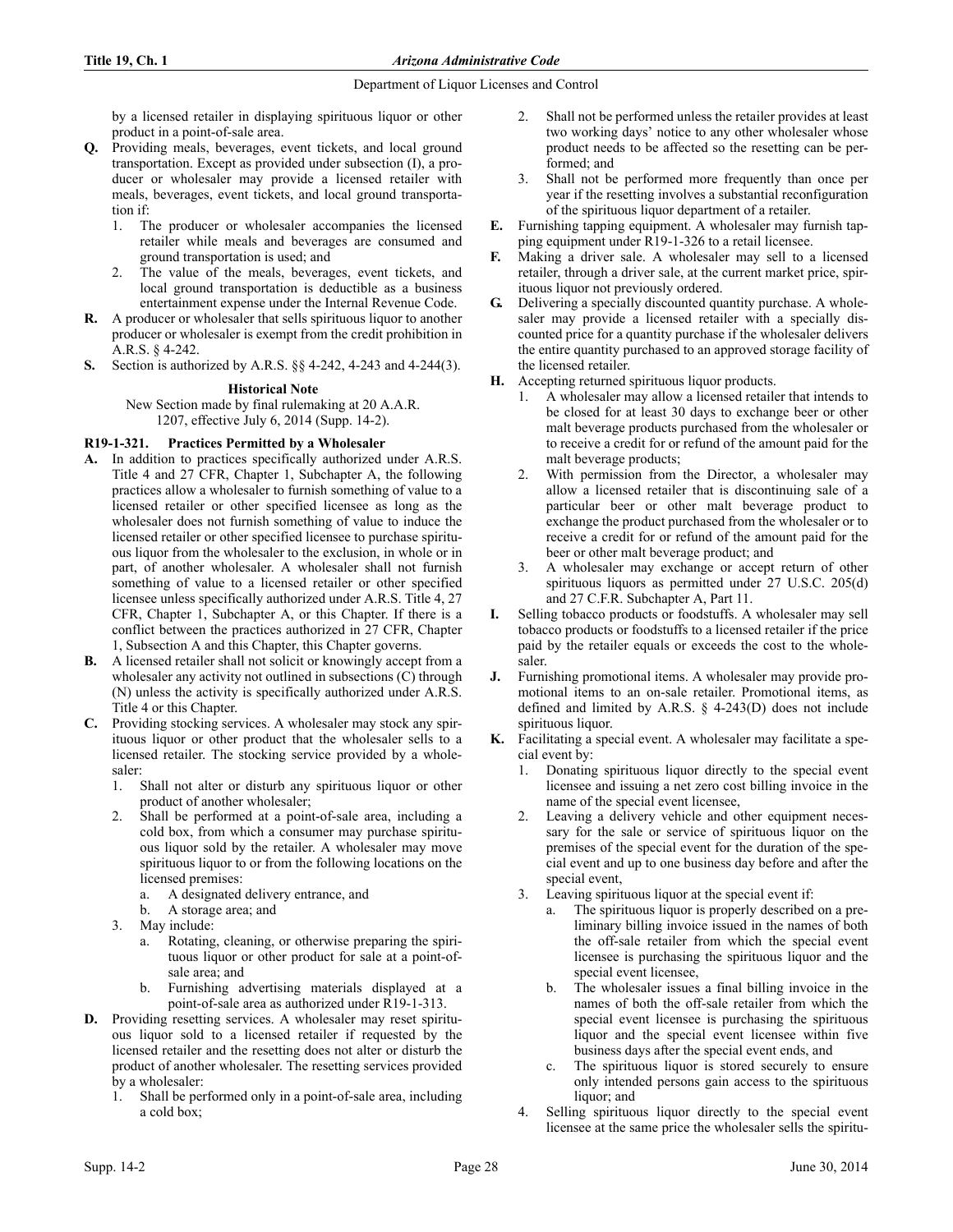by a licensed retailer in displaying spirituous liquor or other product in a point-of-sale area.

**Q.** Providing meals, beverages, event tickets, and local ground transportation. Except as provided under subsection (I), a producer or wholesaler may provide a licensed retailer with meals, beverages, event tickets, and local ground transportation if:

1. The producer or wholesaler accompanies the licensed retailer while meals and beverages are consumed and ground transportation is used; and
2. The value of the meals, beverages, event tickets, and local ground transportation is deductible as a business entertainment expense under the Internal Revenue Code.

**R.** A producer or wholesaler that sells spirituous liquor to another producer or wholesaler is exempt from the credit prohibition in A.R.S. § 4-242.

**S.** Section is authorized by A.R.S. §§ 4-242, 4-243 and 4-244(3).

**Historical Note**

New Section made by final rulemaking at 20 A.A.R. 1207, effective July 6, 2014 (Supp. 14-2).

### R19-1-321. Practices Permitted by a Wholesaler

**A.** In addition to practices specifically authorized under A.R.S. Title 4 and 27 CFR, Chapter 1, Subchapter A, the following practices allow a wholesaler to furnish something of value to a licensed retailer or other specified licensee as long as the wholesaler does not furnish something of value to induce the licensed retailer or other specified licensee to purchase spirituous liquor from the wholesaler to the exclusion, in whole or in part, of another wholesaler. A wholesaler shall not furnish something of value to a licensed retailer or other specified licensee unless specifically authorized under A.R.S. Title 4, 27 CFR, Chapter 1, Subchapter A, or this Chapter. If there is a conflict between the practices authorized in 27 CFR, Chapter 1, Subsection A and this Chapter, this Chapter governs.

**B.** A licensed retailer shall not solicit or knowingly accept from a wholesaler any activity not outlined in subsections (C) through (N) unless the activity is specifically authorized under A.R.S. Title 4 or this Chapter.

**C.** Providing stocking services. A wholesaler may stock any spirituous liquor or other product that the wholesaler sells to a licensed retailer. The stocking service provided by a wholesaler:

1. Shall not alter or disturb any spirituous liquor or other product of another wholesaler;
2. Shall be performed at a point-of-sale area, including a cold box, from which a consumer may purchase spirituous liquor sold by the retailer. A wholesaler may move spirituous liquor to or from the following locations on the licensed premises:
   a. A designated delivery entrance, and
   b. A storage area; and
3. May include:
   a. Rotating, cleaning, or otherwise preparing the spirituous liquor or other product for sale at a point-of-sale area; and
   b. Furnishing advertising materials displayed at a point-of-sale area as authorized under R19-1-313.

**D.** Providing resetting services. A wholesaler may reset spirituous liquor sold to a licensed retailer if requested by the licensed retailer and the resetting does not alter or disturb the product of another wholesaler. The resetting services provided by a wholesaler:

1. Shall be performed only in a point-of-sale area, including a cold box;
2. Shall not be performed unless the retailer provides at least two working days' notice to any other wholesaler whose product needs to be affected so the resetting can be performed; and
3. Shall not be performed more frequently than once per year if the resetting involves a substantial reconfiguration of the spirituous liquor department of a retailer.

**E.** Furnishing tapping equipment. A wholesaler may furnish tapping equipment under R19-1-326 to a retail licensee.

**F.** Making a driver sale. A wholesaler may sell to a licensed retailer, through a driver sale, at the current market price, spirituous liquor not previously ordered.

**G.** Delivering a specially discounted quantity purchase. A wholesaler may provide a licensed retailer with a specially discounted price for a quantity purchase if the wholesaler delivers the entire quantity purchased to an approved storage facility of the licensed retailer.

**H.** Accepting returned spirituous liquor products.

1. A wholesaler may allow a licensed retailer that intends to be closed for at least 30 days to exchange beer or other malt beverage products purchased from the wholesaler or to receive a credit for or refund of the amount paid for the malt beverage products;
2. With permission from the Director, a wholesaler may allow a licensed retailer that is discontinuing sale of a particular beer or other malt beverage product to exchange the product purchased from the wholesaler or to receive a credit for or refund of the amount paid for the beer or other malt beverage product; and
3. A wholesaler may exchange or accept return of other spirituous liquors as permitted under 27 U.S.C. 205(d) and 27 C.F.R. Subchapter A, Part 11.

**I.** Selling tobacco products or foodstuffs. A wholesaler may sell tobacco products or foodstuffs to a licensed retailer if the price paid by the retailer equals or exceeds the cost to the wholesaler.

**J.** Furnishing promotional items. A wholesaler may provide promotional items to an on-sale retailer. Promotional items, as defined and limited by A.R.S. § 4-243(D) does not include spirituous liquor.

**K.** Facilitating a special event. A wholesaler may facilitate a special event by:

1. Donating spirituous liquor directly to the special event licensee and issuing a net zero cost billing invoice in the name of the special event licensee,
2. Leaving a delivery vehicle and other equipment necessary for the sale or service of spirituous liquor on the premises of the special event for the duration of the special event and up to one business day before and after the special event,
3. Leaving spirituous liquor at the special event if:
   a. The spirituous liquor is properly described on a preliminary billing invoice issued in the names of both the off-sale retailer from which the special event licensee is purchasing the spirituous liquor and the special event licensee,
   b. The wholesaler issues a final billing invoice in the names of both the off-sale retailer from which the special event licensee is purchasing the spirituous liquor and the special event licensee within five business days after the special event ends, and
   c. The spirituous liquor is stored securely to ensure only intended persons gain access to the spirituous liquor; and
4. Selling spirituous liquor directly to the special event licensee at the same price the wholesaler sells the spiritu-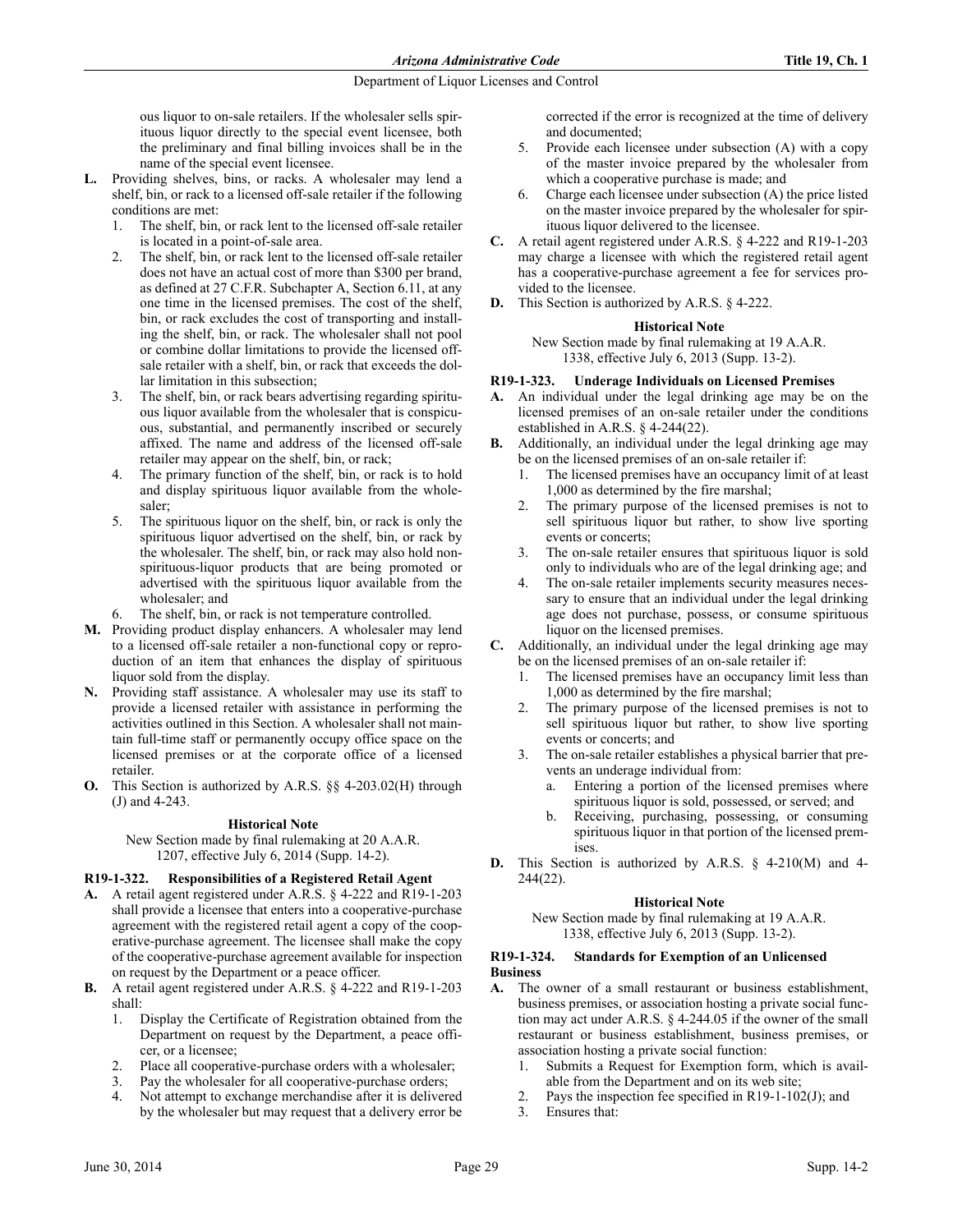ous liquor to on-sale retailers. If the wholesaler sells spirituous liquor directly to the special event licensee, both the preliminary and final billing invoices shall be in the name of the special event licensee.

**L.** Providing shelves, bins, or racks. A wholesaler may lend a shelf, bin, or rack to a licensed off-sale retailer if the following conditions are met:
1. The shelf, bin, or rack lent to the licensed off-sale retailer is located in a point-of-sale area.
2. The shelf, bin, or rack lent to the licensed off-sale retailer does not have an actual cost of more than $300 per brand, as defined at 27 C.F.R. Subchapter A, Section 6.11, at any one time in the licensed premises. The cost of the shelf, bin, or rack excludes the cost of transporting and installing the shelf, bin, or rack. The wholesaler shall not pool or combine dollar limitations to provide the licensed off-sale retailer with a shelf, bin, or rack that exceeds the dollar limitation in this subsection;
3. The shelf, bin, or rack bears advertising regarding spirituous liquor available from the wholesaler that is conspicuous, substantial, and permanently inscribed or securely affixed. The name and address of the licensed off-sale retailer may appear on the shelf, bin, or rack;
4. The primary function of the shelf, bin, or rack is to hold and display spirituous liquor available from the wholesaler;
5. The spirituous liquor on the shelf, bin, or rack is only the spirituous liquor advertised on the shelf, bin, or rack by the wholesaler. The shelf, bin, or rack may also hold non-spirituous-liquor products that are being promoted or advertised with the spirituous liquor available from the wholesaler; and
6. The shelf, bin, or rack is not temperature controlled.

**M.** Providing product display enhancers. A wholesaler may lend to a licensed off-sale retailer a non-functional copy or reproduction of an item that enhances the display of spirituous liquor sold from the display.

**N.** Providing staff assistance. A wholesaler may use its staff to provide a licensed retailer with assistance in performing the activities outlined in this Section. A wholesaler shall not maintain full-time staff or permanently occupy office space on the licensed premises or at the corporate office of a licensed retailer.

**O.** This Section is authorized by A.R.S. §§ 4-203.02(H) through (J) and 4-243.

**Historical Note**

New Section made by final rulemaking at 20 A.A.R. 1207, effective July 6, 2014 (Supp. 14-2).

### R19-1-322. Responsibilities of a Registered Retail Agent

**A.** A retail agent registered under A.R.S. § 4-222 and R19-1-203 shall provide a licensee that enters into a cooperative-purchase agreement with the registered retail agent a copy of the cooperative-purchase agreement. The licensee shall make the copy of the cooperative-purchase agreement available for inspection on request by the Department or a peace officer.

**B.** A retail agent registered under A.R.S. § 4-222 and R19-1-203 shall:
1. Display the Certificate of Registration obtained from the Department on request by the Department, a peace officer, or a licensee;
2. Place all cooperative-purchase orders with a wholesaler;
3. Pay the wholesaler for all cooperative-purchase orders;
4. Not attempt to exchange merchandise after it is delivered by the wholesaler but may request that a delivery error be corrected if the error is recognized at the time of delivery and documented;
5. Provide each licensee under subsection (A) with a copy of the master invoice prepared by the wholesaler from which a cooperative purchase is made; and
6. Charge each licensee under subsection (A) the price listed on the master invoice prepared by the wholesaler for spirituous liquor delivered to the licensee.

**C.** A retail agent registered under A.R.S. § 4-222 and R19-1-203 may charge a licensee with which the registered retail agent has a cooperative-purchase agreement a fee for services provided to the licensee.

**D.** This Section is authorized by A.R.S. § 4-222.

**Historical Note**

New Section made by final rulemaking at 19 A.A.R. 1338, effective July 6, 2013 (Supp. 13-2).

### R19-1-323. Underage Individuals on Licensed Premises

**A.** An individual under the legal drinking age may be on the licensed premises of an on-sale retailer under the conditions established in A.R.S. § 4-244(22).

**B.** Additionally, an individual under the legal drinking age may be on the licensed premises of an on-sale retailer if:
1. The licensed premises have an occupancy limit of at least 1,000 as determined by the fire marshal;
2. The primary purpose of the licensed premises is not to sell spirituous liquor but rather, to show live sporting events or concerts;
3. The on-sale retailer ensures that spirituous liquor is sold only to individuals who are of the legal drinking age; and
4. The on-sale retailer implements security measures necessary to ensure that an individual under the legal drinking age does not purchase, possess, or consume spirituous liquor on the licensed premises.

**C.** Additionally, an individual under the legal drinking age may be on the licensed premises of an on-sale retailer if:
1. The licensed premises have an occupancy limit less than 1,000 as determined by the fire marshal;
2. The primary purpose of the licensed premises is not to sell spirituous liquor but rather, to show live sporting events or concerts; and
3. The on-sale retailer establishes a physical barrier that prevents an underage individual from:
   a. Entering a portion of the licensed premises where spirituous liquor is sold, possessed, or served; and
   b. Receiving, purchasing, possessing, or consuming spirituous liquor in that portion of the licensed premises.

**D.** This Section is authorized by A.R.S. § 4-210(M) and 4-244(22).

**Historical Note**

New Section made by final rulemaking at 19 A.A.R. 1338, effective July 6, 2013 (Supp. 13-2).

### R19-1-324. Standards for Exemption of an Unlicensed Business

**A.** The owner of a small restaurant or business establishment, business premises, or association hosting a private social function may act under A.R.S. § 4-244.05 if the owner of the small restaurant or business establishment, business premises, or association hosting a private social function:
1. Submits a Request for Exemption form, which is available from the Department and on its web site;
2. Pays the inspection fee specified in R19-1-102(J); and
3. Ensures that: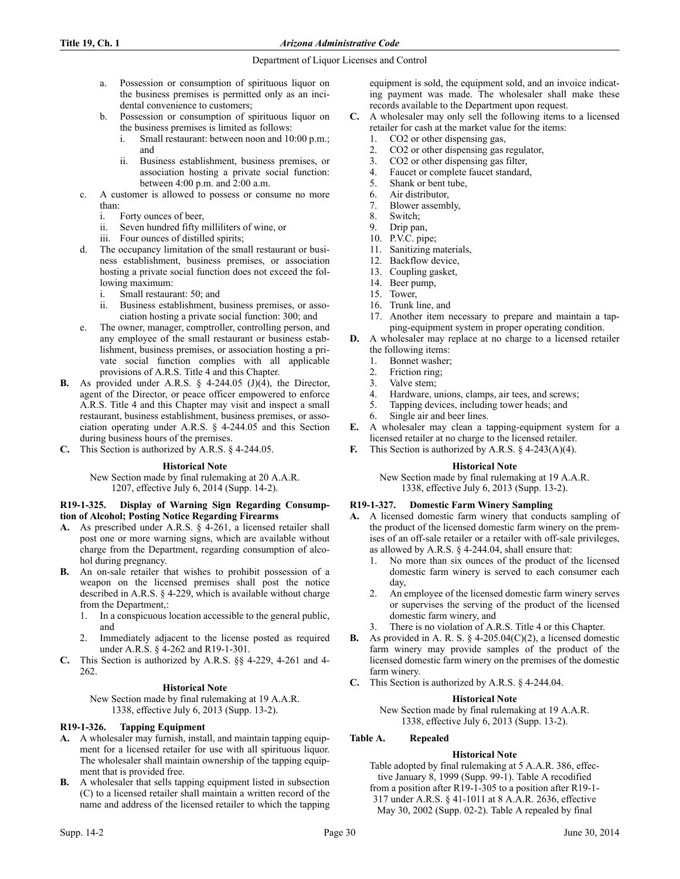a. Possession or consumption of spirituous liquor on the business premises is permitted only as an incidental convenience to customers;
b. Possession or consumption of spirituous liquor on the business premises is limited as follows:
   i. Small restaurant: between noon and 10:00 p.m.; and
   ii. Business establishment, business premises, or association hosting a private social function: between 4:00 p.m. and 2:00 a.m.
c. A customer is allowed to possess or consume no more than:
   i. Forty ounces of beer,
   ii. Seven hundred fifty milliliters of wine, or
   iii. Four ounces of distilled spirits;
d. The occupancy limitation of the small restaurant or business establishment, business premises, or association hosting a private social function does not exceed the following maximum:
   i. Small restaurant: 50; and
   ii. Business establishment, business premises, or association hosting a private social function: 300; and
e. The owner, manager, comptroller, controlling person, and any employee of the small restaurant or business establishment, business premises, or association hosting a private social function complies with all applicable provisions of A.R.S. Title 4 and this Chapter.

**B.** As provided under A.R.S. § 4-244.05 (J)(4), the Director, agent of the Director, or peace officer empowered to enforce A.R.S. Title 4 and this Chapter may visit and inspect a small restaurant, business establishment, business premises, or association operating under A.R.S. § 4-244.05 and this Section during business hours of the premises.

**C.** This Section is authorized by A.R.S. § 4-244.05.

**Historical Note**

New Section made by final rulemaking at 20 A.A.R. 1207, effective July 6, 2014 (Supp. 14-2).

**R19-1-325. Display of Warning Sign Regarding Consumption of Alcohol; Posting Notice Regarding Firearms**

**A.** As prescribed under A.R.S. § 4-261, a licensed retailer shall post one or more warning signs, which are available without charge from the Department, regarding consumption of alcohol during pregnancy.

**B.** An on-sale retailer that wishes to prohibit possession of a weapon on the licensed premises shall post the notice described in A.R.S. § 4-229, which is available without charge from the Department,:
1. In a conspicuous location accessible to the general public, and
2. Immediately adjacent to the license posted as required under A.R.S. § 4-262 and R19-1-301.

**C.** This Section is authorized by A.R.S. §§ 4-229, 4-261 and 4-262.

**Historical Note**

New Section made by final rulemaking at 19 A.A.R. 1338, effective July 6, 2013 (Supp. 13-2).

**R19-1-326. Tapping Equipment**

**A.** A wholesaler may furnish, install, and maintain tapping equipment for a licensed retailer for use with all spirituous liquor. The wholesaler shall maintain ownership of the tapping equipment that is provided free.

**B.** A wholesaler that sells tapping equipment listed in subsection (C) to a licensed retailer shall maintain a written record of the name and address of the licensed retailer to which the tapping equipment is sold, the equipment sold, and an invoice indicating payment was made. The wholesaler shall make these records available to the Department upon request.

**C.** A wholesaler may only sell the following items to a licensed retailer for cash at the market value for the items:
1. CO2 or other dispensing gas,
2. CO2 or other dispensing gas regulator,
3. CO2 or other dispensing gas filter,
4. Faucet or complete faucet standard,
5. Shank or bent tube,
6. Air distributor,
7. Blower assembly,
8. Switch;
9. Drip pan,
10. P.V.C. pipe;
11. Sanitizing materials,
12. Backflow device,
13. Coupling gasket,
14. Beer pump,
15. Tower,
16. Trunk line, and
17. Another item necessary to prepare and maintain a tapping-equipment system in proper operating condition.

**D.** A wholesaler may replace at no charge to a licensed retailer the following items:
1. Bonnet washer;
2. Friction ring;
3. Valve stem;
4. Hardware, unions, clamps, air tees, and screws;
5. Tapping devices, including tower heads; and
6. Single air and beer lines.

**E.** A wholesaler may clean a tapping-equipment system for a licensed retailer at no charge to the licensed retailer.

**F.** This Section is authorized by A.R.S. § 4-243(A)(4).

**Historical Note**

New Section made by final rulemaking at 19 A.A.R. 1338, effective July 6, 2013 (Supp. 13-2).

**R19-1-327. Domestic Farm Winery Sampling**

**A.** A licensed domestic farm winery that conducts sampling of the product of the licensed domestic farm winery on the premises of an off-sale retailer or a retailer with off-sale privileges, as allowed by A.R.S. § 4-244.04, shall ensure that:
1. No more than six ounces of the product of the licensed domestic farm winery is served to each consumer each day,
2. An employee of the licensed domestic farm winery serves or supervises the serving of the product of the licensed domestic farm winery, and
3. There is no violation of A.R.S. Title 4 or this Chapter.

**B.** As provided in A. R. S. § 4-205.04(C)(2), a licensed domestic farm winery may provide samples of the product of the licensed domestic farm winery on the premises of the domestic farm winery.

**C.** This Section is authorized by A.R.S. § 4-244.04.

**Historical Note**

New Section made by final rulemaking at 19 A.A.R. 1338, effective July 6, 2013 (Supp. 13-2).

**Table A. Repealed**

**Historical Note**

Table adopted by final rulemaking at 5 A.A.R. 386, effective January 8, 1999 (Supp. 99-1). Table A recodified from a position after R19-1-305 to a position after R19-1-317 under A.R.S. § 41-1011 at 8 A.A.R. 2636, effective May 30, 2002 (Supp. 02-2). Table A repealed by final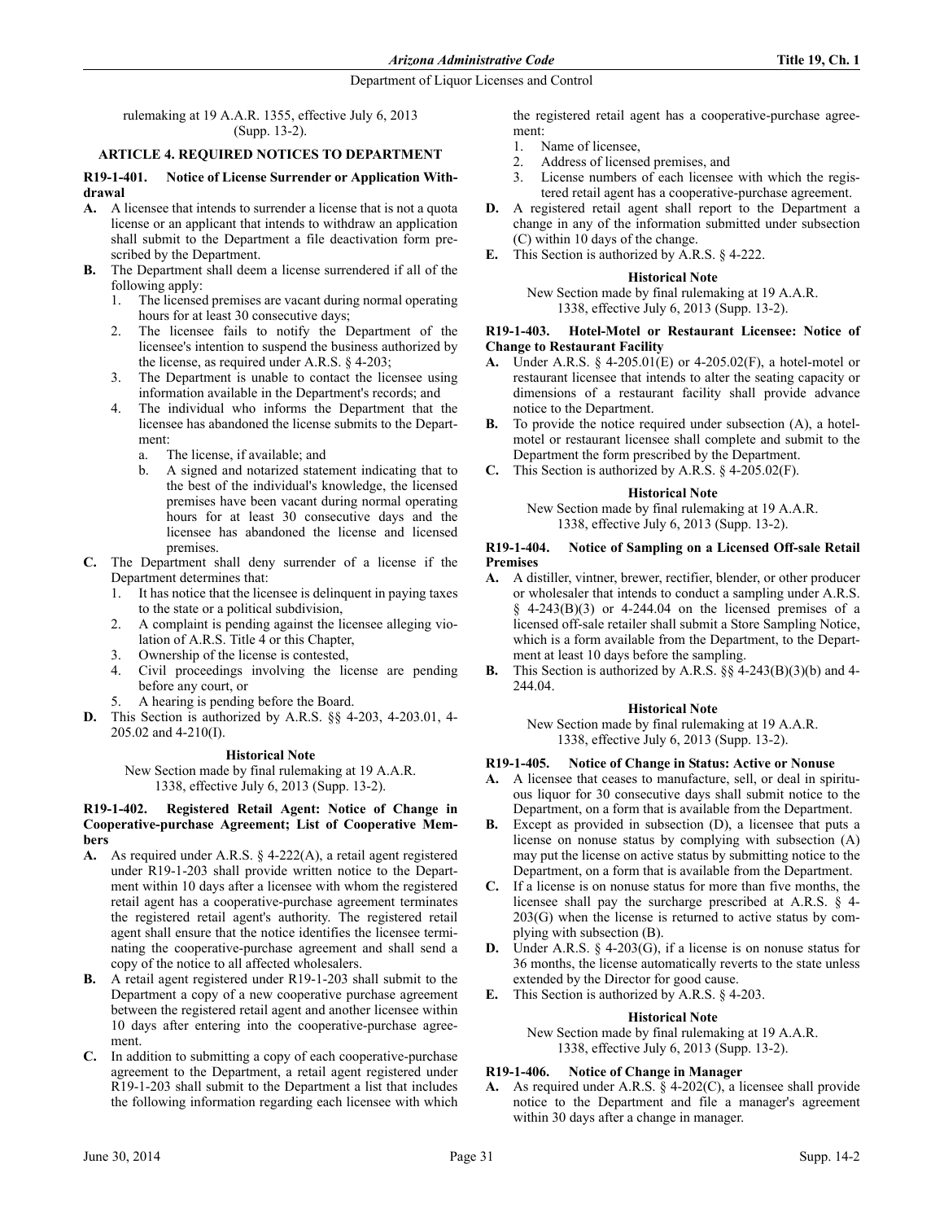rulemaking at 19 A.A.R. 1355, effective July 6, 2013 (Supp. 13-2).

## ARTICLE 4. REQUIRED NOTICES TO DEPARTMENT

### R19-1-401. Notice of License Surrender or Application Withdrawal

**A.** A licensee that intends to surrender a license that is not a quota license or an applicant that intends to withdraw an application shall submit to the Department a file deactivation form prescribed by the Department.

**B.** The Department shall deem a license surrendered if all of the following apply:

1. The licensed premises are vacant during normal operating hours for at least 30 consecutive days;
2. The licensee fails to notify the Department of the licensee's intention to suspend the business authorized by the license, as required under A.R.S. § 4-203;
3. The Department is unable to contact the licensee using information available in the Department's records; and
4. The individual who informs the Department that the licensee has abandoned the license submits to the Department:
   a. The license, if available; and
   b. A signed and notarized statement indicating that to the best of the individual's knowledge, the licensed premises have been vacant during normal operating hours for at least 30 consecutive days and the licensee has abandoned the license and licensed premises.

**C.** The Department shall deny surrender of a license if the Department determines that:

1. It has notice that the licensee is delinquent in paying taxes to the state or a political subdivision,
2. A complaint is pending against the licensee alleging violation of A.R.S. Title 4 or this Chapter,
3. Ownership of the license is contested,
4. Civil proceedings involving the license are pending before any court, or
5. A hearing is pending before the Board.

**D.** This Section is authorized by A.R.S. §§ 4-203, 4-203.01, 4-205.02 and 4-210(I).

**Historical Note**

New Section made by final rulemaking at 19 A.A.R. 1338, effective July 6, 2013 (Supp. 13-2).

### R19-1-402. Registered Retail Agent: Notice of Change in Cooperative-purchase Agreement; List of Cooperative Members

**A.** As required under A.R.S. § 4-222(A), a retail agent registered under R19-1-203 shall provide written notice to the Department within 10 days after a licensee with whom the registered retail agent has a cooperative-purchase agreement terminates the registered retail agent's authority. The registered retail agent shall ensure that the notice identifies the licensee terminating the cooperative-purchase agreement and shall send a copy of the notice to all affected wholesalers.

**B.** A retail agent registered under R19-1-203 shall submit to the Department a copy of a new cooperative purchase agreement between the registered retail agent and another licensee within 10 days after entering into the cooperative-purchase agreement.

**C.** In addition to submitting a copy of each cooperative-purchase agreement to the Department, a retail agent registered under R19-1-203 shall submit to the Department a list that includes the following information regarding each licensee with which the registered retail agent has a cooperative-purchase agreement:

1. Name of licensee,
2. Address of licensed premises, and
3. License numbers of each licensee with which the registered retail agent has a cooperative-purchase agreement.

**D.** A registered retail agent shall report to the Department a change in any of the information submitted under subsection (C) within 10 days of the change.

**E.** This Section is authorized by A.R.S. § 4-222.

**Historical Note**

New Section made by final rulemaking at 19 A.A.R. 1338, effective July 6, 2013 (Supp. 13-2).

### R19-1-403. Hotel-Motel or Restaurant Licensee: Notice of Change to Restaurant Facility

**A.** Under A.R.S. § 4-205.01(E) or 4-205.02(F), a hotel-motel or restaurant licensee that intends to alter the seating capacity or dimensions of a restaurant facility shall provide advance notice to the Department.

**B.** To provide the notice required under subsection (A), a hotel-motel or restaurant licensee shall complete and submit to the Department the form prescribed by the Department.

**C.** This Section is authorized by A.R.S. § 4-205.02(F).

**Historical Note**

New Section made by final rulemaking at 19 A.A.R. 1338, effective July 6, 2013 (Supp. 13-2).

### R19-1-404. Notice of Sampling on a Licensed Off-sale Retail Premises

**A.** A distiller, vintner, brewer, rectifier, blender, or other producer or wholesaler that intends to conduct a sampling under A.R.S. § 4-243(B)(3) or 4-244.04 on the licensed premises of a licensed off-sale retailer shall submit a Store Sampling Notice, which is a form available from the Department, to the Department at least 10 days before the sampling.

**B.** This Section is authorized by A.R.S. §§ 4-243(B)(3)(b) and 4-244.04.

**Historical Note**

New Section made by final rulemaking at 19 A.A.R. 1338, effective July 6, 2013 (Supp. 13-2).

### R19-1-405. Notice of Change in Status: Active or Nonuse

**A.** A licensee that ceases to manufacture, sell, or deal in spirituous liquor for 30 consecutive days shall submit notice to the Department, on a form that is available from the Department.

**B.** Except as provided in subsection (D), a licensee that puts a license on nonuse status by complying with subsection (A) may put the license on active status by submitting notice to the Department, on a form that is available from the Department.

**C.** If a license is on nonuse status for more than five months, the licensee shall pay the surcharge prescribed at A.R.S. § 4-203(G) when the license is returned to active status by complying with subsection (B).

**D.** Under A.R.S. § 4-203(G), if a license is on nonuse status for 36 months, the license automatically reverts to the state unless extended by the Director for good cause.

**E.** This Section is authorized by A.R.S. § 4-203.

**Historical Note**

New Section made by final rulemaking at 19 A.A.R. 1338, effective July 6, 2013 (Supp. 13-2).

### R19-1-406. Notice of Change in Manager

**A.** As required under A.R.S. § 4-202(C), a licensee shall provide notice to the Department and file a manager's agreement within 30 days after a change in manager.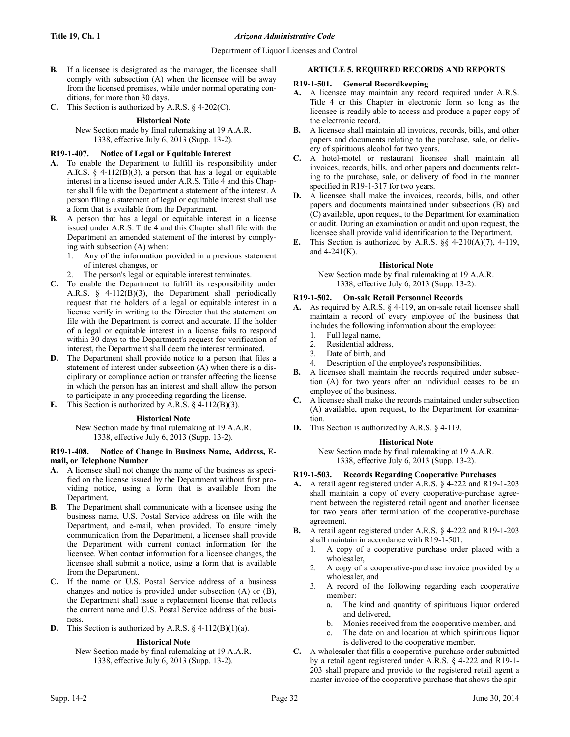**B.** If a licensee is designated as the manager, the licensee shall comply with subsection (A) when the licensee will be away from the licensed premises, while under normal operating conditions, for more than 30 days.

**C.** This Section is authorized by A.R.S. § 4-202(C).

**Historical Note**

New Section made by final rulemaking at 19 A.A.R. 1338, effective July 6, 2013 (Supp. 13-2).

**R19-1-407. Notice of Legal or Equitable Interest**

**A.** To enable the Department to fulfill its responsibility under A.R.S. § 4-112(B)(3), a person that has a legal or equitable interest in a license issued under A.R.S. Title 4 and this Chapter shall file with the Department a statement of the interest. A person filing a statement of legal or equitable interest shall use a form that is available from the Department.

**B.** A person that has a legal or equitable interest in a license issued under A.R.S. Title 4 and this Chapter shall file with the Department an amended statement of the interest by complying with subsection (A) when:

1. Any of the information provided in a previous statement of interest changes, or
2. The person's legal or equitable interest terminates.

**C.** To enable the Department to fulfill its responsibility under A.R.S. § 4-112(B)(3), the Department shall periodically request that the holders of a legal or equitable interest in a license verify in writing to the Director that the statement on file with the Department is correct and accurate. If the holder of a legal or equitable interest in a license fails to respond within 30 days to the Department's request for verification of interest, the Department shall deem the interest terminated.

**D.** The Department shall provide notice to a person that files a statement of interest under subsection (A) when there is a disciplinary or compliance action or transfer affecting the license in which the person has an interest and shall allow the person to participate in any proceeding regarding the license.

**E.** This Section is authorized by A.R.S. § 4-112(B)(3).

**Historical Note**

New Section made by final rulemaking at 19 A.A.R. 1338, effective July 6, 2013 (Supp. 13-2).

**R19-1-408. Notice of Change in Business Name, Address, E-mail, or Telephone Number**

**A.** A licensee shall not change the name of the business as specified on the license issued by the Department without first providing notice, using a form that is available from the Department.

**B.** The Department shall communicate with a licensee using the business name, U.S. Postal Service address on file with the Department, and e-mail, when provided. To ensure timely communication from the Department, a licensee shall provide the Department with current contact information for the licensee. When contact information for a licensee changes, the licensee shall submit a notice, using a form that is available from the Department.

**C.** If the name or U.S. Postal Service address of a business changes and notice is provided under subsection (A) or (B), the Department shall issue a replacement license that reflects the current name and U.S. Postal Service address of the business.

**D.** This Section is authorized by A.R.S. § 4-112(B)(1)(a).

**Historical Note**

New Section made by final rulemaking at 19 A.A.R. 1338, effective July 6, 2013 (Supp. 13-2).

## ARTICLE 5. REQUIRED RECORDS AND REPORTS

**R19-1-501. General Recordkeeping**

**A.** A licensee may maintain any record required under A.R.S. Title 4 or this Chapter in electronic form so long as the licensee is readily able to access and produce a paper copy of the electronic record.

**B.** A licensee shall maintain all invoices, records, bills, and other papers and documents relating to the purchase, sale, or delivery of spirituous alcohol for two years.

**C.** A hotel-motel or restaurant licensee shall maintain all invoices, records, bills, and other papers and documents relating to the purchase, sale, or delivery of food in the manner specified in R19-1-317 for two years.

**D.** A licensee shall make the invoices, records, bills, and other papers and documents maintained under subsections (B) and (C) available, upon request, to the Department for examination or audit. During an examination or audit and upon request, the licensee shall provide valid identification to the Department.

**E.** This Section is authorized by A.R.S. §§ 4-210(A)(7), 4-119, and 4-241(K).

**Historical Note**

New Section made by final rulemaking at 19 A.A.R. 1338, effective July 6, 2013 (Supp. 13-2).

**R19-1-502. On-sale Retail Personnel Records**

**A.** As required by A.R.S. § 4-119, an on-sale retail licensee shall maintain a record of every employee of the business that includes the following information about the employee:

1. Full legal name,
2. Residential address,
3. Date of birth, and
4. Description of the employee's responsibilities.

**B.** A licensee shall maintain the records required under subsection (A) for two years after an individual ceases to be an employee of the business.

**C.** A licensee shall make the records maintained under subsection (A) available, upon request, to the Department for examination.

**D.** This Section is authorized by A.R.S. § 4-119.

**Historical Note**

New Section made by final rulemaking at 19 A.A.R. 1338, effective July 6, 2013 (Supp. 13-2).

**R19-1-503. Records Regarding Cooperative Purchases**

**A.** A retail agent registered under A.R.S. § 4-222 and R19-1-203 shall maintain a copy of every cooperative-purchase agreement between the registered retail agent and another licensee for two years after termination of the cooperative-purchase agreement.

**B.** A retail agent registered under A.R.S. § 4-222 and R19-1-203 shall maintain in accordance with R19-1-501:

1. A copy of a cooperative purchase order placed with a wholesaler,
2. A copy of a cooperative-purchase invoice provided by a wholesaler, and
3. A record of the following regarding each cooperative member:
   a. The kind and quantity of spirituous liquor ordered and delivered,
   b. Monies received from the cooperative member, and
   c. The date on and location at which spirituous liquor is delivered to the cooperative member.

**C.** A wholesaler that fills a cooperative-purchase order submitted by a retail agent registered under A.R.S. § 4-222 and R19-1-203 shall prepare and provide to the registered retail agent a master invoice of the cooperative purchase that shows the spir-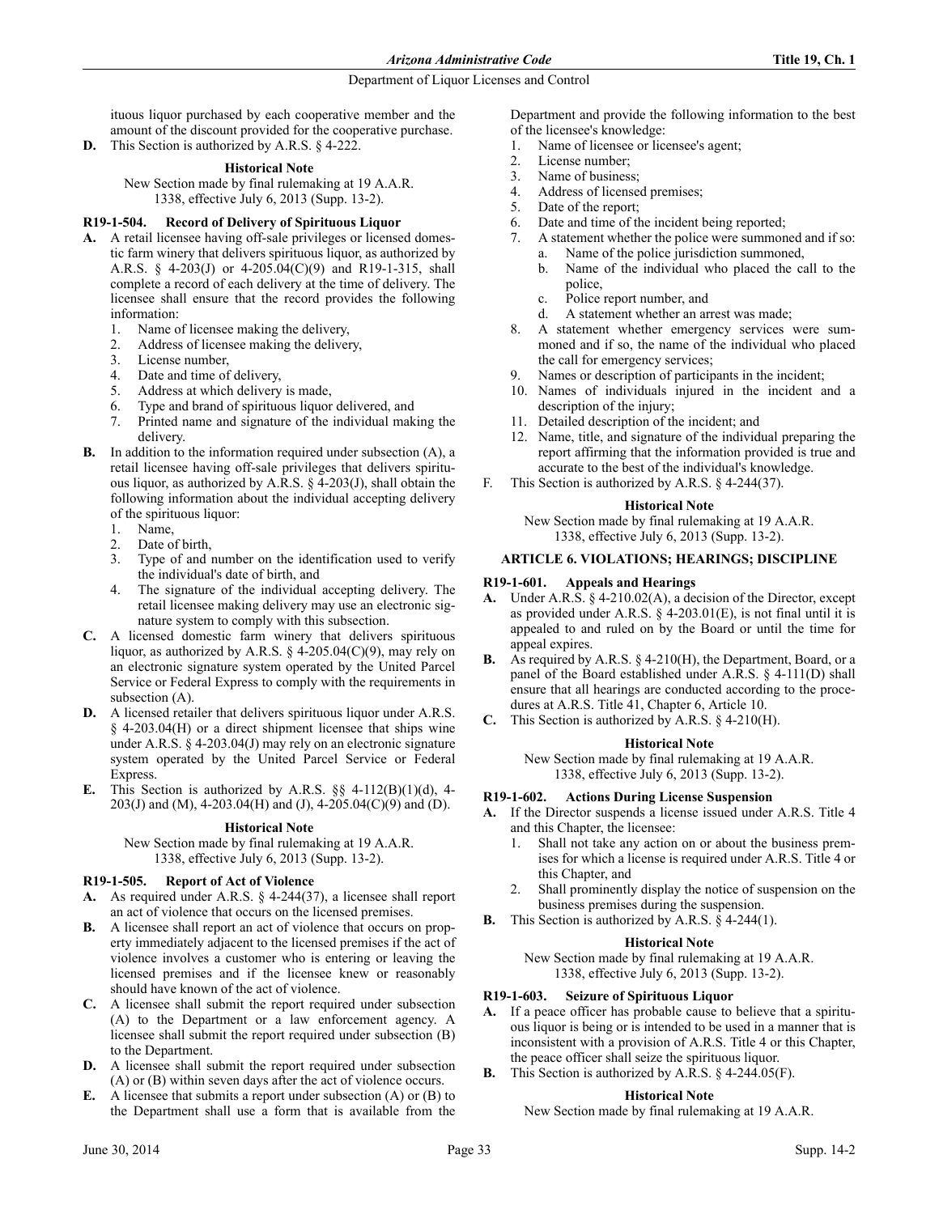ituous liquor purchased by each cooperative member and the amount of the discount provided for the cooperative purchase.

**D.** This Section is authorized by A.R.S. § 4-222.

**Historical Note**

New Section made by final rulemaking at 19 A.A.R. 1338, effective July 6, 2013 (Supp. 13-2).

### R19-1-504. Record of Delivery of Spirituous Liquor

**A.** A retail licensee having off-sale privileges or licensed domestic farm winery that delivers spirituous liquor, as authorized by A.R.S. § 4-203(J) or 4-205.04(C)(9) and R19-1-315, shall complete a record of each delivery at the time of delivery. The licensee shall ensure that the record provides the following information:

1. Name of licensee making the delivery,
2. Address of licensee making the delivery,
3. License number,
4. Date and time of delivery,
5. Address at which delivery is made,
6. Type and brand of spirituous liquor delivered, and
7. Printed name and signature of the individual making the delivery.

**B.** In addition to the information required under subsection (A), a retail licensee having off-sale privileges that delivers spirituous liquor, as authorized by A.R.S. § 4-203(J), shall obtain the following information about the individual accepting delivery of the spirituous liquor:

1. Name,
2. Date of birth,
3. Type of and number on the identification used to verify the individual's date of birth, and
4. The signature of the individual accepting delivery. The retail licensee making delivery may use an electronic signature system to comply with this subsection.

**C.** A licensed domestic farm winery that delivers spirituous liquor, as authorized by A.R.S. § 4-205.04(C)(9), may rely on an electronic signature system operated by the United Parcel Service or Federal Express to comply with the requirements in subsection (A).

**D.** A licensed retailer that delivers spirituous liquor under A.R.S. § 4-203.04(H) or a direct shipment licensee that ships wine under A.R.S. § 4-203.04(J) may rely on an electronic signature system operated by the United Parcel Service or Federal Express.

**E.** This Section is authorized by A.R.S. §§ 4-112(B)(1)(d), 4-203(J) and (M), 4-203.04(H) and (J), 4-205.04(C)(9) and (D).

**Historical Note**

New Section made by final rulemaking at 19 A.A.R. 1338, effective July 6, 2013 (Supp. 13-2).

### R19-1-505. Report of Act of Violence

**A.** As required under A.R.S. § 4-244(37), a licensee shall report an act of violence that occurs on the licensed premises.

**B.** A licensee shall report an act of violence that occurs on property immediately adjacent to the licensed premises if the act of violence involves a customer who is entering or leaving the licensed premises and if the licensee knew or reasonably should have known of the act of violence.

**C.** A licensee shall submit the report required under subsection (A) to the Department or a law enforcement agency. A licensee shall submit the report required under subsection (B) to the Department.

**D.** A licensee shall submit the report required under subsection (A) or (B) within seven days after the act of violence occurs.

**E.** A licensee that submits a report under subsection (A) or (B) to the Department shall use a form that is available from the Department and provide the following information to the best of the licensee's knowledge:

1. Name of licensee or licensee's agent;
2. License number;
3. Name of business;
4. Address of licensed premises;
5. Date of the report;
6. Date and time of the incident being reported;
7. A statement whether the police were summoned and if so:
   a. Name of the police jurisdiction summoned,
   b. Name of the individual who placed the call to the police,
   c. Police report number, and
   d. A statement whether an arrest was made;
8. A statement whether emergency services were summoned and if so, the name of the individual who placed the call for emergency services;
9. Names or description of participants in the incident;
10. Names of individuals injured in the incident and a description of the injury;
11. Detailed description of the incident; and
12. Name, title, and signature of the individual preparing the report affirming that the information provided is true and accurate to the best of the individual's knowledge.

F. This Section is authorized by A.R.S. § 4-244(37).

**Historical Note**

New Section made by final rulemaking at 19 A.A.R. 1338, effective July 6, 2013 (Supp. 13-2).

## ARTICLE 6. VIOLATIONS; HEARINGS; DISCIPLINE

### R19-1-601. Appeals and Hearings

**A.** Under A.R.S. § 4-210.02(A), a decision of the Director, except as provided under A.R.S. § 4-203.01(E), is not final until it is appealed to and ruled on by the Board or until the time for appeal expires.

**B.** As required by A.R.S. § 4-210(H), the Department, Board, or a panel of the Board established under A.R.S. § 4-111(D) shall ensure that all hearings are conducted according to the procedures at A.R.S. Title 41, Chapter 6, Article 10.

**C.** This Section is authorized by A.R.S. § 4-210(H).

**Historical Note**

New Section made by final rulemaking at 19 A.A.R. 1338, effective July 6, 2013 (Supp. 13-2).

### R19-1-602. Actions During License Suspension

**A.** If the Director suspends a license issued under A.R.S. Title 4 and this Chapter, the licensee:

1. Shall not take any action on or about the business premises for which a license is required under A.R.S. Title 4 or this Chapter, and
2. Shall prominently display the notice of suspension on the business premises during the suspension.

**B.** This Section is authorized by A.R.S. § 4-244(1).

**Historical Note**

New Section made by final rulemaking at 19 A.A.R. 1338, effective July 6, 2013 (Supp. 13-2).

### R19-1-603. Seizure of Spirituous Liquor

**A.** If a peace officer has probable cause to believe that a spirituous liquor is being or is intended to be used in a manner that is inconsistent with a provision of A.R.S. Title 4 or this Chapter, the peace officer shall seize the spirituous liquor.

**B.** This Section is authorized by A.R.S. § 4-244.05(F).

**Historical Note**

New Section made by final rulemaking at 19 A.A.R.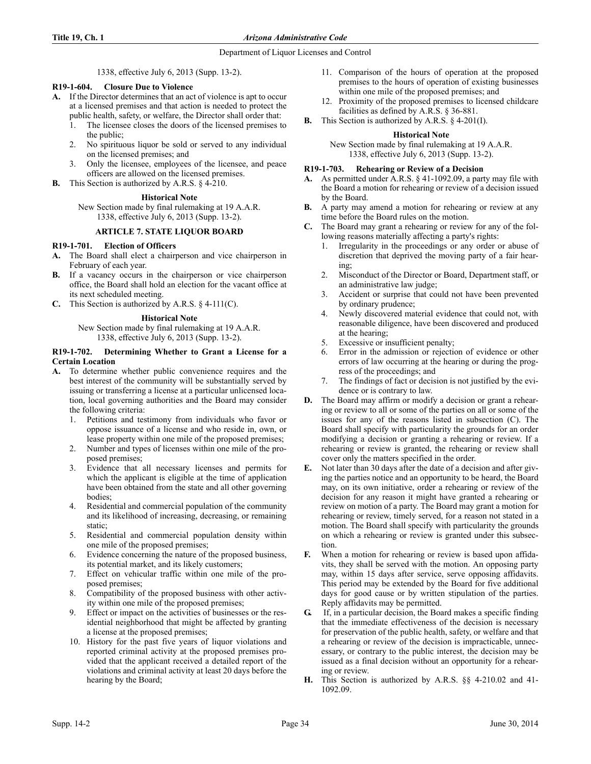1338, effective July 6, 2013 (Supp. 13-2).

### R19-1-604. Closure Due to Violence

**A.** If the Director determines that an act of violence is apt to occur at a licensed premises and that action is needed to protect the public health, safety, or welfare, the Director shall order that:

1. The licensee closes the doors of the licensed premises to the public;
2. No spirituous liquor be sold or served to any individual on the licensed premises; and
3. Only the licensee, employees of the licensee, and peace officers are allowed on the licensed premises.

**B.** This Section is authorized by A.R.S. § 4-210.

**Historical Note**

New Section made by final rulemaking at 19 A.A.R. 1338, effective July 6, 2013 (Supp. 13-2).

## ARTICLE 7. STATE LIQUOR BOARD

### R19-1-701. Election of Officers

**A.** The Board shall elect a chairperson and vice chairperson in February of each year.

**B.** If a vacancy occurs in the chairperson or vice chairperson office, the Board shall hold an election for the vacant office at its next scheduled meeting.

**C.** This Section is authorized by A.R.S. § 4-111(C).

**Historical Note**

New Section made by final rulemaking at 19 A.A.R. 1338, effective July 6, 2013 (Supp. 13-2).

### R19-1-702. Determining Whether to Grant a License for a Certain Location

**A.** To determine whether public convenience requires and the best interest of the community will be substantially served by issuing or transferring a license at a particular unlicensed location, local governing authorities and the Board may consider the following criteria:

1. Petitions and testimony from individuals who favor or oppose issuance of a license and who reside in, own, or lease property within one mile of the proposed premises;
2. Number and types of licenses within one mile of the proposed premises;
3. Evidence that all necessary licenses and permits for which the applicant is eligible at the time of application have been obtained from the state and all other governing bodies;
4. Residential and commercial population of the community and its likelihood of increasing, decreasing, or remaining static;
5. Residential and commercial population density within one mile of the proposed premises;
6. Evidence concerning the nature of the proposed business, its potential market, and its likely customers;
7. Effect on vehicular traffic within one mile of the proposed premises;
8. Compatibility of the proposed business with other activity within one mile of the proposed premises;
9. Effect or impact on the activities of businesses or the residential neighborhood that might be affected by granting a license at the proposed premises;
10. History for the past five years of liquor violations and reported criminal activity at the proposed premises provided that the applicant received a detailed report of the violations and criminal activity at least 20 days before the hearing by the Board;
11. Comparison of the hours of operation at the proposed premises to the hours of operation of existing businesses within one mile of the proposed premises; and
12. Proximity of the proposed premises to licensed childcare facilities as defined by A.R.S. § 36-881.

**B.** This Section is authorized by A.R.S. § 4-201(I).

**Historical Note**

New Section made by final rulemaking at 19 A.A.R. 1338, effective July 6, 2013 (Supp. 13-2).

### R19-1-703. Rehearing or Review of a Decision

**A.** As permitted under A.R.S. § 41-1092.09, a party may file with the Board a motion for rehearing or review of a decision issued by the Board.

**B.** A party may amend a motion for rehearing or review at any time before the Board rules on the motion.

**C.** The Board may grant a rehearing or review for any of the following reasons materially affecting a party's rights:

1. Irregularity in the proceedings or any order or abuse of discretion that deprived the moving party of a fair hearing;
2. Misconduct of the Director or Board, Department staff, or an administrative law judge;
3. Accident or surprise that could not have been prevented by ordinary prudence;
4. Newly discovered material evidence that could not, with reasonable diligence, have been discovered and produced at the hearing;
5. Excessive or insufficient penalty;
6. Error in the admission or rejection of evidence or other errors of law occurring at the hearing or during the progress of the proceedings; and
7. The findings of fact or decision is not justified by the evidence or is contrary to law.

**D.** The Board may affirm or modify a decision or grant a rehearing or review to all or some of the parties on all or some of the issues for any of the reasons listed in subsection (C). The Board shall specify with particularity the grounds for an order modifying a decision or granting a rehearing or review. If a rehearing or review is granted, the rehearing or review shall cover only the matters specified in the order.

**E.** Not later than 30 days after the date of a decision and after giving the parties notice and an opportunity to be heard, the Board may, on its own initiative, order a rehearing or review of the decision for any reason it might have granted a rehearing or review on motion of a party. The Board may grant a motion for rehearing or review, timely served, for a reason not stated in a motion. The Board shall specify with particularity the grounds on which a rehearing or review is granted under this subsection.

**F.** When a motion for rehearing or review is based upon affidavits, they shall be served with the motion. An opposing party may, within 15 days after service, serve opposing affidavits. This period may be extended by the Board for five additional days for good cause or by written stipulation of the parties. Reply affidavits may be permitted.

**G.** If, in a particular decision, the Board makes a specific finding that the immediate effectiveness of the decision is necessary for preservation of the public health, safety, or welfare and that a rehearing or review of the decision is impracticable, unnecessary, or contrary to the public interest, the decision may be issued as a final decision without an opportunity for a rehearing or review.

**H.** This Section is authorized by A.R.S. §§ 4-210.02 and 41-1092.09.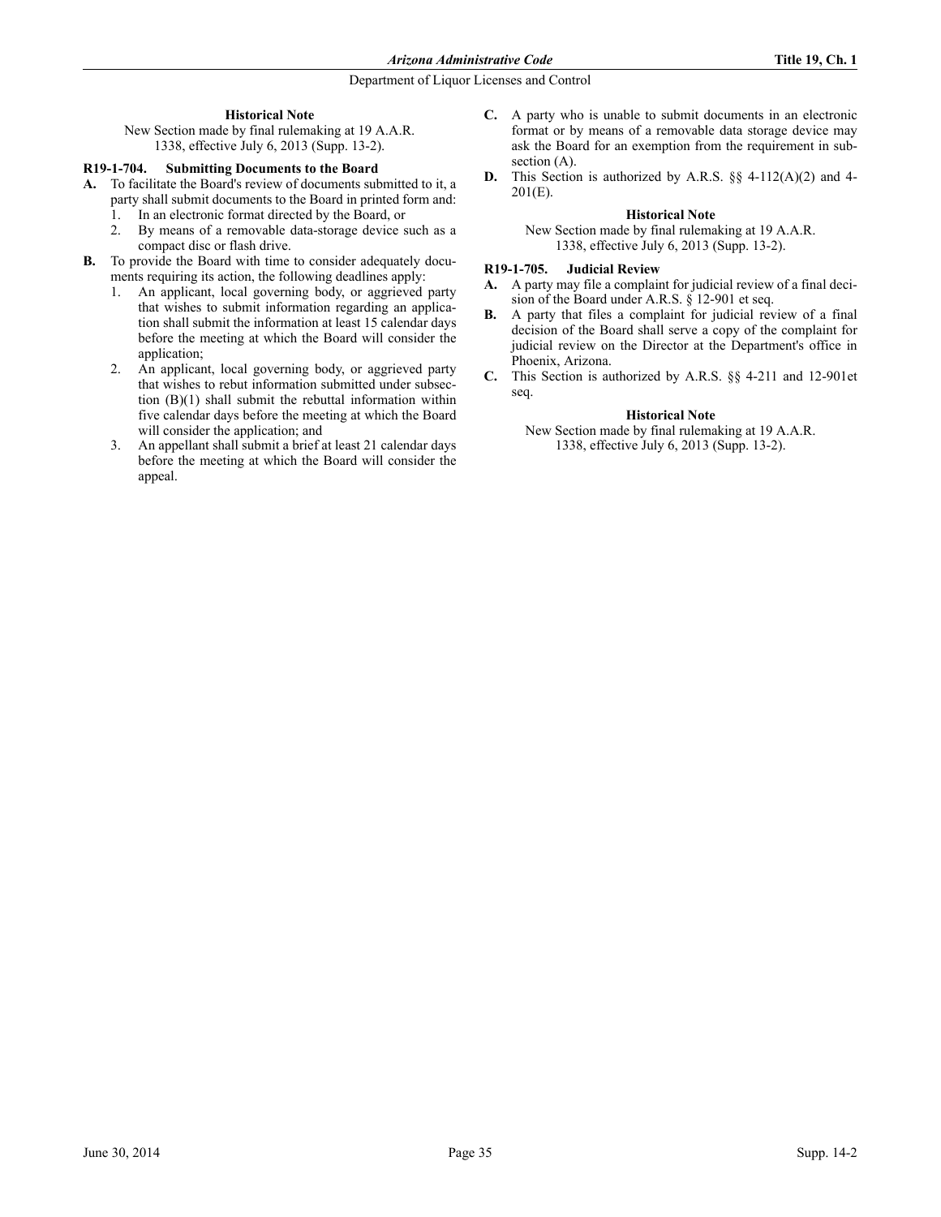#### Historical Note

New Section made by final rulemaking at 19 A.A.R. 1338, effective July 6, 2013 (Supp. 13-2).

### R19-1-704. Submitting Documents to the Board

**A.** To facilitate the Board's review of documents submitted to it, a party shall submit documents to the Board in printed form and:

1. In an electronic format directed by the Board, or
2. By means of a removable data-storage device such as a compact disc or flash drive.

**B.** To provide the Board with time to consider adequately documents requiring its action, the following deadlines apply:

1. An applicant, local governing body, or aggrieved party that wishes to submit information regarding an application shall submit the information at least 15 calendar days before the meeting at which the Board will consider the application;
2. An applicant, local governing body, or aggrieved party that wishes to rebut information submitted under subsection (B)(1) shall submit the rebuttal information within five calendar days before the meeting at which the Board will consider the application; and
3. An appellant shall submit a brief at least 21 calendar days before the meeting at which the Board will consider the appeal.

**C.** A party who is unable to submit documents in an electronic format or by means of a removable data storage device may ask the Board for an exemption from the requirement in subsection (A).

**D.** This Section is authorized by A.R.S. §§ 4-112(A)(2) and 4-201(E).

#### Historical Note

New Section made by final rulemaking at 19 A.A.R. 1338, effective July 6, 2013 (Supp. 13-2).

### R19-1-705. Judicial Review

**A.** A party may file a complaint for judicial review of a final decision of the Board under A.R.S. § 12-901 et seq.

**B.** A party that files a complaint for judicial review of a final decision of the Board shall serve a copy of the complaint for judicial review on the Director at the Department's office in Phoenix, Arizona.

**C.** This Section is authorized by A.R.S. §§ 4-211 and 12-901et seq.

#### Historical Note

New Section made by final rulemaking at 19 A.A.R. 1338, effective July 6, 2013 (Supp. 13-2).